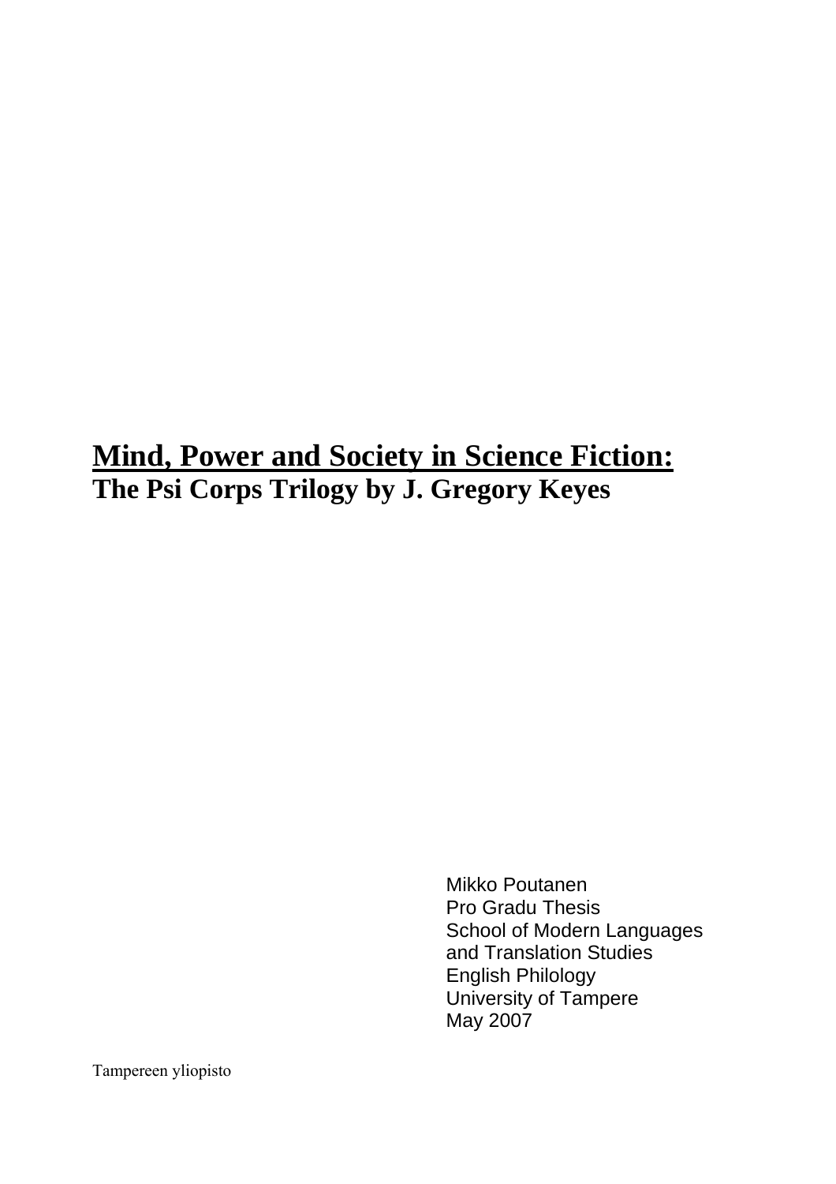# <u>Mind, Power and Society in Science Fiction:</u>

## The Psi Corps Trilogy by J. Gregory Keyes

Mikko Poutanen
Pro Gradu Thesis
School of Modern Languages
and Translation Studies
English Philology
University of Tampere
May 2007

Tampereen yliopisto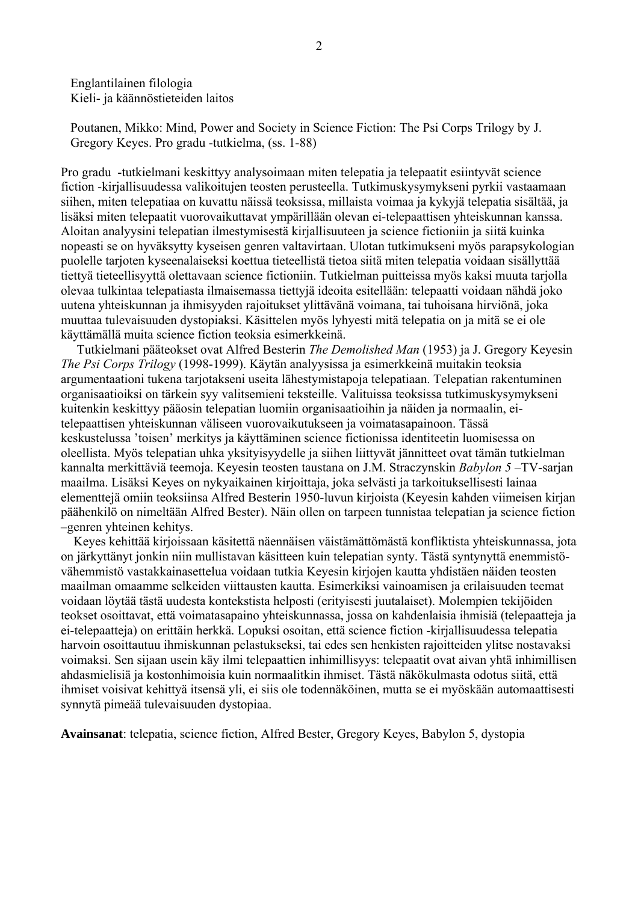Englantilainen filologia
Kieli- ja käännöstieteiden laitos

Poutanen, Mikko: Mind, Power and Society in Science Fiction: The Psi Corps Trilogy by J. Gregory Keyes. Pro gradu -tutkielma, (ss. 1-88)

Pro gradu -tutkielmani keskittyy analysoimaan miten telepatia ja telepaatit esiintyvät science fiction -kirjallisuudessa valikoitujen teosten perusteella. Tutkimuskysymykseni pyrkii vastaamaan siihen, miten telepatiaa on kuvattu näissä teoksissa, millaista voimaa ja kykyjä telepatia sisältää, ja lisäksi miten telepaatit vuorovaikuttavat ympärillään olevan ei-telepaattisen yhteiskunnan kanssa. Aloitan analyysini telepatian ilmestymisestä kirjallisuuteen ja science fictioniin ja siitä kuinka nopeasti se on hyväksytty kyseisen genren valtavirtaan. Ulotan tutkimukseni myös parapsykologian puolelle tarjoten kyseenalaiseksi koettua tieteellistä tietoa siitä miten telepatia voidaan sisällyttää tiettyä tieteellisyyttä olettavaan science fictioniin. Tutkielman puitteissa myös kaksi muuta tarjolla olevaa tulkintaa telepatiasta ilmaisemassa tiettyjä ideoita esitellään: telepaatti voidaan nähdä joko uutena yhteiskunnan ja ihmisyyden rajoitukset ylittävänä voimana, tai tuhoisana hirviönä, joka muuttaa tulevaisuuden dystopiaksi. Käsittelen myös lyhyesti mitä telepatia on ja mitä se ei ole käyttämällä muita science fiction teoksia esimerkkeinä.

Tutkielmani pääteokset ovat Alfred Besterin *The Demolished Man* (1953) ja J. Gregory Keyesin *The Psi Corps Trilogy* (1998-1999). Käytän analyysissa ja esimerkkeinä muitakin teoksia argumentaationi tukena tarjotakseni useita lähestymistapoja telepatiaan. Telepatian rakentuminen organisaatioiksi on tärkein syy valitsemieni teksteille. Valituissa teoksissa tutkimuskysymykseni kuitenkin keskittyy pääosin telepatian luomiin organisaatioihin ja näiden ja normaalin, ei-telepaattisen yhteiskunnan väliseen vuorovaikutukseen ja voimatasapainoon. Tässä keskustelussa 'toisen' merkitys ja käyttäminen science fictionissa identiteetin luomisessa on oleellista. Myös telepatian uhka yksityisyydelle ja siihen liittyvät jännitteet ovat tämän tutkielman kannalta merkittäviä teemoja. Keyesin teosten taustana on J.M. Straczynskin *Babylon 5* –TV-sarjan maailma. Lisäksi Keyes on nykyaikainen kirjoittaja, joka selvästi ja tarkoituksellisesti lainaa elementtejä omiin teoksiinsa Alfred Besterin 1950-luvun kirjoista (Keyesin kahden viimeisen kirjan päähenkilö on nimeltään Alfred Bester). Näin ollen on tarpeen tunnistaa telepatian ja science fiction –genren yhteinen kehitys.

Keyes kehittää kirjoissaan käsitettä näennäisen väistämättömästä konfliktista yhteiskunnassa, jota on järkyttänyt jonkin niin mullistavan käsitteen kuin telepatian synty. Tästä syntynyttä enemmistö-vähemmistö vastakkainasettelua voidaan tutkia Keyesin kirjojen kautta yhdistäen näiden teosten maailman omaamme selkeiden viittausten kautta. Esimerkiksi vainoamisen ja erilaisuuden teemat voidaan löytää tästä uudesta kontekstista helposti (erityisesti juutalaiset). Molempien tekijöiden teokset osoittavat, että voimatasapaino yhteiskunnassa, jossa on kahdenlaisia ihmisiä (telepaatteja ja ei-telepaatteja) on erittäin herkkä. Lopuksi osoitan, että science fiction -kirjallisuudessa telepatia harvoin osoittautuu ihmiskunnan pelastukseksi, tai edes sen henkisten rajoitteiden ylitse nostavaksi voimaksi. Sen sijaan usein käy ilmi telepaattien inhimillisyys: telepaatit ovat aivan yhtä inhimillisen ahdasmielisiä ja kostonhimoisia kuin normaalitkin ihmiset. Tästä näkökulmasta odotus siitä, että ihmiset voisivat kehittyä itsensä yli, ei siis ole todennäköinen, mutta se ei myöskään automaattisesti synnytä pimeää tulevaisuuden dystopiaa.

**Avainsanat**: telepatia, science fiction, Alfred Bester, Gregory Keyes, Babylon 5, dystopia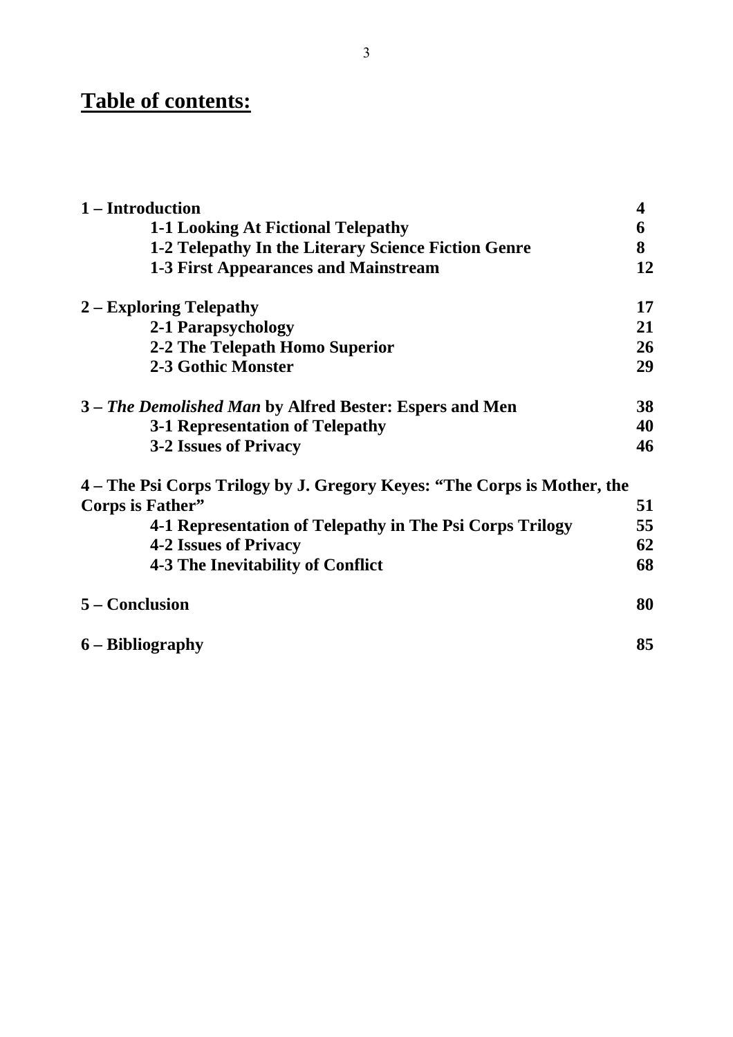# Table of contents:

| | |
|---|---|
| **1 – Introduction** | **4** |
| **1-1 Looking At Fictional Telepathy** | **6** |
| **1-2 Telepathy In the Literary Science Fiction Genre** | **8** |
| **1-3 First Appearances and Mainstream** | **12** |
| **2 – Exploring Telepathy** | **17** |
| **2-1 Parapsychology** | **21** |
| **2-2 The Telepath Homo Superior** | **26** |
| **2-3 Gothic Monster** | **29** |
| **3 – *The Demolished Man* by Alfred Bester: Espers and Men** | **38** |
| **3-1 Representation of Telepathy** | **40** |
| **3-2 Issues of Privacy** | **46** |
| **4 – The Psi Corps Trilogy by J. Gregory Keyes: "The Corps is Mother, the Corps is Father"** | **51** |
| **4-1 Representation of Telepathy in The Psi Corps Trilogy** | **55** |
| **4-2 Issues of Privacy** | **62** |
| **4-3 The Inevitability of Conflict** | **68** |
| **5 – Conclusion** | **80** |
| **6 – Bibliography** | **85** |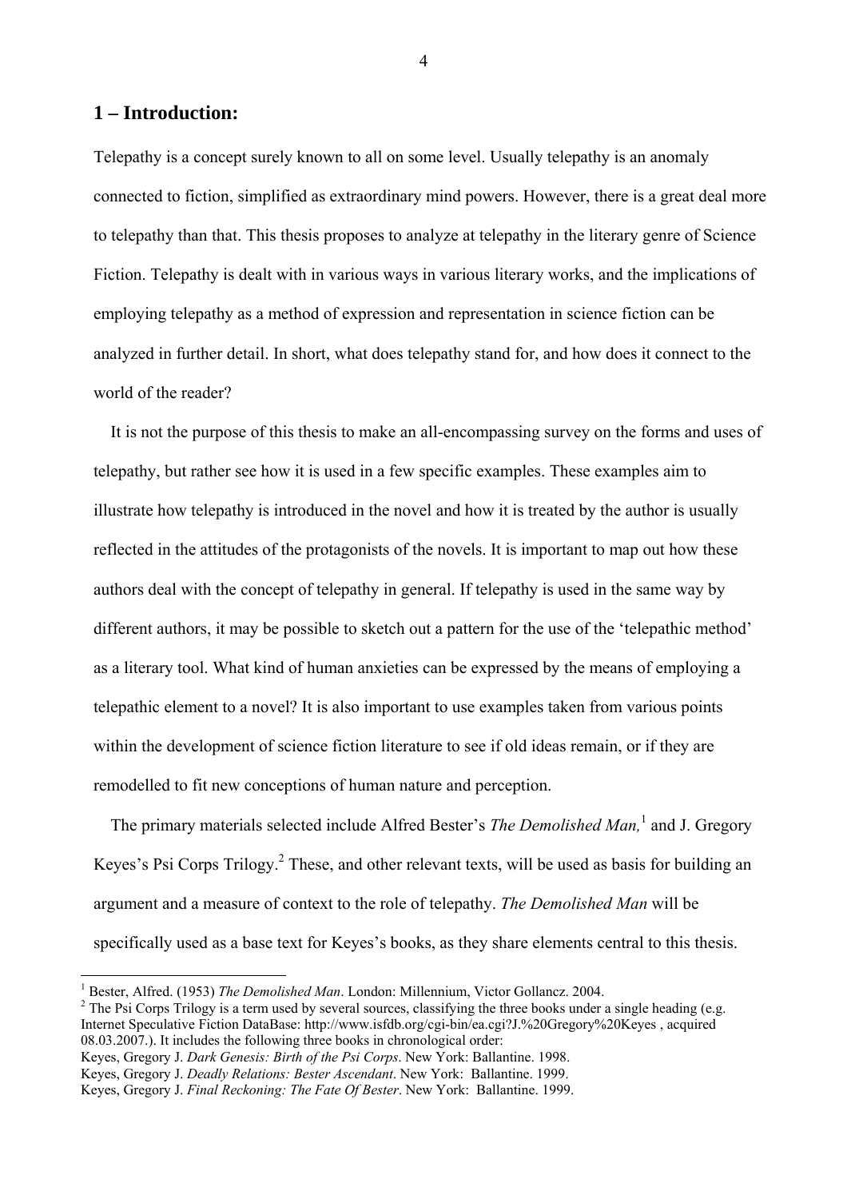## 1 – Introduction:

Telepathy is a concept surely known to all on some level. Usually telepathy is an anomaly connected to fiction, simplified as extraordinary mind powers. However, there is a great deal more to telepathy than that. This thesis proposes to analyze at telepathy in the literary genre of Science Fiction. Telepathy is dealt with in various ways in various literary works, and the implications of employing telepathy as a method of expression and representation in science fiction can be analyzed in further detail. In short, what does telepathy stand for, and how does it connect to the world of the reader?

It is not the purpose of this thesis to make an all-encompassing survey on the forms and uses of telepathy, but rather see how it is used in a few specific examples. These examples aim to illustrate how telepathy is introduced in the novel and how it is treated by the author is usually reflected in the attitudes of the protagonists of the novels. It is important to map out how these authors deal with the concept of telepathy in general. If telepathy is used in the same way by different authors, it may be possible to sketch out a pattern for the use of the 'telepathic method' as a literary tool. What kind of human anxieties can be expressed by the means of employing a telepathic element to a novel? It is also important to use examples taken from various points within the development of science fiction literature to see if old ideas remain, or if they are remodelled to fit new conceptions of human nature and perception.

The primary materials selected include Alfred Bester's *The Demolished Man,*[1] and J. Gregory Keyes's Psi Corps Trilogy.[2] These, and other relevant texts, will be used as basis for building an argument and a measure of context to the role of telepathy. *The Demolished Man* will be specifically used as a base text for Keyes's books, as they share elements central to this thesis.

---

[1] Bester, Alfred. (1953) *The Demolished Man*. London: Millennium, Victor Gollancz. 2004.

[2] The Psi Corps Trilogy is a term used by several sources, classifying the three books under a single heading (e.g. Internet Speculative Fiction DataBase: http://www.isfdb.org/cgi-bin/ea.cgi?J.%20Gregory%20Keyes , acquired 08.03.2007.). It includes the following three books in chronological order:
Keyes, Gregory J. *Dark Genesis: Birth of the Psi Corps*. New York: Ballantine. 1998.
Keyes, Gregory J. *Deadly Relations: Bester Ascendant*. New York: Ballantine. 1999.
Keyes, Gregory J. *Final Reckoning: The Fate Of Bester*. New York: Ballantine. 1999.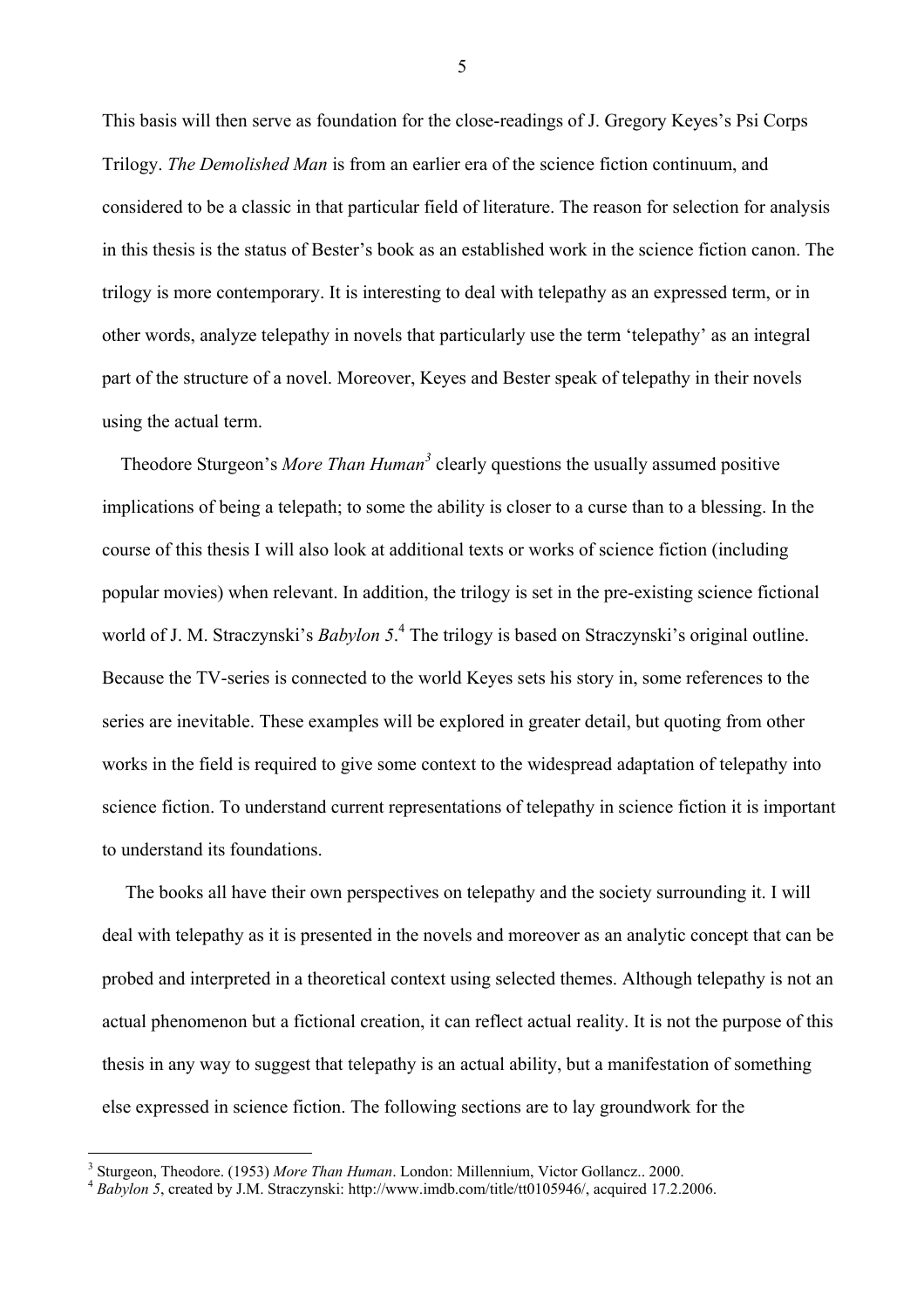This basis will then serve as foundation for the close-readings of J. Gregory Keyes's Psi Corps Trilogy. *The Demolished Man* is from an earlier era of the science fiction continuum, and considered to be a classic in that particular field of literature. The reason for selection for analysis in this thesis is the status of Bester's book as an established work in the science fiction canon. The trilogy is more contemporary. It is interesting to deal with telepathy as an expressed term, or in other words, analyze telepathy in novels that particularly use the term 'telepathy' as an integral part of the structure of a novel. Moreover, Keyes and Bester speak of telepathy in their novels using the actual term.

Theodore Sturgeon's *More Than Human*[3] clearly questions the usually assumed positive implications of being a telepath; to some the ability is closer to a curse than to a blessing. In the course of this thesis I will also look at additional texts or works of science fiction (including popular movies) when relevant. In addition, the trilogy is set in the pre-existing science fictional world of J. M. Straczynski's *Babylon 5*.[4] The trilogy is based on Straczynski's original outline. Because the TV-series is connected to the world Keyes sets his story in, some references to the series are inevitable. These examples will be explored in greater detail, but quoting from other works in the field is required to give some context to the widespread adaptation of telepathy into science fiction. To understand current representations of telepathy in science fiction it is important to understand its foundations.

The books all have their own perspectives on telepathy and the society surrounding it. I will deal with telepathy as it is presented in the novels and moreover as an analytic concept that can be probed and interpreted in a theoretical context using selected themes. Although telepathy is not an actual phenomenon but a fictional creation, it can reflect actual reality. It is not the purpose of this thesis in any way to suggest that telepathy is an actual ability, but a manifestation of something else expressed in science fiction. The following sections are to lay groundwork for the

---

[3] Sturgeon, Theodore. (1953) *More Than Human*. London: Millennium, Victor Gollancz.. 2000.

[4] *Babylon 5*, created by J.M. Straczynski: http://www.imdb.com/title/tt0105946/, acquired 17.2.2006.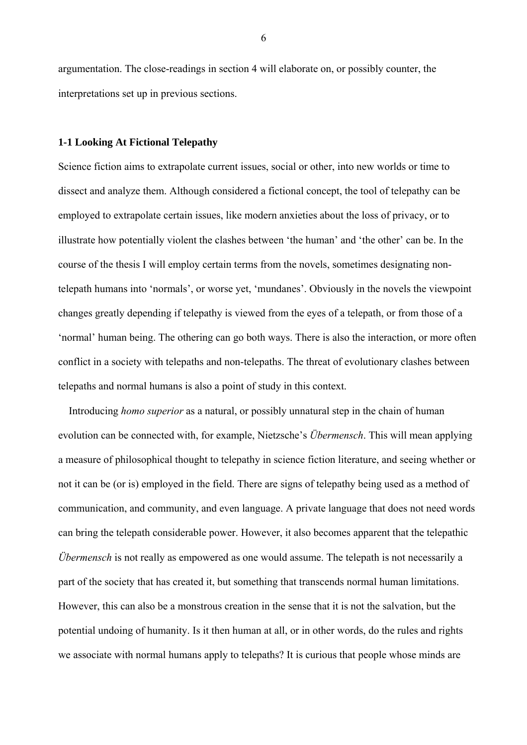argumentation. The close-readings in section 4 will elaborate on, or possibly counter, the interpretations set up in previous sections.

### 1-1 Looking At Fictional Telepathy

Science fiction aims to extrapolate current issues, social or other, into new worlds or time to dissect and analyze them. Although considered a fictional concept, the tool of telepathy can be employed to extrapolate certain issues, like modern anxieties about the loss of privacy, or to illustrate how potentially violent the clashes between 'the human' and 'the other' can be. In the course of the thesis I will employ certain terms from the novels, sometimes designating non-telepath humans into 'normals', or worse yet, 'mundanes'. Obviously in the novels the viewpoint changes greatly depending if telepathy is viewed from the eyes of a telepath, or from those of a 'normal' human being. The othering can go both ways. There is also the interaction, or more often conflict in a society with telepaths and non-telepaths. The threat of evolutionary clashes between telepaths and normal humans is also a point of study in this context.

Introducing *homo superior* as a natural, or possibly unnatural step in the chain of human evolution can be connected with, for example, Nietzsche's *Übermensch*. This will mean applying a measure of philosophical thought to telepathy in science fiction literature, and seeing whether or not it can be (or is) employed in the field. There are signs of telepathy being used as a method of communication, and community, and even language. A private language that does not need words can bring the telepath considerable power. However, it also becomes apparent that the telepathic *Übermensch* is not really as empowered as one would assume. The telepath is not necessarily a part of the society that has created it, but something that transcends normal human limitations. However, this can also be a monstrous creation in the sense that it is not the salvation, but the potential undoing of humanity. Is it then human at all, or in other words, do the rules and rights we associate with normal humans apply to telepaths? It is curious that people whose minds are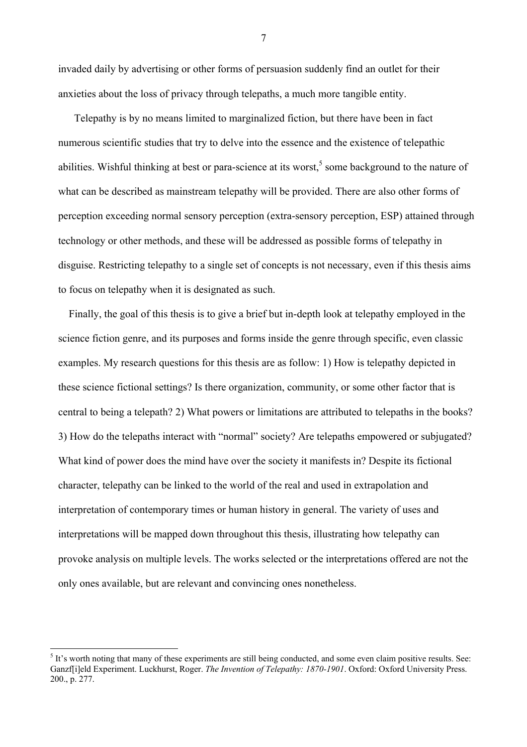invaded daily by advertising or other forms of persuasion suddenly find an outlet for their anxieties about the loss of privacy through telepaths, a much more tangible entity.

Telepathy is by no means limited to marginalized fiction, but there have been in fact numerous scientific studies that try to delve into the essence and the existence of telepathic abilities. Wishful thinking at best or para-science at its worst,[5] some background to the nature of what can be described as mainstream telepathy will be provided. There are also other forms of perception exceeding normal sensory perception (extra-sensory perception, ESP) attained through technology or other methods, and these will be addressed as possible forms of telepathy in disguise. Restricting telepathy to a single set of concepts is not necessary, even if this thesis aims to focus on telepathy when it is designated as such.

Finally, the goal of this thesis is to give a brief but in-depth look at telepathy employed in the science fiction genre, and its purposes and forms inside the genre through specific, even classic examples. My research questions for this thesis are as follow: 1) How is telepathy depicted in these science fictional settings? Is there organization, community, or some other factor that is central to being a telepath? 2) What powers or limitations are attributed to telepaths in the books? 3) How do the telepaths interact with "normal" society? Are telepaths empowered or subjugated? What kind of power does the mind have over the society it manifests in? Despite its fictional character, telepathy can be linked to the world of the real and used in extrapolation and interpretation of contemporary times or human history in general. The variety of uses and interpretations will be mapped down throughout this thesis, illustrating how telepathy can provoke analysis on multiple levels. The works selected or the interpretations offered are not the only ones available, but are relevant and convincing ones nonetheless.

---

[5] It's worth noting that many of these experiments are still being conducted, and some even claim positive results. See: Ganzf[i]eld Experiment. Luckhurst, Roger. *The Invention of Telepathy: 1870-1901*. Oxford: Oxford University Press. 200., p. 277.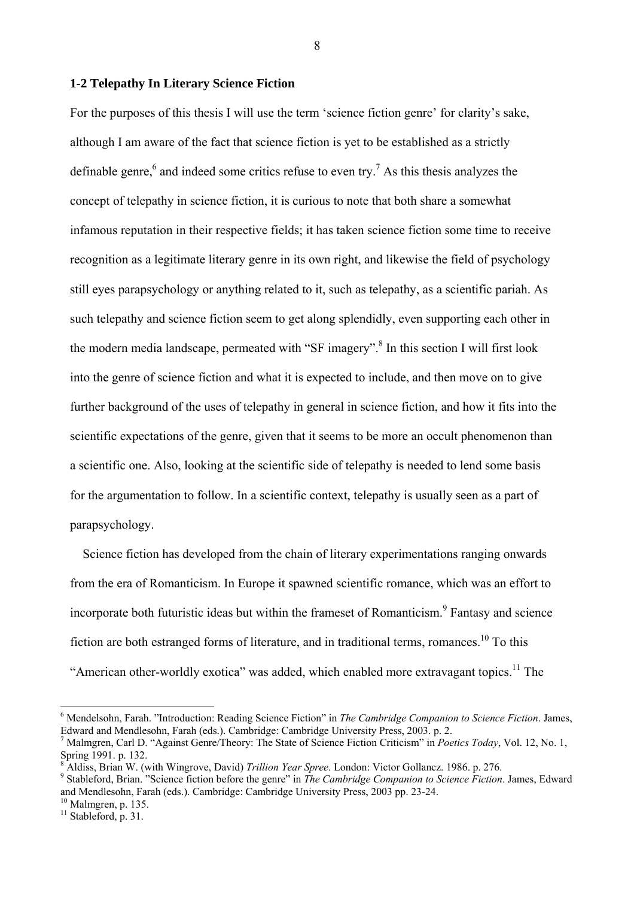### 1-2 Telepathy In Literary Science Fiction

For the purposes of this thesis I will use the term 'science fiction genre' for clarity's sake, although I am aware of the fact that science fiction is yet to be established as a strictly definable genre,[6] and indeed some critics refuse to even try.[7] As this thesis analyzes the concept of telepathy in science fiction, it is curious to note that both share a somewhat infamous reputation in their respective fields; it has taken science fiction some time to receive recognition as a legitimate literary genre in its own right, and likewise the field of psychology still eyes parapsychology or anything related to it, such as telepathy, as a scientific pariah. As such telepathy and science fiction seem to get along splendidly, even supporting each other in the modern media landscape, permeated with "SF imagery".[8] In this section I will first look into the genre of science fiction and what it is expected to include, and then move on to give further background of the uses of telepathy in general in science fiction, and how it fits into the scientific expectations of the genre, given that it seems to be more an occult phenomenon than a scientific one. Also, looking at the scientific side of telepathy is needed to lend some basis for the argumentation to follow. In a scientific context, telepathy is usually seen as a part of parapsychology.

Science fiction has developed from the chain of literary experimentations ranging onwards from the era of Romanticism. In Europe it spawned scientific romance, which was an effort to incorporate both futuristic ideas but within the frameset of Romanticism.[9] Fantasy and science fiction are both estranged forms of literature, and in traditional terms, romances.[10] To this "American other-worldly exotica" was added, which enabled more extravagant topics.[11] The

---

[6] Mendelsohn, Farah. "Introduction: Reading Science Fiction" in *The Cambridge Companion to Science Fiction*. James, Edward and Mendlesohn, Farah (eds.). Cambridge: Cambridge University Press, 2003. p. 2.

[7] Malmgren, Carl D. "Against Genre/Theory: The State of Science Fiction Criticism" in *Poetics Today*, Vol. 12, No. 1, Spring 1991. p. 132.

[8] Aldiss, Brian W. (with Wingrove, David) *Trillion Year Spree*. London: Victor Gollancz. 1986. p. 276.

[9] Stableford, Brian. "Science fiction before the genre" in *The Cambridge Companion to Science Fiction*. James, Edward and Mendlesohn, Farah (eds.). Cambridge: Cambridge University Press, 2003 pp. 23-24.

[10] Malmgren, p. 135.

[11] Stableford, p. 31.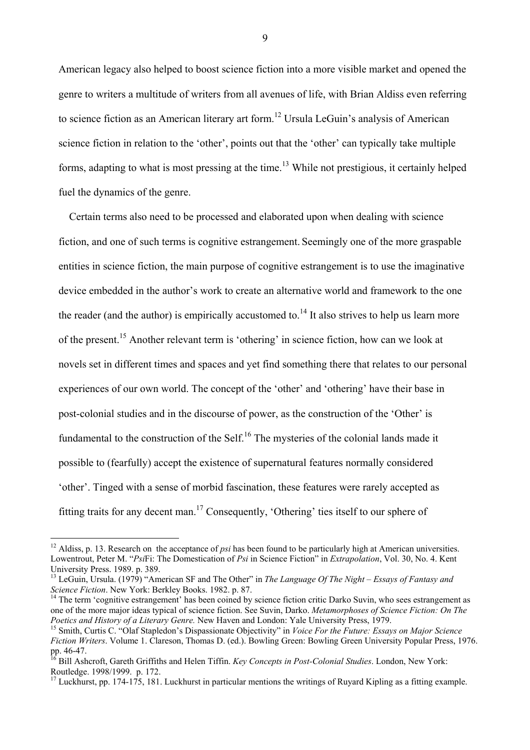American legacy also helped to boost science fiction into a more visible market and opened the genre to writers a multitude of writers from all avenues of life, with Brian Aldiss even referring to science fiction as an American literary art form.[12] Ursula LeGuin's analysis of American science fiction in relation to the 'other', points out that the 'other' can typically take multiple forms, adapting to what is most pressing at the time.[13] While not prestigious, it certainly helped fuel the dynamics of the genre.

Certain terms also need to be processed and elaborated upon when dealing with science fiction, and one of such terms is cognitive estrangement. Seemingly one of the more graspable entities in science fiction, the main purpose of cognitive estrangement is to use the imaginative device embedded in the author's work to create an alternative world and framework to the one the reader (and the author) is empirically accustomed to.[14] It also strives to help us learn more of the present.[15] Another relevant term is 'othering' in science fiction, how can we look at novels set in different times and spaces and yet find something there that relates to our personal experiences of our own world. The concept of the 'other' and 'othering' have their base in post-colonial studies and in the discourse of power, as the construction of the 'Other' is fundamental to the construction of the Self.[16] The mysteries of the colonial lands made it possible to (fearfully) accept the existence of supernatural features normally considered 'other'. Tinged with a sense of morbid fascination, these features were rarely accepted as fitting traits for any decent man.[17] Consequently, 'Othering' ties itself to our sphere of

---

[12] Aldiss, p. 13. Research on the acceptance of *psi* has been found to be particularly high at American universities. Lowentrout, Peter M. "*Psi*Fi: The Domestication of *Psi* in Science Fiction" in *Extrapolation*, Vol. 30, No. 4. Kent University Press. 1989. p. 389.

[13] LeGuin, Ursula. (1979) "American SF and The Other" in *The Language Of The Night – Essays of Fantasy and Science Fiction*. New York: Berkley Books. 1982. p. 87.

[14] The term 'cognitive estrangement' has been coined by science fiction critic Darko Suvin, who sees estrangement as one of the more major ideas typical of science fiction. See Suvin, Darko. *Metamorphoses of Science Fiction: On The Poetics and History of a Literary Genre.* New Haven and London: Yale University Press, 1979.

[15] Smith, Curtis C. "Olaf Stapledon's Dispassionate Objectivity" in *Voice For the Future: Essays on Major Science Fiction Writers*. Volume 1. Clareson, Thomas D. (ed.). Bowling Green: Bowling Green University Popular Press, 1976. pp. 46-47.

[16] Bill Ashcroft, Gareth Griffiths and Helen Tiffin. *Key Concepts in Post-Colonial Studies*. London, New York: Routledge. 1998/1999. p. 172.

[17] Luckhurst, pp. 174-175, 181. Luckhurst in particular mentions the writings of Ruyard Kipling as a fitting example.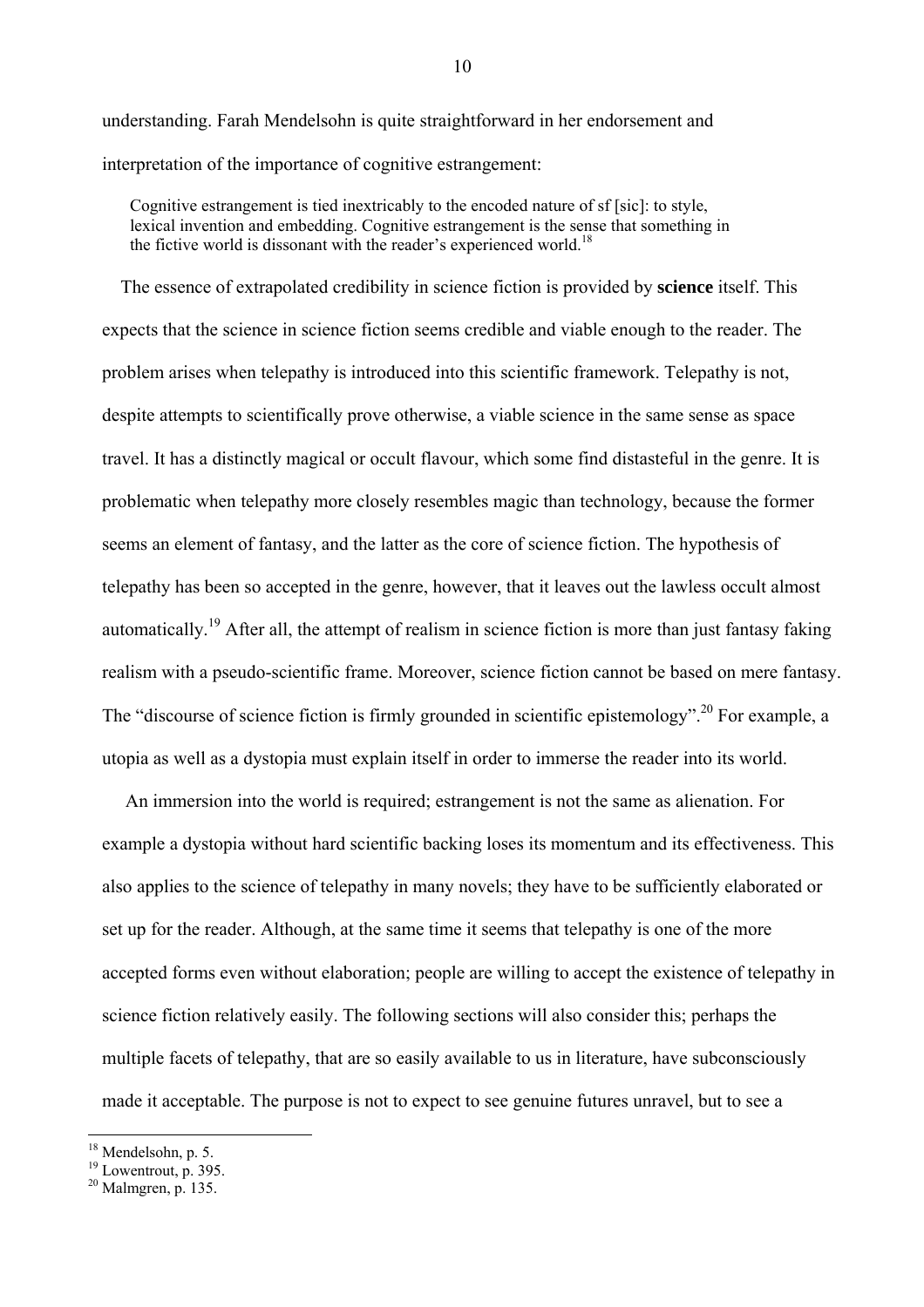understanding. Farah Mendelsohn is quite straightforward in her endorsement and interpretation of the importance of cognitive estrangement:

> Cognitive estrangement is tied inextricably to the encoded nature of sf [sic]: to style, lexical invention and embedding. Cognitive estrangement is the sense that something in the fictive world is dissonant with the reader's experienced world.[18]

The essence of extrapolated credibility in science fiction is provided by **science** itself. This expects that the science in science fiction seems credible and viable enough to the reader. The problem arises when telepathy is introduced into this scientific framework. Telepathy is not, despite attempts to scientifically prove otherwise, a viable science in the same sense as space travel. It has a distinctly magical or occult flavour, which some find distasteful in the genre. It is problematic when telepathy more closely resembles magic than technology, because the former seems an element of fantasy, and the latter as the core of science fiction. The hypothesis of telepathy has been so accepted in the genre, however, that it leaves out the lawless occult almost automatically.[19] After all, the attempt of realism in science fiction is more than just fantasy faking realism with a pseudo-scientific frame. Moreover, science fiction cannot be based on mere fantasy. The "discourse of science fiction is firmly grounded in scientific epistemology".[20] For example, a utopia as well as a dystopia must explain itself in order to immerse the reader into its world.

An immersion into the world is required; estrangement is not the same as alienation. For example a dystopia without hard scientific backing loses its momentum and its effectiveness. This also applies to the science of telepathy in many novels; they have to be sufficiently elaborated or set up for the reader. Although, at the same time it seems that telepathy is one of the more accepted forms even without elaboration; people are willing to accept the existence of telepathy in science fiction relatively easily. The following sections will also consider this; perhaps the multiple facets of telepathy, that are so easily available to us in literature, have subconsciously made it acceptable. The purpose is not to expect to see genuine futures unravel, but to see a

---

[18] Mendelsohn, p. 5.
[19] Lowentrout, p. 395.
[20] Malmgren, p. 135.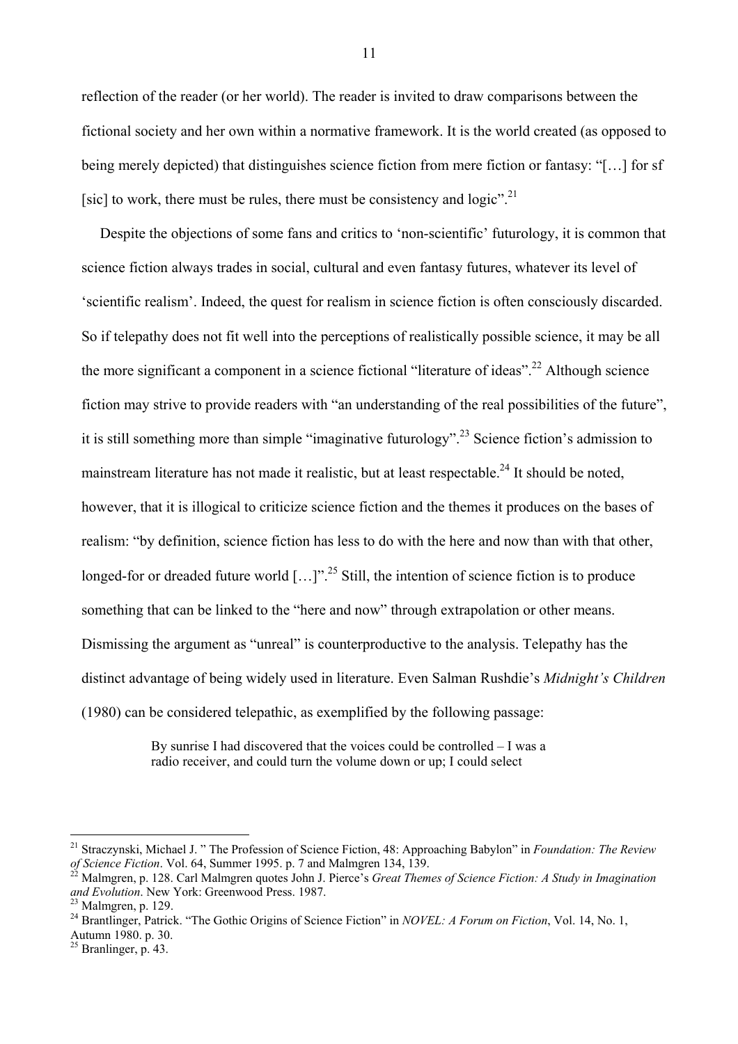reflection of the reader (or her world). The reader is invited to draw comparisons between the fictional society and her own within a normative framework. It is the world created (as opposed to being merely depicted) that distinguishes science fiction from mere fiction or fantasy: "[…] for sf [sic] to work, there must be rules, there must be consistency and logic".[21]

Despite the objections of some fans and critics to 'non-scientific' futurology, it is common that science fiction always trades in social, cultural and even fantasy futures, whatever its level of 'scientific realism'. Indeed, the quest for realism in science fiction is often consciously discarded. So if telepathy does not fit well into the perceptions of realistically possible science, it may be all the more significant a component in a science fictional "literature of ideas".[22] Although science fiction may strive to provide readers with "an understanding of the real possibilities of the future", it is still something more than simple "imaginative futurology".[23] Science fiction's admission to mainstream literature has not made it realistic, but at least respectable.[24] It should be noted, however, that it is illogical to criticize science fiction and the themes it produces on the bases of realism: "by definition, science fiction has less to do with the here and now than with that other, longed-for or dreaded future world […]".[25] Still, the intention of science fiction is to produce something that can be linked to the "here and now" through extrapolation or other means. Dismissing the argument as "unreal" is counterproductive to the analysis. Telepathy has the distinct advantage of being widely used in literature. Even Salman Rushdie's *Midnight's Children* (1980) can be considered telepathic, as exemplified by the following passage:

> By sunrise I had discovered that the voices could be controlled – I was a radio receiver, and could turn the volume down or up; I could select

---

[21] Straczynski, Michael J. " The Profession of Science Fiction, 48: Approaching Babylon" in *Foundation: The Review of Science Fiction*. Vol. 64, Summer 1995. p. 7 and Malmgren 134, 139.

[22] Malmgren, p. 128. Carl Malmgren quotes John J. Pierce's *Great Themes of Science Fiction: A Study in Imagination and Evolution*. New York: Greenwood Press. 1987.

[23] Malmgren, p. 129.

[24] Brantlinger, Patrick. "The Gothic Origins of Science Fiction" in *NOVEL: A Forum on Fiction*, Vol. 14, No. 1, Autumn 1980. p. 30.

[25] Branlinger, p. 43.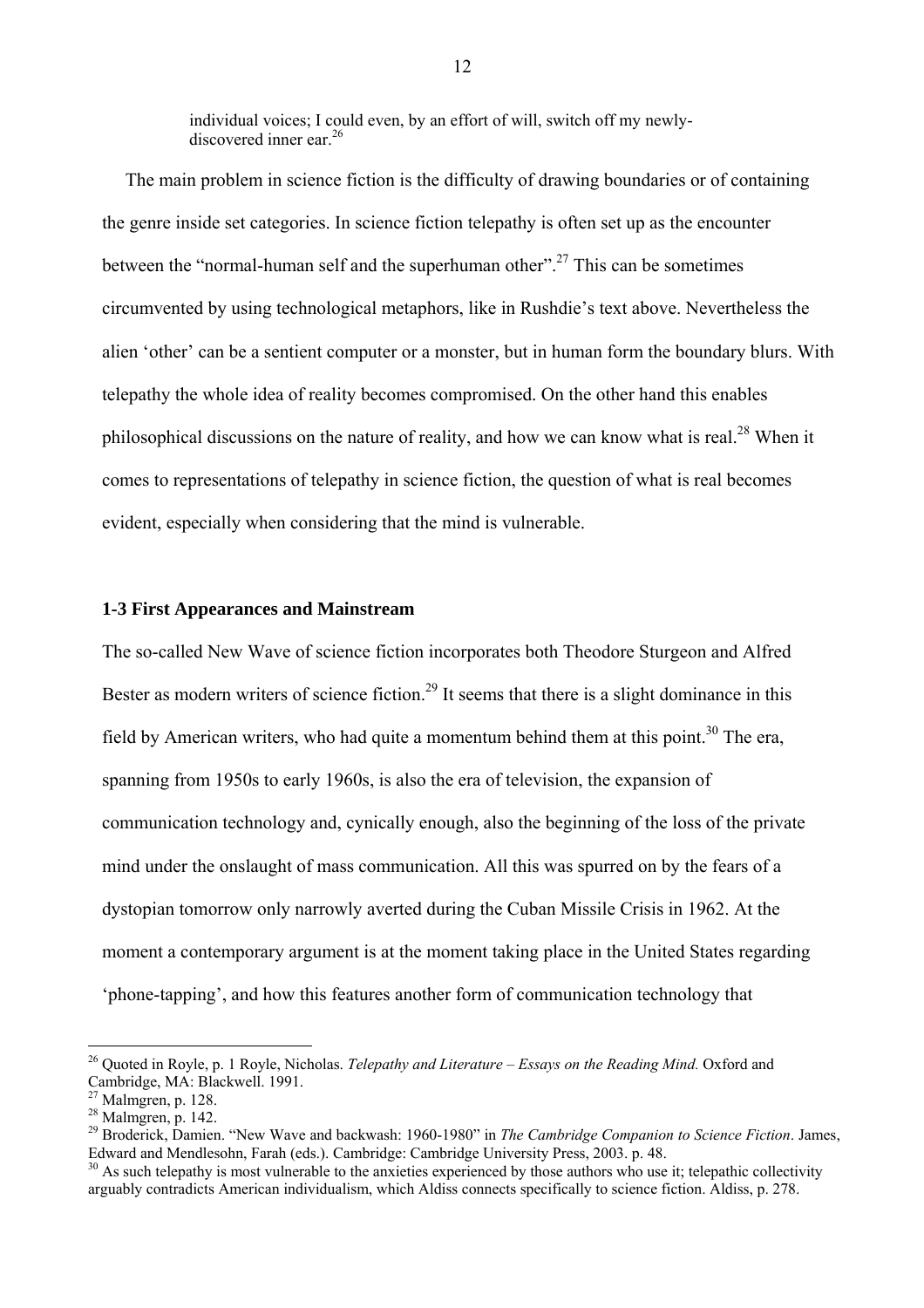> individual voices; I could even, by an effort of will, switch off my newly-discovered inner ear.[26]

The main problem in science fiction is the difficulty of drawing boundaries or of containing the genre inside set categories. In science fiction telepathy is often set up as the encounter between the "normal-human self and the superhuman other".[27] This can be sometimes circumvented by using technological metaphors, like in Rushdie's text above. Nevertheless the alien 'other' can be a sentient computer or a monster, but in human form the boundary blurs. With telepathy the whole idea of reality becomes compromised. On the other hand this enables philosophical discussions on the nature of reality, and how we can know what is real.[28] When it comes to representations of telepathy in science fiction, the question of what is real becomes evident, especially when considering that the mind is vulnerable.

### 1-3 First Appearances and Mainstream

The so-called New Wave of science fiction incorporates both Theodore Sturgeon and Alfred Bester as modern writers of science fiction.[29] It seems that there is a slight dominance in this field by American writers, who had quite a momentum behind them at this point.[30] The era, spanning from 1950s to early 1960s, is also the era of television, the expansion of communication technology and, cynically enough, also the beginning of the loss of the private mind under the onslaught of mass communication. All this was spurred on by the fears of a dystopian tomorrow only narrowly averted during the Cuban Missile Crisis in 1962. At the moment a contemporary argument is at the moment taking place in the United States regarding 'phone-tapping', and how this features another form of communication technology that

---

[26] Quoted in Royle, p. 1 Royle, Nicholas. *Telepathy and Literature – Essays on the Reading Mind.* Oxford and Cambridge, MA: Blackwell. 1991.

[27] Malmgren, p. 128.

[28] Malmgren, p. 142.

[29] Broderick, Damien. "New Wave and backwash: 1960-1980" in *The Cambridge Companion to Science Fiction*. James, Edward and Mendlesohn, Farah (eds.). Cambridge: Cambridge University Press, 2003. p. 48.

[30] As such telepathy is most vulnerable to the anxieties experienced by those authors who use it; telepathic collectivity arguably contradicts American individualism, which Aldiss connects specifically to science fiction. Aldiss, p. 278.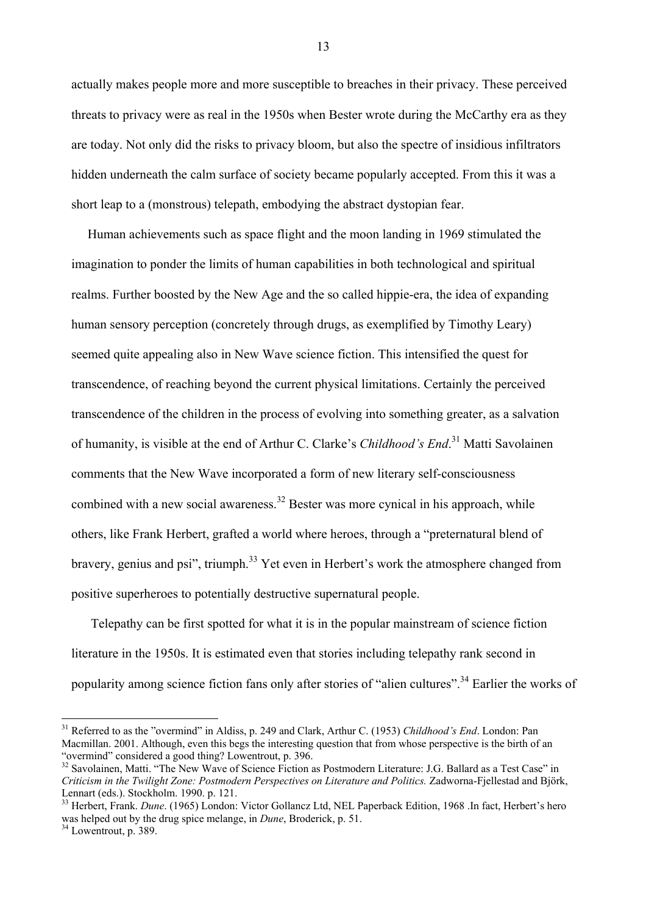actually makes people more and more susceptible to breaches in their privacy. These perceived threats to privacy were as real in the 1950s when Bester wrote during the McCarthy era as they are today. Not only did the risks to privacy bloom, but also the spectre of insidious infiltrators hidden underneath the calm surface of society became popularly accepted. From this it was a short leap to a (monstrous) telepath, embodying the abstract dystopian fear.

Human achievements such as space flight and the moon landing in 1969 stimulated the imagination to ponder the limits of human capabilities in both technological and spiritual realms. Further boosted by the New Age and the so called hippie-era, the idea of expanding human sensory perception (concretely through drugs, as exemplified by Timothy Leary) seemed quite appealing also in New Wave science fiction. This intensified the quest for transcendence, of reaching beyond the current physical limitations. Certainly the perceived transcendence of the children in the process of evolving into something greater, as a salvation of humanity, is visible at the end of Arthur C. Clarke's *Childhood's End*.[31] Matti Savolainen comments that the New Wave incorporated a form of new literary self-consciousness combined with a new social awareness.[32] Bester was more cynical in his approach, while others, like Frank Herbert, grafted a world where heroes, through a "preternatural blend of bravery, genius and psi", triumph.[33] Yet even in Herbert's work the atmosphere changed from positive superheroes to potentially destructive supernatural people.

Telepathy can be first spotted for what it is in the popular mainstream of science fiction literature in the 1950s. It is estimated even that stories including telepathy rank second in popularity among science fiction fans only after stories of "alien cultures".[34] Earlier the works of

---

[31] Referred to as the "overmind" in Aldiss, p. 249 and Clark, Arthur C. (1953) *Childhood's End*. London: Pan Macmillan. 2001. Although, even this begs the interesting question that from whose perspective is the birth of an "overmind" considered a good thing? Lowentrout, p. 396.

[32] Savolainen, Matti. "The New Wave of Science Fiction as Postmodern Literature: J.G. Ballard as a Test Case" in *Criticism in the Twilight Zone: Postmodern Perspectives on Literature and Politics.* Zadworna-Fjellestad and Björk, Lennart (eds.). Stockholm. 1990. p. 121.

[33] Herbert, Frank. *Dune*. (1965) London: Victor Gollancz Ltd, NEL Paperback Edition, 1968 .In fact, Herbert's hero was helped out by the drug spice melange, in *Dune*, Broderick, p. 51.

[34] Lowentrout, p. 389.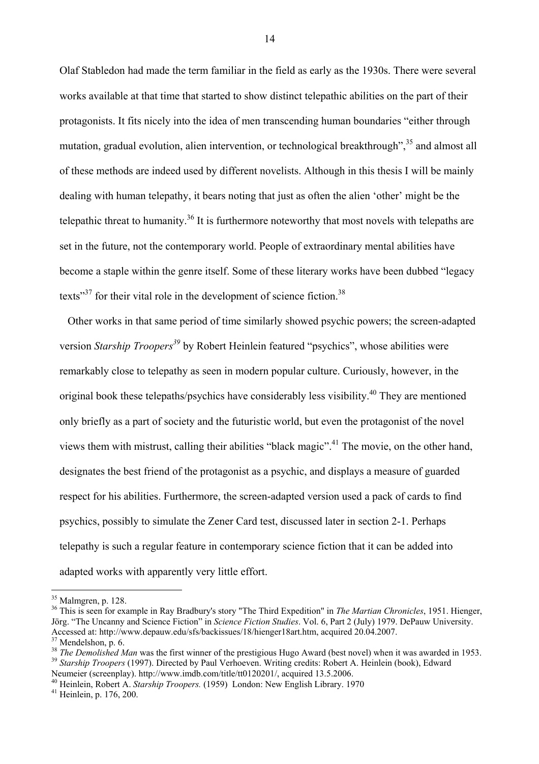Olaf Stabledon had made the term familiar in the field as early as the 1930s. There were several works available at that time that started to show distinct telepathic abilities on the part of their protagonists. It fits nicely into the idea of men transcending human boundaries "either through mutation, gradual evolution, alien intervention, or technological breakthrough",[35] and almost all of these methods are indeed used by different novelists. Although in this thesis I will be mainly dealing with human telepathy, it bears noting that just as often the alien 'other' might be the telepathic threat to humanity.[36] It is furthermore noteworthy that most novels with telepaths are set in the future, not the contemporary world. People of extraordinary mental abilities have become a staple within the genre itself. Some of these literary works have been dubbed "legacy texts"[37] for their vital role in the development of science fiction.[38]

Other works in that same period of time similarly showed psychic powers; the screen-adapted version *Starship Troopers*[39] by Robert Heinlein featured "psychics", whose abilities were remarkably close to telepathy as seen in modern popular culture. Curiously, however, in the original book these telepaths/psychics have considerably less visibility.[40] They are mentioned only briefly as a part of society and the futuristic world, but even the protagonist of the novel views them with mistrust, calling their abilities "black magic".[41] The movie, on the other hand, designates the best friend of the protagonist as a psychic, and displays a measure of guarded respect for his abilities. Furthermore, the screen-adapted version used a pack of cards to find psychics, possibly to simulate the Zener Card test, discussed later in section 2-1. Perhaps telepathy is such a regular feature in contemporary science fiction that it can be added into adapted works with apparently very little effort.

---

[35] Malmgren, p. 128.

[36] This is seen for example in Ray Bradbury's story "The Third Expedition" in *The Martian Chronicles*, 1951. Hienger, Jörg. "The Uncanny and Science Fiction" in *Science Fiction Studies*. Vol. 6, Part 2 (July) 1979. DePauw University. Accessed at: http://www.depauw.edu/sfs/backissues/18/hienger18art.htm, acquired 20.04.2007.

[37] Mendelshon, p. 6.

[38] *The Demolished Man* was the first winner of the prestigious Hugo Award (best novel) when it was awarded in 1953.

[39] *Starship Troopers* (1997). Directed by Paul Verhoeven. Writing credits: Robert A. Heinlein (book), Edward Neumeier (screenplay). http://www.imdb.com/title/tt0120201/, acquired 13.5.2006.

[40] Heinlein, Robert A. *Starship Troopers.* (1959) London: New English Library. 1970

[41] Heinlein, p. 176, 200.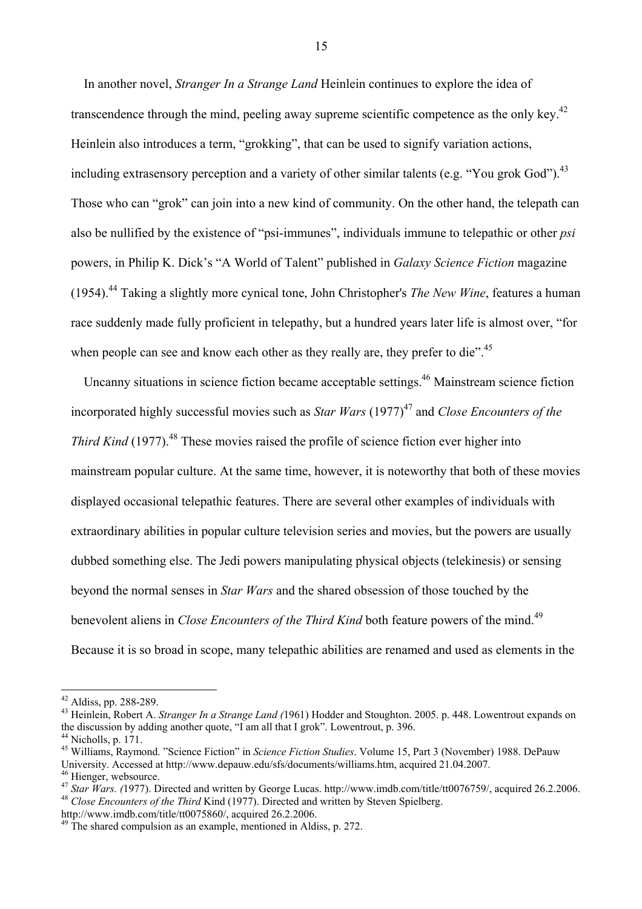In another novel, *Stranger In a Strange Land* Heinlein continues to explore the idea of transcendence through the mind, peeling away supreme scientific competence as the only key.[42] Heinlein also introduces a term, "grokking", that can be used to signify variation actions, including extrasensory perception and a variety of other similar talents (e.g. "You grok God").[43] Those who can "grok" can join into a new kind of community. On the other hand, the telepath can also be nullified by the existence of "psi-immunes", individuals immune to telepathic or other *psi* powers, in Philip K. Dick's "A World of Talent" published in *Galaxy Science Fiction* magazine (1954).[44] Taking a slightly more cynical tone, John Christopher's *The New Wine*, features a human race suddenly made fully proficient in telepathy, but a hundred years later life is almost over, "for when people can see and know each other as they really are, they prefer to die".[45]

Uncanny situations in science fiction became acceptable settings.[46] Mainstream science fiction incorporated highly successful movies such as *Star Wars* (1977)[47] and *Close Encounters of the Third Kind* (1977).[48] These movies raised the profile of science fiction ever higher into mainstream popular culture. At the same time, however, it is noteworthy that both of these movies displayed occasional telepathic features. There are several other examples of individuals with extraordinary abilities in popular culture television series and movies, but the powers are usually dubbed something else. The Jedi powers manipulating physical objects (telekinesis) or sensing beyond the normal senses in *Star Wars* and the shared obsession of those touched by the benevolent aliens in *Close Encounters of the Third Kind* both feature powers of the mind.[49] Because it is so broad in scope, many telepathic abilities are renamed and used as elements in the

---

[42] Aldiss, pp. 288-289.

[43] Heinlein, Robert A. *Stranger In a Strange Land (*1961) Hodder and Stoughton. 2005. p. 448. Lowentrout expands on the discussion by adding another quote, "I am all that I grok". Lowentrout, p. 396.

[44] Nicholls, p. 171.

[45] Williams, Raymond. "Science Fiction" in *Science Fiction Studies*. Volume 15, Part 3 (November) 1988. DePauw University. Accessed at http://www.depauw.edu/sfs/documents/williams.htm, acquired 21.04.2007.

[46] Hienger, websource.

[47] *Star Wars. (*1977). Directed and written by George Lucas. http://www.imdb.com/title/tt0076759/, acquired 26.2.2006.

[48] *Close Encounters of the Third* Kind (1977). Directed and written by Steven Spielberg. http://www.imdb.com/title/tt0075860/, acquired 26.2.2006.

[49] The shared compulsion as an example, mentioned in Aldiss, p. 272.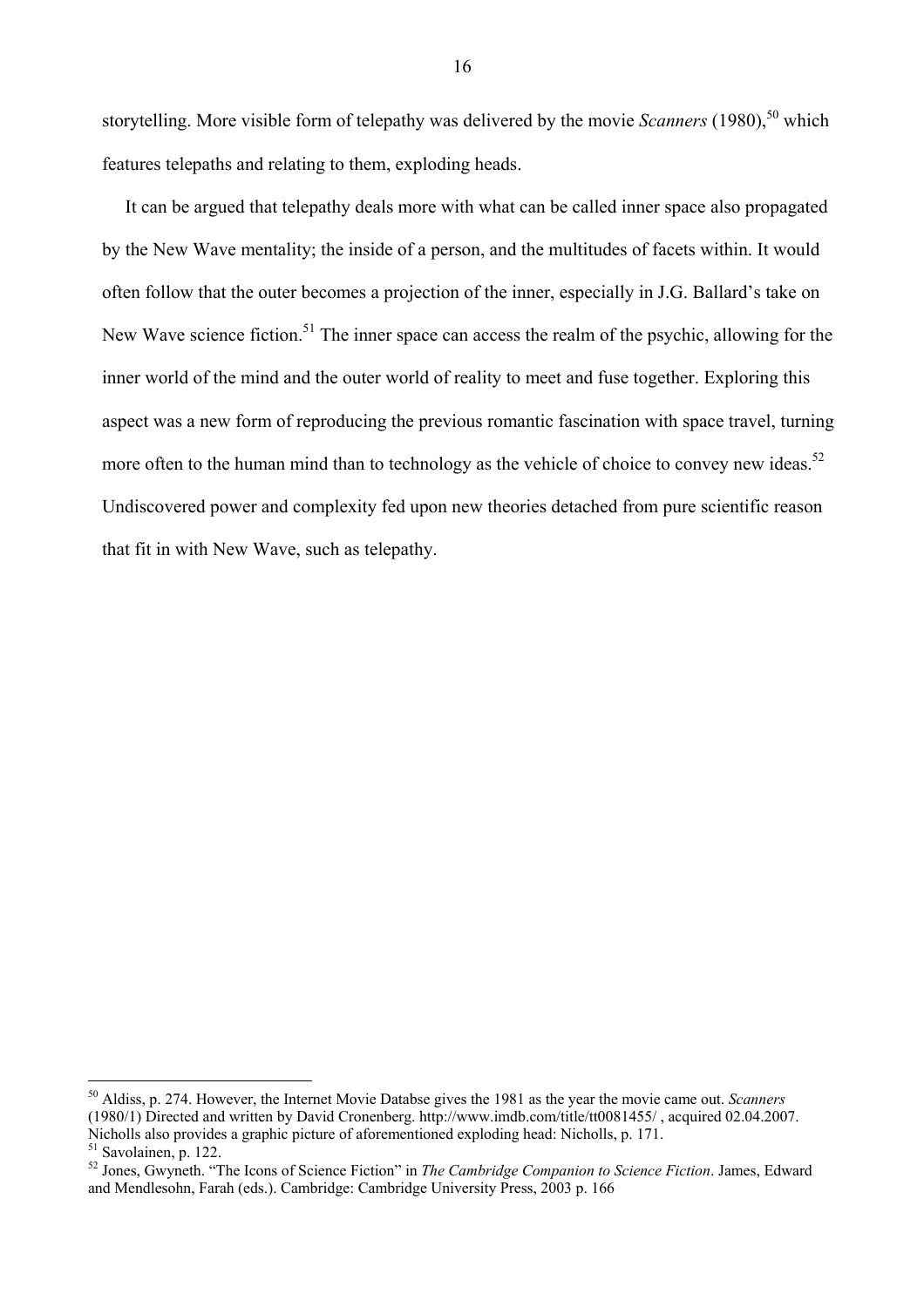storytelling. More visible form of telepathy was delivered by the movie *Scanners* (1980),[50] which features telepaths and relating to them, exploding heads.

It can be argued that telepathy deals more with what can be called inner space also propagated by the New Wave mentality; the inside of a person, and the multitudes of facets within. It would often follow that the outer becomes a projection of the inner, especially in J.G. Ballard's take on New Wave science fiction.[51] The inner space can access the realm of the psychic, allowing for the inner world of the mind and the outer world of reality to meet and fuse together. Exploring this aspect was a new form of reproducing the previous romantic fascination with space travel, turning more often to the human mind than to technology as the vehicle of choice to convey new ideas.[52] Undiscovered power and complexity fed upon new theories detached from pure scientific reason that fit in with New Wave, such as telepathy.

---

[50] Aldiss, p. 274. However, the Internet Movie Databse gives the 1981 as the year the movie came out. *Scanners* (1980/1) Directed and written by David Cronenberg. http://www.imdb.com/title/tt0081455/ , acquired 02.04.2007. Nicholls also provides a graphic picture of aforementioned exploding head: Nicholls, p. 171.

[51] Savolainen, p. 122.

[52] Jones, Gwyneth. "The Icons of Science Fiction" in *The Cambridge Companion to Science Fiction*. James, Edward and Mendlesohn, Farah (eds.). Cambridge: Cambridge University Press, 2003 p. 166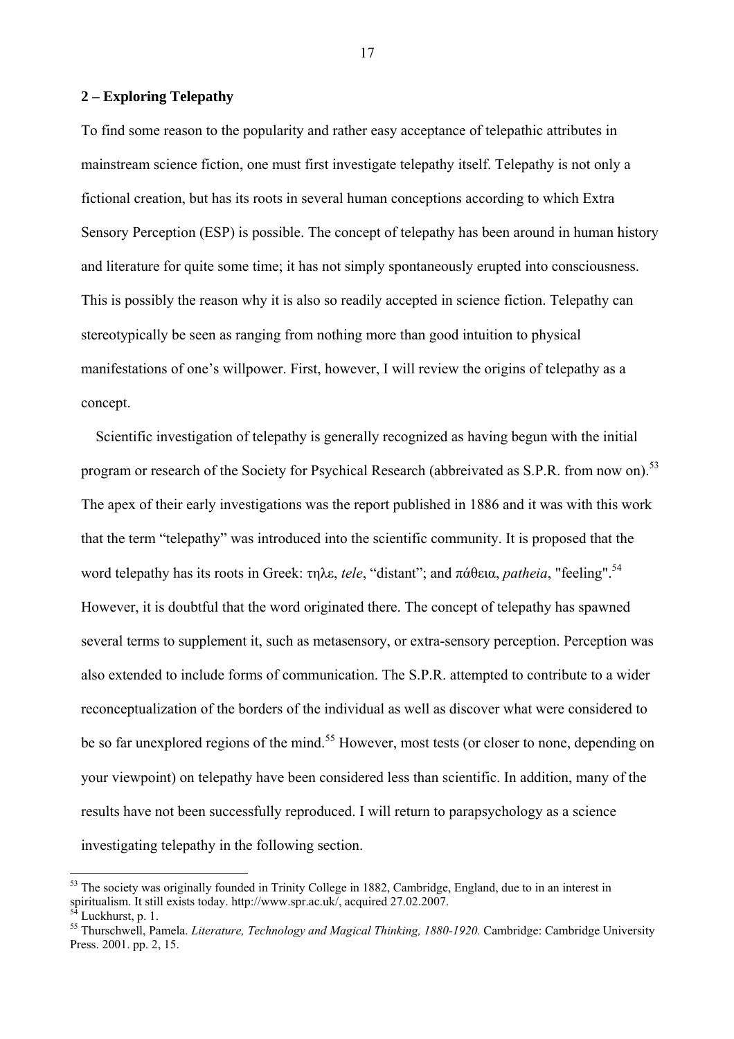## 2 – Exploring Telepathy

To find some reason to the popularity and rather easy acceptance of telepathic attributes in mainstream science fiction, one must first investigate telepathy itself. Telepathy is not only a fictional creation, but has its roots in several human conceptions according to which Extra Sensory Perception (ESP) is possible. The concept of telepathy has been around in human history and literature for quite some time; it has not simply spontaneously erupted into consciousness. This is possibly the reason why it is also so readily accepted in science fiction. Telepathy can stereotypically be seen as ranging from nothing more than good intuition to physical manifestations of one's willpower. First, however, I will review the origins of telepathy as a concept.

Scientific investigation of telepathy is generally recognized as having begun with the initial program or research of the Society for Psychical Research (abbreivated as S.P.R. from now on).[53] The apex of their early investigations was the report published in 1886 and it was with this work that the term "telepathy" was introduced into the scientific community. It is proposed that the word telepathy has its roots in Greek: τηλε, *tele*, "distant"; and πάθεια, *patheia*, "feeling".[54] However, it is doubtful that the word originated there. The concept of telepathy has spawned several terms to supplement it, such as metasensory, or extra-sensory perception. Perception was also extended to include forms of communication. The S.P.R. attempted to contribute to a wider reconceptualization of the borders of the individual as well as discover what were considered to be so far unexplored regions of the mind.[55] However, most tests (or closer to none, depending on your viewpoint) on telepathy have been considered less than scientific. In addition, many of the results have not been successfully reproduced. I will return to parapsychology as a science investigating telepathy in the following section.

---

[53] The society was originally founded in Trinity College in 1882, Cambridge, England, due to in an interest in spiritualism. It still exists today. http://www.spr.ac.uk/, acquired 27.02.2007.

[54] Luckhurst, p. 1.

[55] Thurschwell, Pamela. *Literature, Technology and Magical Thinking, 1880-1920.* Cambridge: Cambridge University Press. 2001. pp. 2, 15.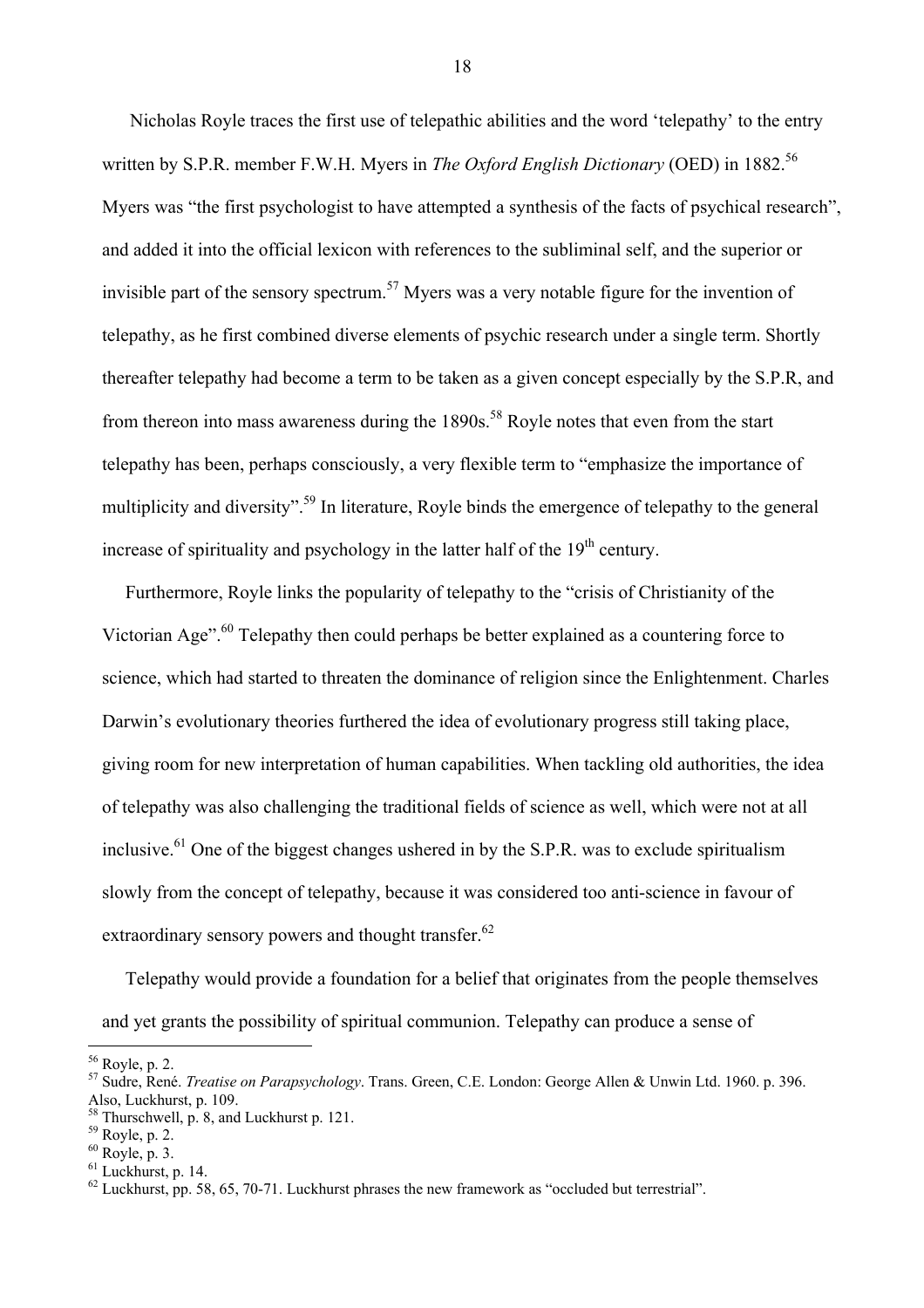Nicholas Royle traces the first use of telepathic abilities and the word 'telepathy' to the entry written by S.P.R. member F.W.H. Myers in *The Oxford English Dictionary* (OED) in 1882.[56] Myers was "the first psychologist to have attempted a synthesis of the facts of psychical research", and added it into the official lexicon with references to the subliminal self, and the superior or invisible part of the sensory spectrum.[57] Myers was a very notable figure for the invention of telepathy, as he first combined diverse elements of psychic research under a single term. Shortly thereafter telepathy had become a term to be taken as a given concept especially by the S.P.R, and from thereon into mass awareness during the 1890s.[58] Royle notes that even from the start telepathy has been, perhaps consciously, a very flexible term to "emphasize the importance of multiplicity and diversity".[59] In literature, Royle binds the emergence of telepathy to the general increase of spirituality and psychology in the latter half of the 19th century.

Furthermore, Royle links the popularity of telepathy to the "crisis of Christianity of the Victorian Age".[60] Telepathy then could perhaps be better explained as a countering force to science, which had started to threaten the dominance of religion since the Enlightenment. Charles Darwin's evolutionary theories furthered the idea of evolutionary progress still taking place, giving room for new interpretation of human capabilities. When tackling old authorities, the idea of telepathy was also challenging the traditional fields of science as well, which were not at all inclusive.[61] One of the biggest changes ushered in by the S.P.R. was to exclude spiritualism slowly from the concept of telepathy, because it was considered too anti-science in favour of extraordinary sensory powers and thought transfer.[62]

Telepathy would provide a foundation for a belief that originates from the people themselves and yet grants the possibility of spiritual communion. Telepathy can produce a sense of

---

[56] Royle, p. 2.

[57] Sudre, René. *Treatise on Parapsychology*. Trans. Green, C.E. London: George Allen & Unwin Ltd. 1960. p. 396. Also, Luckhurst, p. 109.

[58] Thurschwell, p. 8, and Luckhurst p. 121.

[59] Royle, p. 2.

[60] Royle, p. 3.

[61] Luckhurst, p. 14.

[62] Luckhurst, pp. 58, 65, 70-71. Luckhurst phrases the new framework as "occluded but terrestrial".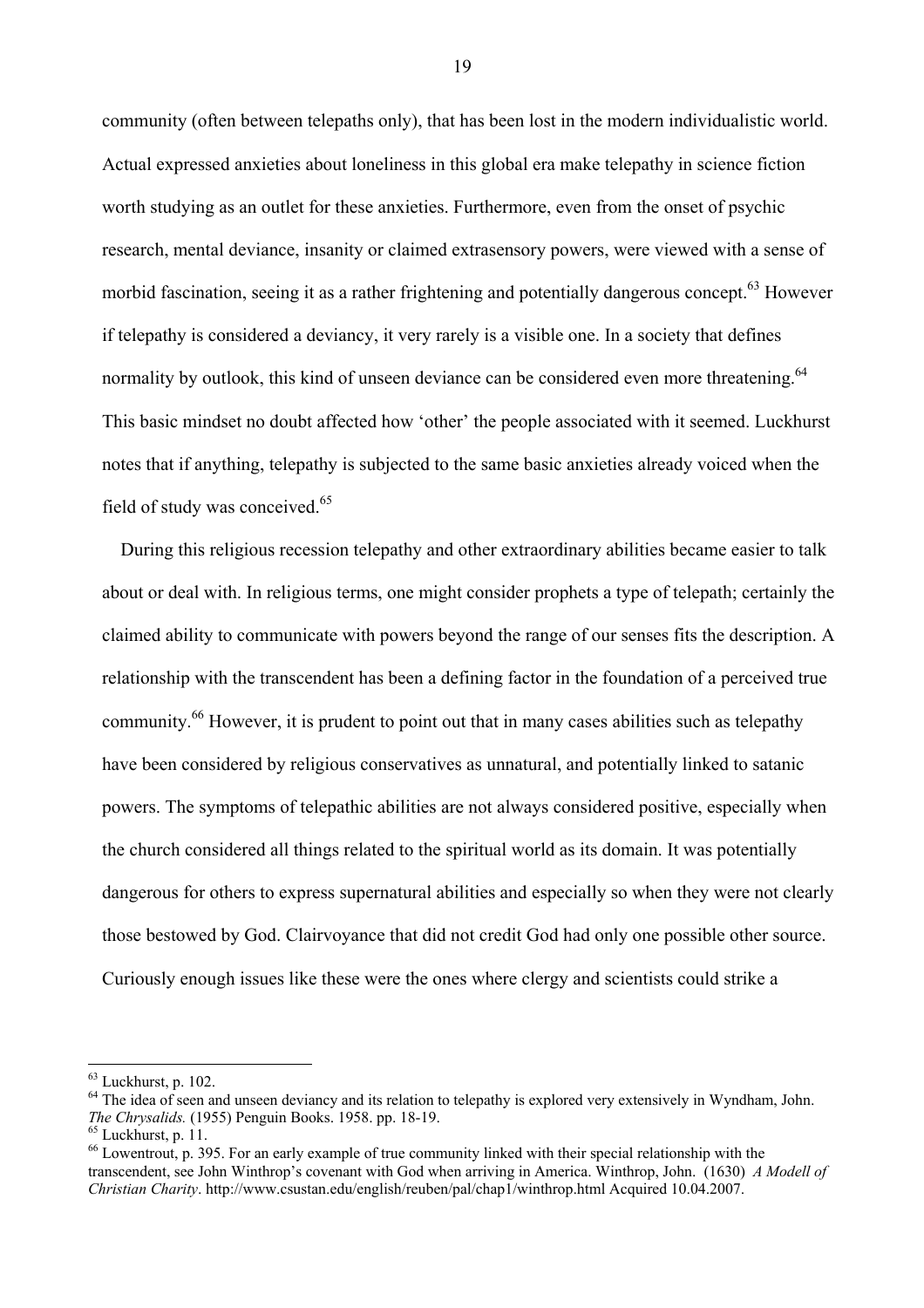community (often between telepaths only), that has been lost in the modern individualistic world. Actual expressed anxieties about loneliness in this global era make telepathy in science fiction worth studying as an outlet for these anxieties. Furthermore, even from the onset of psychic research, mental deviance, insanity or claimed extrasensory powers, were viewed with a sense of morbid fascination, seeing it as a rather frightening and potentially dangerous concept.[63] However if telepathy is considered a deviancy, it very rarely is a visible one. In a society that defines normality by outlook, this kind of unseen deviance can be considered even more threatening.[64] This basic mindset no doubt affected how 'other' the people associated with it seemed. Luckhurst notes that if anything, telepathy is subjected to the same basic anxieties already voiced when the field of study was conceived.[65]

During this religious recession telepathy and other extraordinary abilities became easier to talk about or deal with. In religious terms, one might consider prophets a type of telepath; certainly the claimed ability to communicate with powers beyond the range of our senses fits the description. A relationship with the transcendent has been a defining factor in the foundation of a perceived true community.[66] However, it is prudent to point out that in many cases abilities such as telepathy have been considered by religious conservatives as unnatural, and potentially linked to satanic powers. The symptoms of telepathic abilities are not always considered positive, especially when the church considered all things related to the spiritual world as its domain. It was potentially dangerous for others to express supernatural abilities and especially so when they were not clearly those bestowed by God. Clairvoyance that did not credit God had only one possible other source. Curiously enough issues like these were the ones where clergy and scientists could strike a

---

[63] Luckhurst, p. 102.

[64] The idea of seen and unseen deviancy and its relation to telepathy is explored very extensively in Wyndham, John. *The Chrysalids.* (1955) Penguin Books. 1958. pp. 18-19.

[65] Luckhurst, p. 11.

[66] Lowentrout, p. 395. For an early example of true community linked with their special relationship with the transcendent, see John Winthrop's covenant with God when arriving in America. Winthrop, John. (1630) *A Modell of Christian Charity*. http://www.csustan.edu/english/reuben/pal/chap1/winthrop.html Acquired 10.04.2007.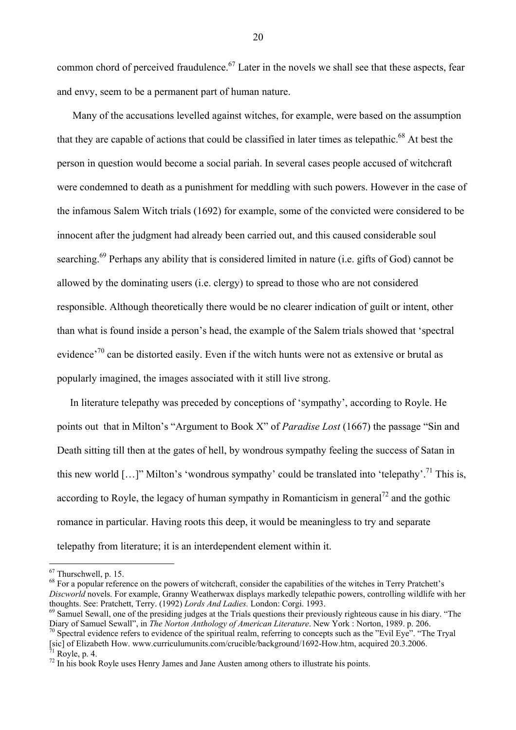common chord of perceived fraudulence.[67] Later in the novels we shall see that these aspects, fear and envy, seem to be a permanent part of human nature.

Many of the accusations levelled against witches, for example, were based on the assumption that they are capable of actions that could be classified in later times as telepathic.[68] At best the person in question would become a social pariah. In several cases people accused of witchcraft were condemned to death as a punishment for meddling with such powers. However in the case of the infamous Salem Witch trials (1692) for example, some of the convicted were considered to be innocent after the judgment had already been carried out, and this caused considerable soul searching.[69] Perhaps any ability that is considered limited in nature (i.e. gifts of God) cannot be allowed by the dominating users (i.e. clergy) to spread to those who are not considered responsible. Although theoretically there would be no clearer indication of guilt or intent, other than what is found inside a person's head, the example of the Salem trials showed that 'spectral evidence'[70] can be distorted easily. Even if the witch hunts were not as extensive or brutal as popularly imagined, the images associated with it still live strong.

In literature telepathy was preceded by conceptions of 'sympathy', according to Royle. He points out that in Milton's "Argument to Book X" of *Paradise Lost* (1667) the passage "Sin and Death sitting till then at the gates of hell, by wondrous sympathy feeling the success of Satan in this new world […]" Milton's 'wondrous sympathy' could be translated into 'telepathy'.[71] This is, according to Royle, the legacy of human sympathy in Romanticism in general[72] and the gothic romance in particular. Having roots this deep, it would be meaningless to try and separate telepathy from literature; it is an interdependent element within it.

---

[67] Thurschwell, p. 15.

[68] For a popular reference on the powers of witchcraft, consider the capabilities of the witches in Terry Pratchett's *Discworld* novels. For example, Granny Weatherwax displays markedly telepathic powers, controlling wildlife with her thoughts. See: Pratchett, Terry. (1992) *Lords And Ladies.* London: Corgi. 1993.

[69] Samuel Sewall, one of the presiding judges at the Trials questions their previously righteous cause in his diary. "The Diary of Samuel Sewall", in *The Norton Anthology of American Literature*. New York : Norton, 1989. p. 206.

[70] Spectral evidence refers to evidence of the spiritual realm, referring to concepts such as the "Evil Eye". "The Tryal [sic] of Elizabeth How. www.curriculumunits.com/crucible/background/1692-How.htm, acquired 20.3.2006.

[71] Royle, p. 4.

[72] In his book Royle uses Henry James and Jane Austen among others to illustrate his points.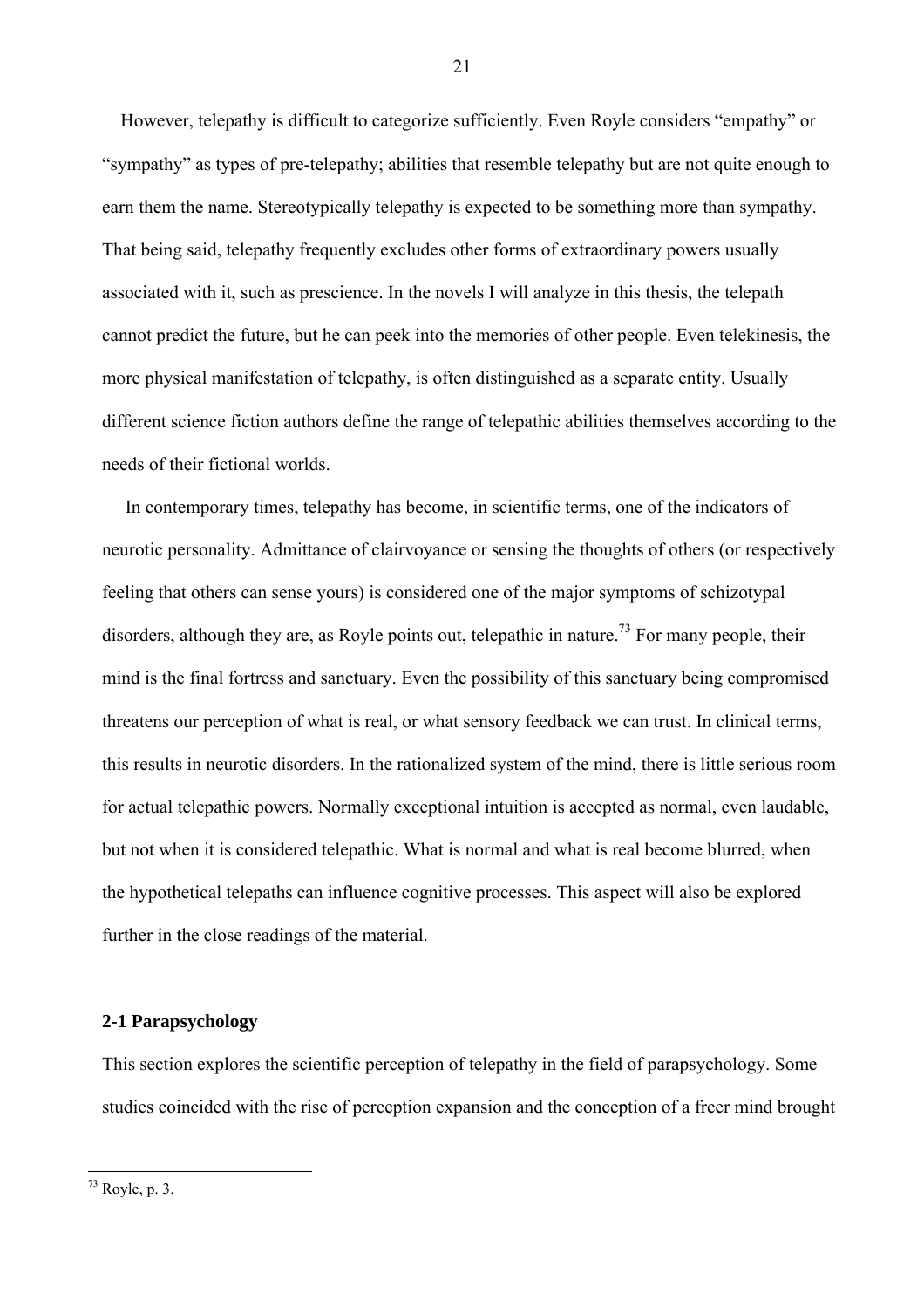However, telepathy is difficult to categorize sufficiently. Even Royle considers "empathy" or "sympathy" as types of pre-telepathy; abilities that resemble telepathy but are not quite enough to earn them the name. Stereotypically telepathy is expected to be something more than sympathy. That being said, telepathy frequently excludes other forms of extraordinary powers usually associated with it, such as prescience. In the novels I will analyze in this thesis, the telepath cannot predict the future, but he can peek into the memories of other people. Even telekinesis, the more physical manifestation of telepathy, is often distinguished as a separate entity. Usually different science fiction authors define the range of telepathic abilities themselves according to the needs of their fictional worlds.

In contemporary times, telepathy has become, in scientific terms, one of the indicators of neurotic personality. Admittance of clairvoyance or sensing the thoughts of others (or respectively feeling that others can sense yours) is considered one of the major symptoms of schizotypal disorders, although they are, as Royle points out, telepathic in nature.[73] For many people, their mind is the final fortress and sanctuary. Even the possibility of this sanctuary being compromised threatens our perception of what is real, or what sensory feedback we can trust. In clinical terms, this results in neurotic disorders. In the rationalized system of the mind, there is little serious room for actual telepathic powers. Normally exceptional intuition is accepted as normal, even laudable, but not when it is considered telepathic. What is normal and what is real become blurred, when the hypothetical telepaths can influence cognitive processes. This aspect will also be explored further in the close readings of the material.

### 2-1 Parapsychology

This section explores the scientific perception of telepathy in the field of parapsychology. Some studies coincided with the rise of perception expansion and the conception of a freer mind brought

---

[73] Royle, p. 3.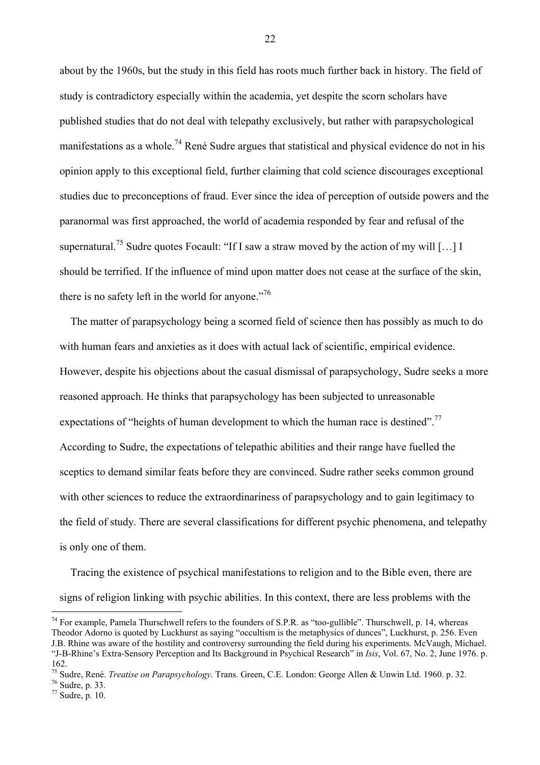about by the 1960s, but the study in this field has roots much further back in history. The field of study is contradictory especially within the academia, yet despite the scorn scholars have published studies that do not deal with telepathy exclusively, but rather with parapsychological manifestations as a whole.[74] René Sudre argues that statistical and physical evidence do not in his opinion apply to this exceptional field, further claiming that cold science discourages exceptional studies due to preconceptions of fraud. Ever since the idea of perception of outside powers and the paranormal was first approached, the world of academia responded by fear and refusal of the supernatural.[75] Sudre quotes Focault: "If I saw a straw moved by the action of my will […] I should be terrified. If the influence of mind upon matter does not cease at the surface of the skin, there is no safety left in the world for anyone."[76]

The matter of parapsychology being a scorned field of science then has possibly as much to do with human fears and anxieties as it does with actual lack of scientific, empirical evidence. However, despite his objections about the casual dismissal of parapsychology, Sudre seeks a more reasoned approach. He thinks that parapsychology has been subjected to unreasonable expectations of "heights of human development to which the human race is destined".[77] According to Sudre, the expectations of telepathic abilities and their range have fuelled the sceptics to demand similar feats before they are convinced. Sudre rather seeks common ground with other sciences to reduce the extraordinariness of parapsychology and to gain legitimacy to the field of study. There are several classifications for different psychic phenomena, and telepathy is only one of them.

Tracing the existence of psychical manifestations to religion and to the Bible even, there are signs of religion linking with psychic abilities. In this context, there are less problems with the

---

[74] For example, Pamela Thurschwell refers to the founders of S.P.R. as "too-gullible". Thurschwell, p. 14, whereas Theodor Adorno is quoted by Luckhurst as saying "occultism is the metaphysics of dunces", Luckhurst, p. 256. Even J.B. Rhine was aware of the hostility and controversy surrounding the field during his experiments. McVaugh, Michael. "J-B-Rhine's Extra-Sensory Perception and Its Background in Psychical Research" in *Isis*, Vol. 67, No. 2, June 1976. p. 162.

[75] Sudre, René. *Treatise on Parapsychology*. Trans. Green, C.E. London: George Allen & Unwin Ltd. 1960. p. 32.

[76] Sudre, p. 33.

[77] Sudre, p. 10.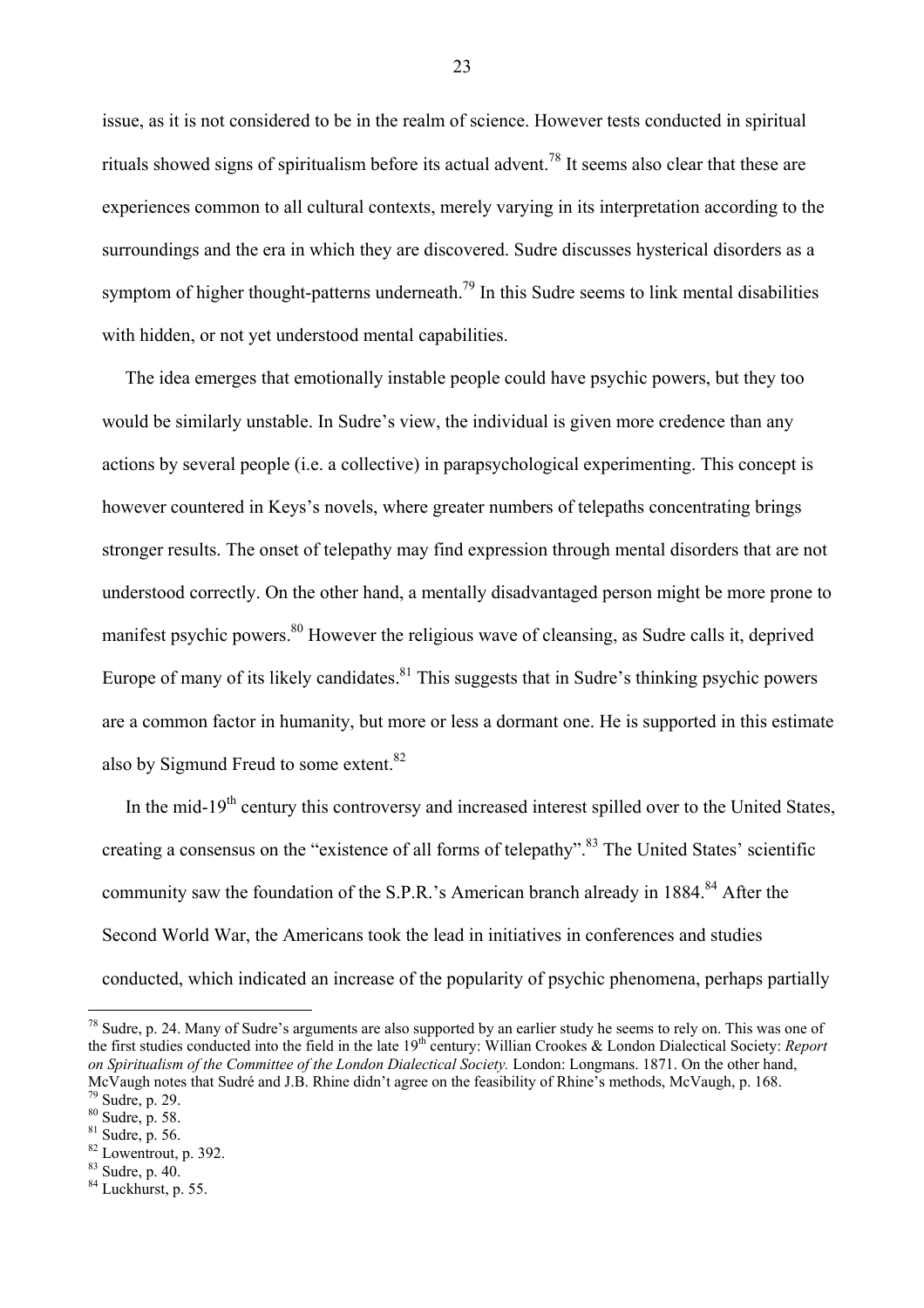issue, as it is not considered to be in the realm of science. However tests conducted in spiritual rituals showed signs of spiritualism before its actual advent.[78] It seems also clear that these are experiences common to all cultural contexts, merely varying in its interpretation according to the surroundings and the era in which they are discovered. Sudre discusses hysterical disorders as a symptom of higher thought-patterns underneath.[79] In this Sudre seems to link mental disabilities with hidden, or not yet understood mental capabilities.

The idea emerges that emotionally instable people could have psychic powers, but they too would be similarly unstable. In Sudre's view, the individual is given more credence than any actions by several people (i.e. a collective) in parapsychological experimenting. This concept is however countered in Keys's novels, where greater numbers of telepaths concentrating brings stronger results. The onset of telepathy may find expression through mental disorders that are not understood correctly. On the other hand, a mentally disadvantaged person might be more prone to manifest psychic powers.[80] However the religious wave of cleansing, as Sudre calls it, deprived Europe of many of its likely candidates.[81] This suggests that in Sudre's thinking psychic powers are a common factor in humanity, but more or less a dormant one. He is supported in this estimate also by Sigmund Freud to some extent.[82]

In the mid-19th century this controversy and increased interest spilled over to the United States, creating a consensus on the "existence of all forms of telepathy".[83] The United States' scientific community saw the foundation of the S.P.R.'s American branch already in 1884.[84] After the Second World War, the Americans took the lead in initiatives in conferences and studies conducted, which indicated an increase of the popularity of psychic phenomena, perhaps partially

---

[78] Sudre, p. 24. Many of Sudre's arguments are also supported by an earlier study he seems to rely on. This was one of the first studies conducted into the field in the late 19th century: Willian Crookes & London Dialectical Society: *Report on Spiritualism of the Committee of the London Dialectical Society.* London: Longmans. 1871. On the other hand, McVaugh notes that Sudré and J.B. Rhine didn't agree on the feasibility of Rhine's methods, McVaugh, p. 168.

[79] Sudre, p. 29.

[80] Sudre, p. 58.

[81] Sudre, p. 56.

[82] Lowentrout, p. 392.

[83] Sudre, p. 40.

[84] Luckhurst, p. 55.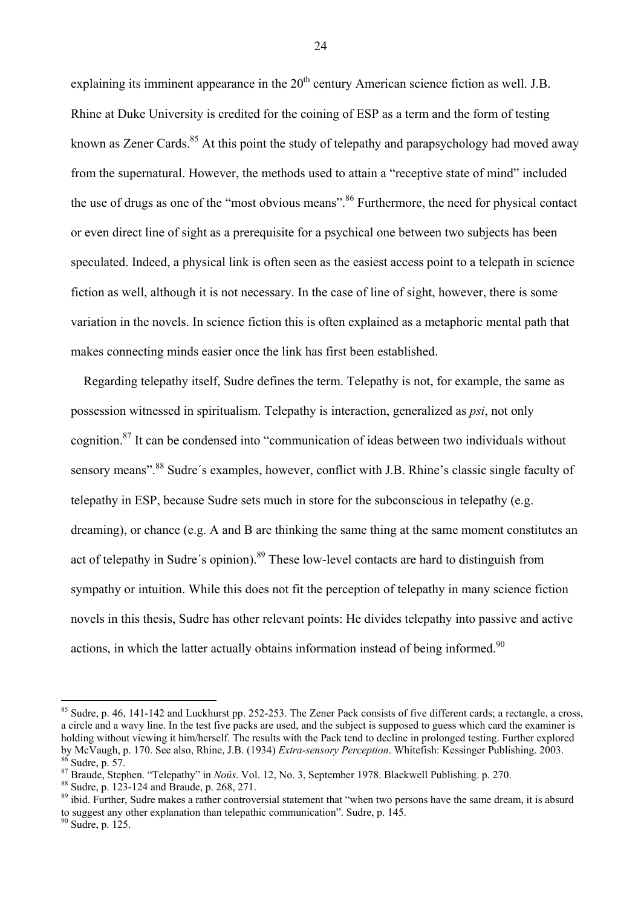explaining its imminent appearance in the 20th century American science fiction as well. J.B. Rhine at Duke University is credited for the coining of ESP as a term and the form of testing known as Zener Cards.[85] At this point the study of telepathy and parapsychology had moved away from the supernatural. However, the methods used to attain a "receptive state of mind" included the use of drugs as one of the "most obvious means".[86] Furthermore, the need for physical contact or even direct line of sight as a prerequisite for a psychical one between two subjects has been speculated. Indeed, a physical link is often seen as the easiest access point to a telepath in science fiction as well, although it is not necessary. In the case of line of sight, however, there is some variation in the novels. In science fiction this is often explained as a metaphoric mental path that makes connecting minds easier once the link has first been established.

Regarding telepathy itself, Sudre defines the term. Telepathy is not, for example, the same as possession witnessed in spiritualism. Telepathy is interaction, generalized as *psi*, not only cognition.[87] It can be condensed into "communication of ideas between two individuals without sensory means".[88] Sudre´s examples, however, conflict with J.B. Rhine's classic single faculty of telepathy in ESP, because Sudre sets much in store for the subconscious in telepathy (e.g. dreaming), or chance (e.g. A and B are thinking the same thing at the same moment constitutes an act of telepathy in Sudre´s opinion).[89] These low-level contacts are hard to distinguish from sympathy or intuition. While this does not fit the perception of telepathy in many science fiction novels in this thesis, Sudre has other relevant points: He divides telepathy into passive and active actions, in which the latter actually obtains information instead of being informed.[90]

---

[85] Sudre, p. 46, 141-142 and Luckhurst pp. 252-253. The Zener Pack consists of five different cards; a rectangle, a cross, a circle and a wavy line. In the test five packs are used, and the subject is supposed to guess which card the examiner is holding without viewing it him/herself. The results with the Pack tend to decline in prolonged testing. Further explored by McVaugh, p. 170. See also, Rhine, J.B. (1934) *Extra-sensory Perception*. Whitefish: Kessinger Publishing. 2003.

[86] Sudre, p. 57.

[87] Braude, Stephen. "Telepathy" in *Noûs*. Vol. 12, No. 3, September 1978. Blackwell Publishing. p. 270.

[88] Sudre, p. 123-124 and Braude, p. 268, 271.

[89] ibid. Further, Sudre makes a rather controversial statement that "when two persons have the same dream, it is absurd to suggest any other explanation than telepathic communication". Sudre, p. 145.

[90] Sudre, p. 125.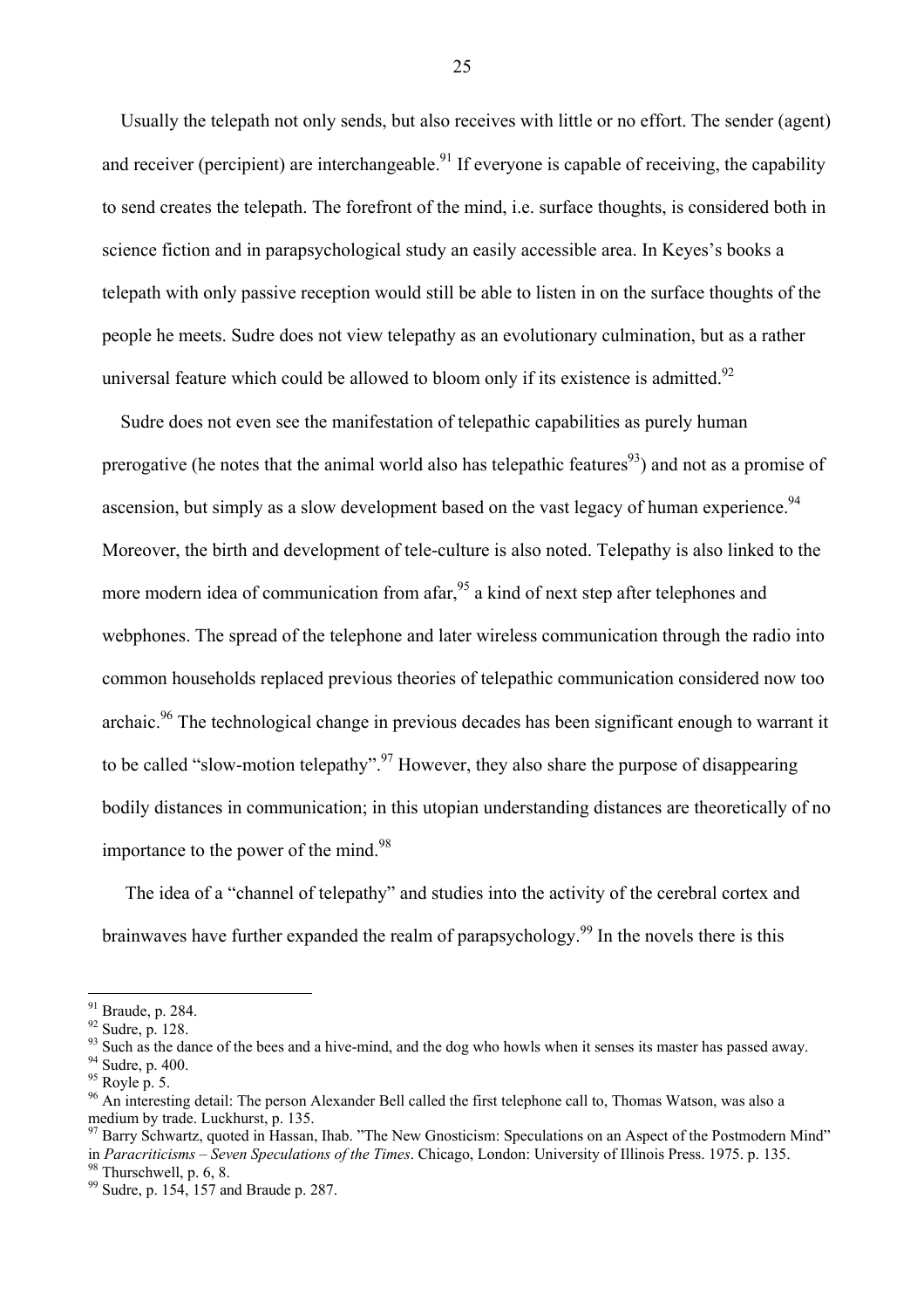Usually the telepath not only sends, but also receives with little or no effort. The sender (agent) and receiver (percipient) are interchangeable.[91] If everyone is capable of receiving, the capability to send creates the telepath. The forefront of the mind, i.e. surface thoughts, is considered both in science fiction and in parapsychological study an easily accessible area. In Keyes's books a telepath with only passive reception would still be able to listen in on the surface thoughts of the people he meets. Sudre does not view telepathy as an evolutionary culmination, but as a rather universal feature which could be allowed to bloom only if its existence is admitted.[92]

Sudre does not even see the manifestation of telepathic capabilities as purely human prerogative (he notes that the animal world also has telepathic features[93]) and not as a promise of ascension, but simply as a slow development based on the vast legacy of human experience.[94] Moreover, the birth and development of tele-culture is also noted. Telepathy is also linked to the more modern idea of communication from afar,[95] a kind of next step after telephones and webphones. The spread of the telephone and later wireless communication through the radio into common households replaced previous theories of telepathic communication considered now too archaic.[96] The technological change in previous decades has been significant enough to warrant it to be called "slow-motion telepathy".[97] However, they also share the purpose of disappearing bodily distances in communication; in this utopian understanding distances are theoretically of no importance to the power of the mind.[98]

The idea of a "channel of telepathy" and studies into the activity of the cerebral cortex and brainwaves have further expanded the realm of parapsychology.[99] In the novels there is this

---

[91] Braude, p. 284.

[92] Sudre, p. 128.

[93] Such as the dance of the bees and a hive-mind, and the dog who howls when it senses its master has passed away.

[94] Sudre, p. 400.

[95] Royle p. 5.

[96] An interesting detail: The person Alexander Bell called the first telephone call to, Thomas Watson, was also a medium by trade. Luckhurst, p. 135.

[97] Barry Schwartz, quoted in Hassan, Ihab. "The New Gnosticism: Speculations on an Aspect of the Postmodern Mind" in *Paracriticisms – Seven Speculations of the Times*. Chicago, London: University of Illinois Press. 1975. p. 135.

[98] Thurschwell, p. 6, 8.

[99] Sudre, p. 154, 157 and Braude p. 287.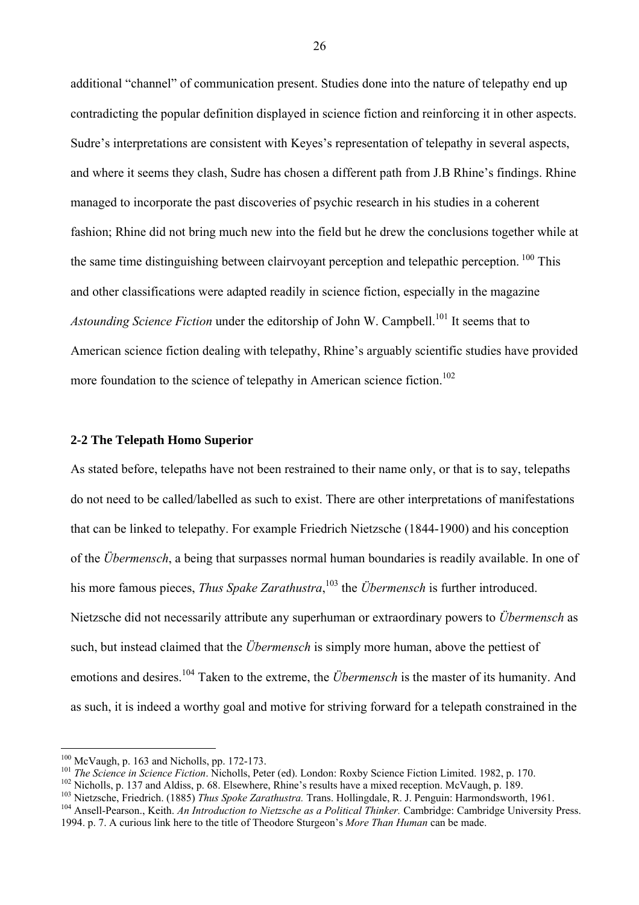additional "channel" of communication present. Studies done into the nature of telepathy end up contradicting the popular definition displayed in science fiction and reinforcing it in other aspects. Sudre's interpretations are consistent with Keyes's representation of telepathy in several aspects, and where it seems they clash, Sudre has chosen a different path from J.B Rhine's findings. Rhine managed to incorporate the past discoveries of psychic research in his studies in a coherent fashion; Rhine did not bring much new into the field but he drew the conclusions together while at the same time distinguishing between clairvoyant perception and telepathic perception. [100] This and other classifications were adapted readily in science fiction, especially in the magazine *Astounding Science Fiction* under the editorship of John W. Campbell.[101] It seems that to American science fiction dealing with telepathy, Rhine's arguably scientific studies have provided more foundation to the science of telepathy in American science fiction.[102]

### 2-2 The Telepath Homo Superior

As stated before, telepaths have not been restrained to their name only, or that is to say, telepaths do not need to be called/labelled as such to exist. There are other interpretations of manifestations that can be linked to telepathy. For example Friedrich Nietzsche (1844-1900) and his conception of the *Übermensch*, a being that surpasses normal human boundaries is readily available. In one of his more famous pieces, *Thus Spake Zarathustra*,[103] the *Übermensch* is further introduced. Nietzsche did not necessarily attribute any superhuman or extraordinary powers to *Übermensch* as such, but instead claimed that the *Übermensch* is simply more human, above the pettiest of emotions and desires.[104] Taken to the extreme, the *Übermensch* is the master of its humanity. And as such, it is indeed a worthy goal and motive for striving forward for a telepath constrained in the

---

[100] McVaugh, p. 163 and Nicholls, pp. 172-173.

[101] *The Science in Science Fiction*. Nicholls, Peter (ed). London: Roxby Science Fiction Limited. 1982, p. 170.

[102] Nicholls, p. 137 and Aldiss, p. 68. Elsewhere, Rhine's results have a mixed reception. McVaugh, p. 189.

[103] Nietzsche, Friedrich. (1885) *Thus Spoke Zarathustra.* Trans. Hollingdale, R. J. Penguin: Harmondsworth, 1961.

[104] Ansell-Pearson., Keith. *An Introduction to Nietzsche as a Political Thinker.* Cambridge: Cambridge University Press. 1994. p. 7. A curious link here to the title of Theodore Sturgeon's *More Than Human* can be made.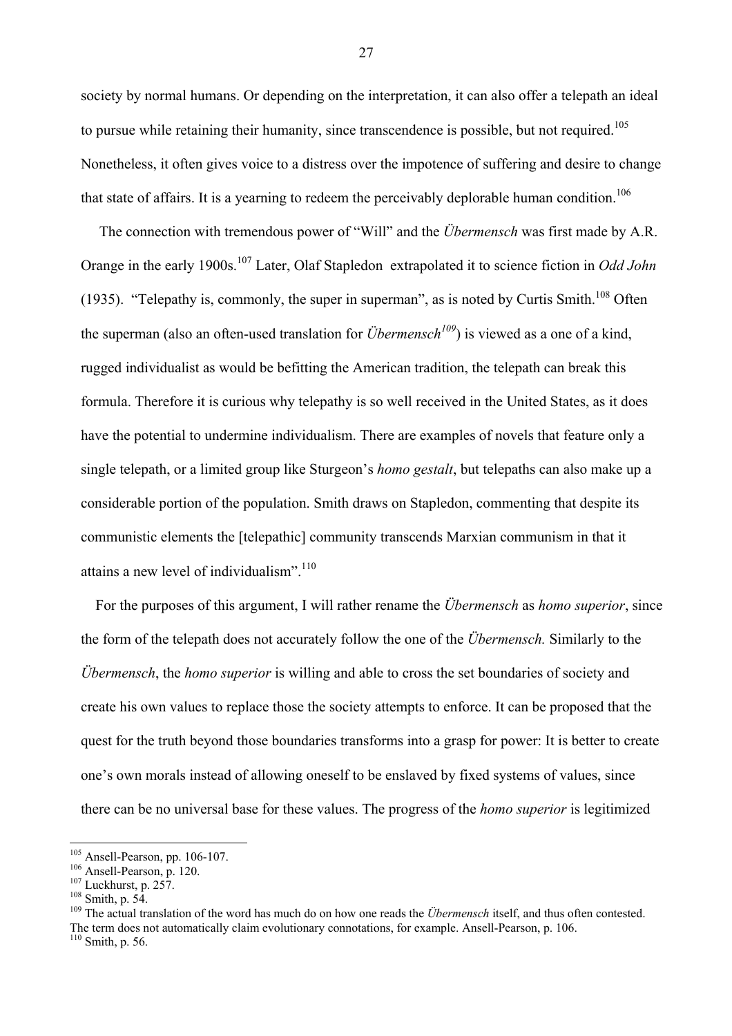society by normal humans. Or depending on the interpretation, it can also offer a telepath an ideal to pursue while retaining their humanity, since transcendence is possible, but not required.[105] Nonetheless, it often gives voice to a distress over the impotence of suffering and desire to change that state of affairs. It is a yearning to redeem the perceivably deplorable human condition.[106]

The connection with tremendous power of "Will" and the *Übermensch* was first made by A.R. Orange in the early 1900s.[107] Later, Olaf Stapledon extrapolated it to science fiction in *Odd John* (1935). "Telepathy is, commonly, the super in superman", as is noted by Curtis Smith.[108] Often the superman (also an often-used translation for *Übermensch*[109]) is viewed as a one of a kind, rugged individualist as would be befitting the American tradition, the telepath can break this formula. Therefore it is curious why telepathy is so well received in the United States, as it does have the potential to undermine individualism. There are examples of novels that feature only a single telepath, or a limited group like Sturgeon's *homo gestalt*, but telepaths can also make up a considerable portion of the population. Smith draws on Stapledon, commenting that despite its communistic elements the [telepathic] community transcends Marxian communism in that it attains a new level of individualism".[110]

For the purposes of this argument, I will rather rename the *Übermensch* as *homo superior*, since the form of the telepath does not accurately follow the one of the *Übermensch.* Similarly to the *Übermensch*, the *homo superior* is willing and able to cross the set boundaries of society and create his own values to replace those the society attempts to enforce. It can be proposed that the quest for the truth beyond those boundaries transforms into a grasp for power: It is better to create one's own morals instead of allowing oneself to be enslaved by fixed systems of values, since there can be no universal base for these values. The progress of the *homo superior* is legitimized

---

[105] Ansell-Pearson, pp. 106-107.
[106] Ansell-Pearson, p. 120.
[107] Luckhurst, p. 257.
[108] Smith, p. 54.
[109] The actual translation of the word has much do on how one reads the *Übermensch* itself, and thus often contested. The term does not automatically claim evolutionary connotations, for example. Ansell-Pearson, p. 106.
[110] Smith, p. 56.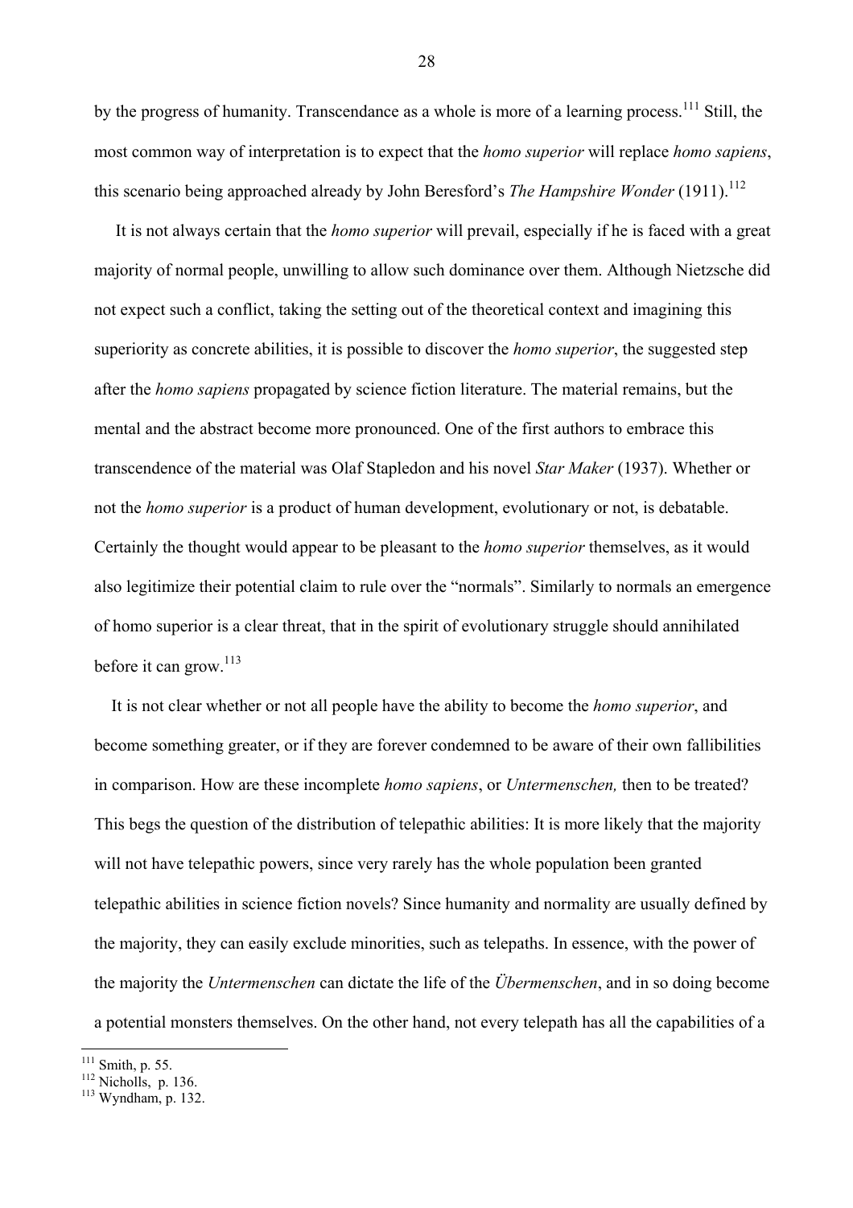by the progress of humanity. Transcendance as a whole is more of a learning process.[111] Still, the most common way of interpretation is to expect that the *homo superior* will replace *homo sapiens*, this scenario being approached already by John Beresford's *The Hampshire Wonder* (1911).[112]

It is not always certain that the *homo superior* will prevail, especially if he is faced with a great majority of normal people, unwilling to allow such dominance over them. Although Nietzsche did not expect such a conflict, taking the setting out of the theoretical context and imagining this superiority as concrete abilities, it is possible to discover the *homo superior*, the suggested step after the *homo sapiens* propagated by science fiction literature. The material remains, but the mental and the abstract become more pronounced. One of the first authors to embrace this transcendence of the material was Olaf Stapledon and his novel *Star Maker* (1937). Whether or not the *homo superior* is a product of human development, evolutionary or not, is debatable. Certainly the thought would appear to be pleasant to the *homo superior* themselves, as it would also legitimize their potential claim to rule over the "normals". Similarly to normals an emergence of homo superior is a clear threat, that in the spirit of evolutionary struggle should annihilated before it can grow.[113]

It is not clear whether or not all people have the ability to become the *homo superior*, and become something greater, or if they are forever condemned to be aware of their own fallibilities in comparison. How are these incomplete *homo sapiens*, or *Untermenschen,* then to be treated? This begs the question of the distribution of telepathic abilities: It is more likely that the majority will not have telepathic powers, since very rarely has the whole population been granted telepathic abilities in science fiction novels? Since humanity and normality are usually defined by the majority, they can easily exclude minorities, such as telepaths. In essence, with the power of the majority the *Untermenschen* can dictate the life of the *Übermenschen*, and in so doing become a potential monsters themselves. On the other hand, not every telepath has all the capabilities of a

[111] Smith, p. 55.
[112] Nicholls, p. 136.
[113] Wyndham, p. 132.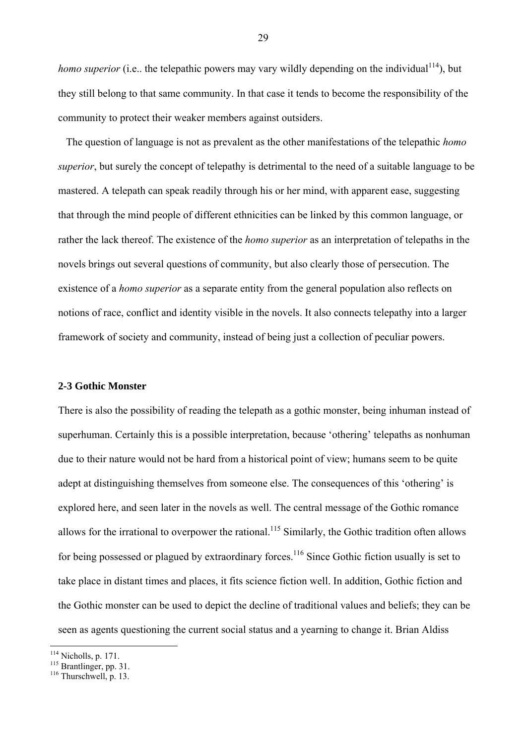*homo superior* (i.e.. the telepathic powers may vary wildly depending on the individual[114]), but they still belong to that same community. In that case it tends to become the responsibility of the community to protect their weaker members against outsiders.

The question of language is not as prevalent as the other manifestations of the telepathic *homo superior*, but surely the concept of telepathy is detrimental to the need of a suitable language to be mastered. A telepath can speak readily through his or her mind, with apparent ease, suggesting that through the mind people of different ethnicities can be linked by this common language, or rather the lack thereof. The existence of the *homo superior* as an interpretation of telepaths in the novels brings out several questions of community, but also clearly those of persecution. The existence of a *homo superior* as a separate entity from the general population also reflects on notions of race, conflict and identity visible in the novels. It also connects telepathy into a larger framework of society and community, instead of being just a collection of peculiar powers.

### 2-3 Gothic Monster

There is also the possibility of reading the telepath as a gothic monster, being inhuman instead of superhuman. Certainly this is a possible interpretation, because 'othering' telepaths as nonhuman due to their nature would not be hard from a historical point of view; humans seem to be quite adept at distinguishing themselves from someone else. The consequences of this 'othering' is explored here, and seen later in the novels as well. The central message of the Gothic romance allows for the irrational to overpower the rational.[115] Similarly, the Gothic tradition often allows for being possessed or plagued by extraordinary forces.[116] Since Gothic fiction usually is set to take place in distant times and places, it fits science fiction well. In addition, Gothic fiction and the Gothic monster can be used to depict the decline of traditional values and beliefs; they can be seen as agents questioning the current social status and a yearning to change it. Brian Aldiss

---

[114] Nicholls, p. 171.
[115] Brantlinger, pp. 31.
[116] Thurschwell, p. 13.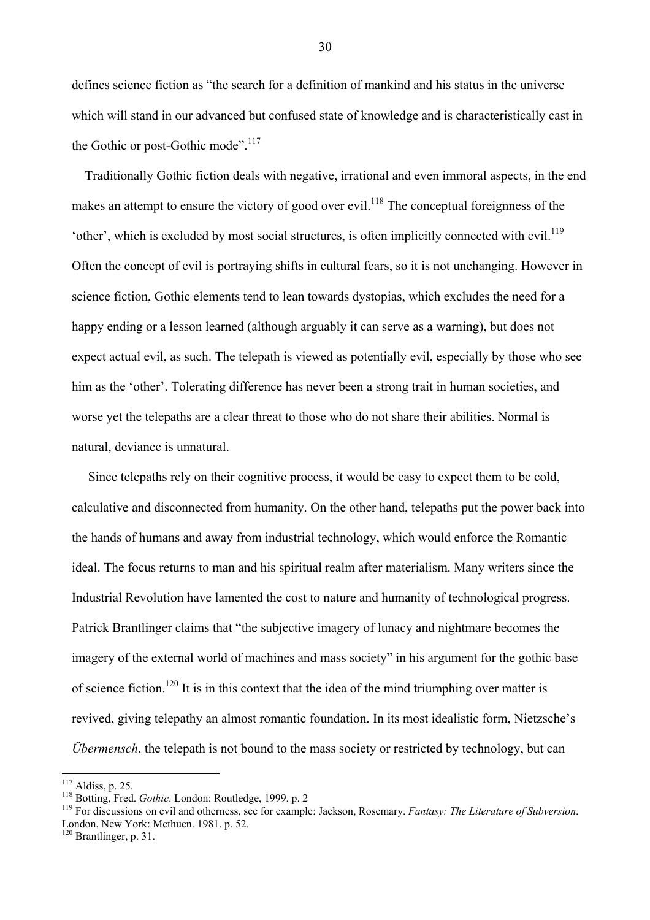defines science fiction as "the search for a definition of mankind and his status in the universe which will stand in our advanced but confused state of knowledge and is characteristically cast in the Gothic or post-Gothic mode".[117]

Traditionally Gothic fiction deals with negative, irrational and even immoral aspects, in the end makes an attempt to ensure the victory of good over evil.[118] The conceptual foreignness of the 'other', which is excluded by most social structures, is often implicitly connected with evil.[119] Often the concept of evil is portraying shifts in cultural fears, so it is not unchanging. However in science fiction, Gothic elements tend to lean towards dystopias, which excludes the need for a happy ending or a lesson learned (although arguably it can serve as a warning), but does not expect actual evil, as such. The telepath is viewed as potentially evil, especially by those who see him as the 'other'. Tolerating difference has never been a strong trait in human societies, and worse yet the telepaths are a clear threat to those who do not share their abilities. Normal is natural, deviance is unnatural.

Since telepaths rely on their cognitive process, it would be easy to expect them to be cold, calculative and disconnected from humanity. On the other hand, telepaths put the power back into the hands of humans and away from industrial technology, which would enforce the Romantic ideal. The focus returns to man and his spiritual realm after materialism. Many writers since the Industrial Revolution have lamented the cost to nature and humanity of technological progress. Patrick Brantlinger claims that "the subjective imagery of lunacy and nightmare becomes the imagery of the external world of machines and mass society" in his argument for the gothic base of science fiction.[120] It is in this context that the idea of the mind triumphing over matter is revived, giving telepathy an almost romantic foundation. In its most idealistic form, Nietzsche's *Übermensch*, the telepath is not bound to the mass society or restricted by technology, but can

---

[117] Aldiss, p. 25.

[118] Botting, Fred. *Gothic*. London: Routledge, 1999. p. 2

[119] For discussions on evil and otherness, see for example: Jackson, Rosemary. *Fantasy: The Literature of Subversion*. London, New York: Methuen. 1981. p. 52.

[120] Brantlinger, p. 31.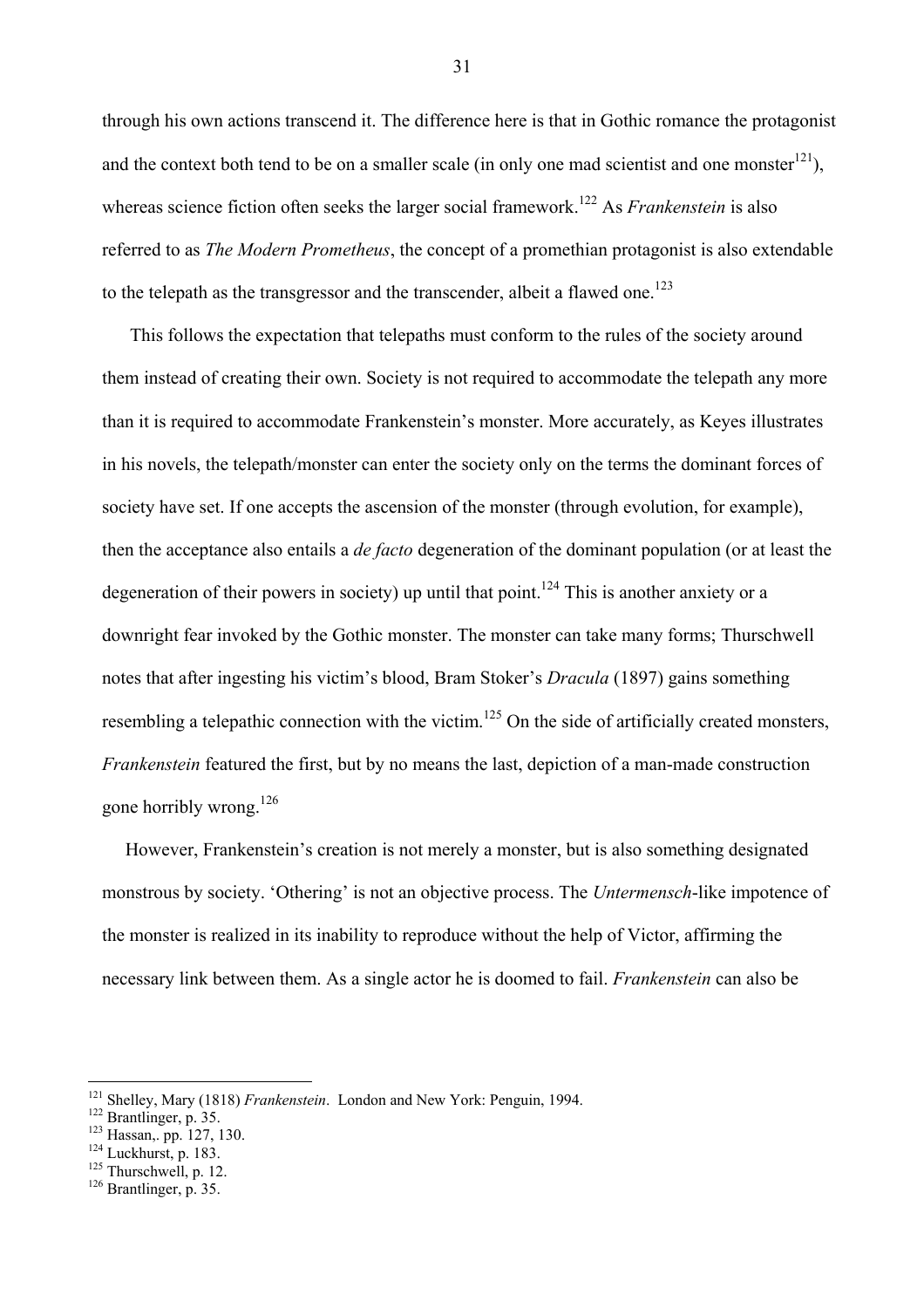through his own actions transcend it. The difference here is that in Gothic romance the protagonist and the context both tend to be on a smaller scale (in only one mad scientist and one monster[121]), whereas science fiction often seeks the larger social framework.[122] As *Frankenstein* is also referred to as *The Modern Prometheus*, the concept of a promethian protagonist is also extendable to the telepath as the transgressor and the transcender, albeit a flawed one.[123]

This follows the expectation that telepaths must conform to the rules of the society around them instead of creating their own. Society is not required to accommodate the telepath any more than it is required to accommodate Frankenstein's monster. More accurately, as Keyes illustrates in his novels, the telepath/monster can enter the society only on the terms the dominant forces of society have set. If one accepts the ascension of the monster (through evolution, for example), then the acceptance also entails a *de facto* degeneration of the dominant population (or at least the degeneration of their powers in society) up until that point.[124] This is another anxiety or a downright fear invoked by the Gothic monster. The monster can take many forms; Thurschwell notes that after ingesting his victim's blood, Bram Stoker's *Dracula* (1897) gains something resembling a telepathic connection with the victim.[125] On the side of artificially created monsters, *Frankenstein* featured the first, but by no means the last, depiction of a man-made construction gone horribly wrong.[126]

However, Frankenstein's creation is not merely a monster, but is also something designated monstrous by society. 'Othering' is not an objective process. The *Untermensch*-like impotence of the monster is realized in its inability to reproduce without the help of Victor, affirming the necessary link between them. As a single actor he is doomed to fail. *Frankenstein* can also be

---

[121] Shelley, Mary (1818) *Frankenstein*. London and New York: Penguin, 1994.
[122] Brantlinger, p. 35.
[123] Hassan,. pp. 127, 130.
[124] Luckhurst, p. 183.
[125] Thurschwell, p. 12.
[126] Brantlinger, p. 35.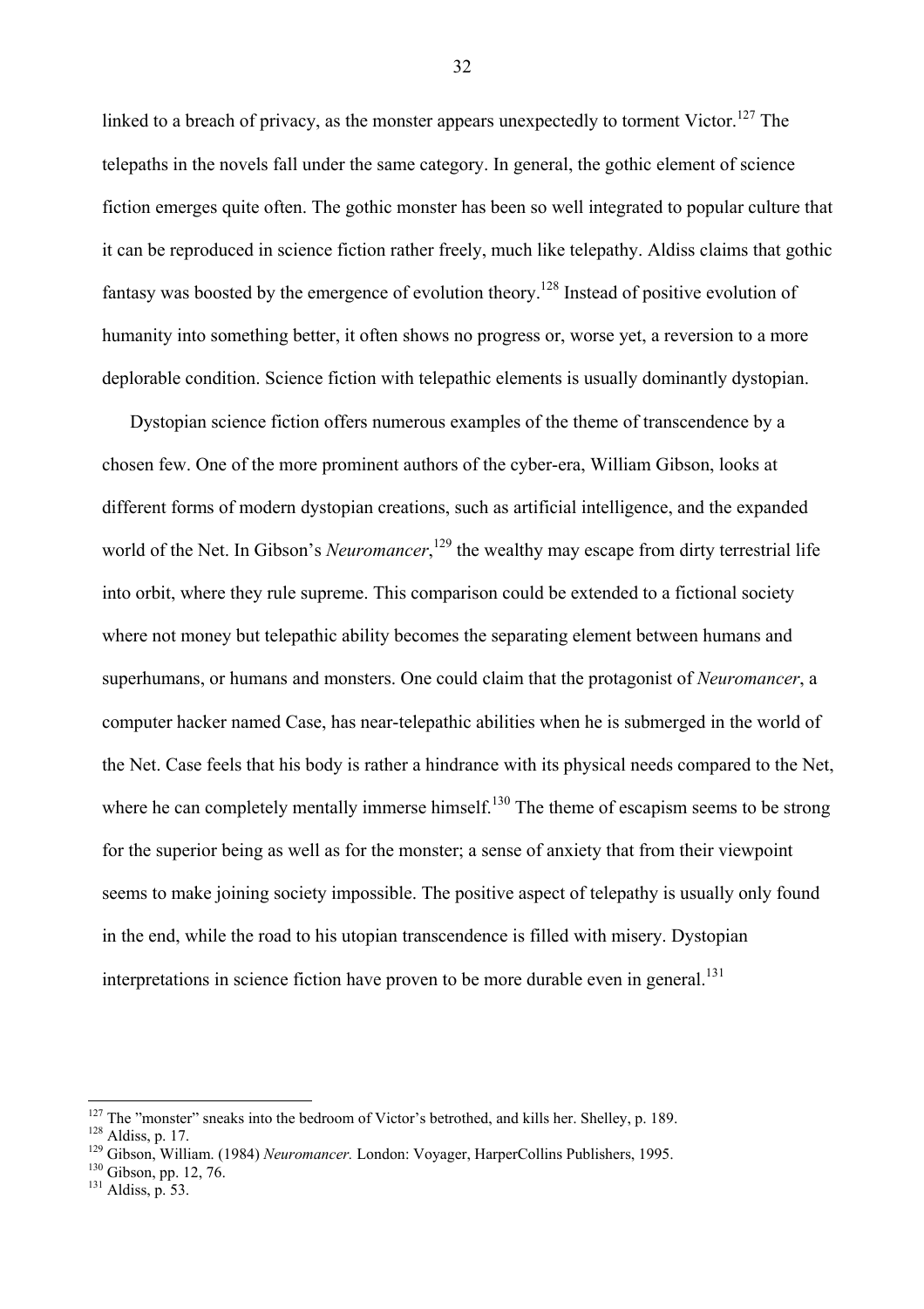linked to a breach of privacy, as the monster appears unexpectedly to torment Victor.[127] The telepaths in the novels fall under the same category. In general, the gothic element of science fiction emerges quite often. The gothic monster has been so well integrated to popular culture that it can be reproduced in science fiction rather freely, much like telepathy. Aldiss claims that gothic fantasy was boosted by the emergence of evolution theory.[128] Instead of positive evolution of humanity into something better, it often shows no progress or, worse yet, a reversion to a more deplorable condition. Science fiction with telepathic elements is usually dominantly dystopian.

Dystopian science fiction offers numerous examples of the theme of transcendence by a chosen few. One of the more prominent authors of the cyber-era, William Gibson, looks at different forms of modern dystopian creations, such as artificial intelligence, and the expanded world of the Net. In Gibson's *Neuromancer*,[129] the wealthy may escape from dirty terrestrial life into orbit, where they rule supreme. This comparison could be extended to a fictional society where not money but telepathic ability becomes the separating element between humans and superhumans, or humans and monsters. One could claim that the protagonist of *Neuromancer*, a computer hacker named Case, has near-telepathic abilities when he is submerged in the world of the Net. Case feels that his body is rather a hindrance with its physical needs compared to the Net, where he can completely mentally immerse himself.[130] The theme of escapism seems to be strong for the superior being as well as for the monster; a sense of anxiety that from their viewpoint seems to make joining society impossible. The positive aspect of telepathy is usually only found in the end, while the road to his utopian transcendence is filled with misery. Dystopian interpretations in science fiction have proven to be more durable even in general.[131]

---

[127] The "monster" sneaks into the bedroom of Victor's betrothed, and kills her. Shelley, p. 189.
[128] Aldiss, p. 17.
[129] Gibson, William. (1984) *Neuromancer.* London: Voyager, HarperCollins Publishers, 1995.
[130] Gibson, pp. 12, 76.
[131] Aldiss, p. 53.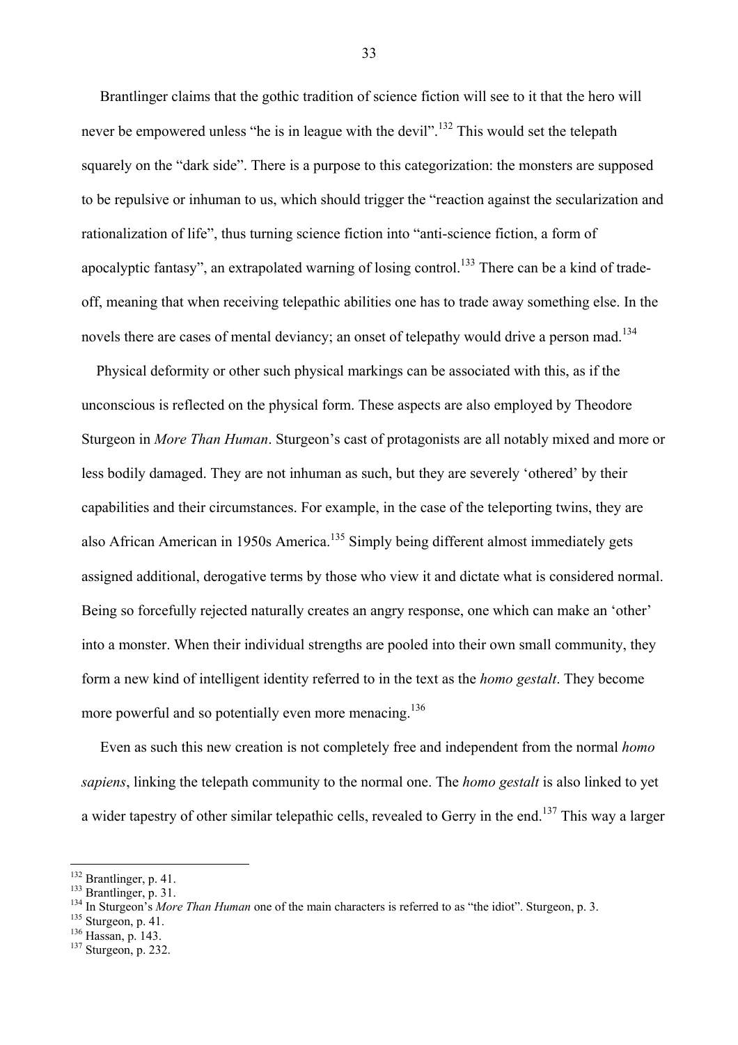Brantlinger claims that the gothic tradition of science fiction will see to it that the hero will never be empowered unless "he is in league with the devil".[132] This would set the telepath squarely on the "dark side". There is a purpose to this categorization: the monsters are supposed to be repulsive or inhuman to us, which should trigger the "reaction against the secularization and rationalization of life", thus turning science fiction into "anti-science fiction, a form of apocalyptic fantasy", an extrapolated warning of losing control.[133] There can be a kind of trade-off, meaning that when receiving telepathic abilities one has to trade away something else. In the novels there are cases of mental deviancy; an onset of telepathy would drive a person mad.[134]

Physical deformity or other such physical markings can be associated with this, as if the unconscious is reflected on the physical form. These aspects are also employed by Theodore Sturgeon in *More Than Human*. Sturgeon's cast of protagonists are all notably mixed and more or less bodily damaged. They are not inhuman as such, but they are severely 'othered' by their capabilities and their circumstances. For example, in the case of the teleporting twins, they are also African American in 1950s America.[135] Simply being different almost immediately gets assigned additional, derogative terms by those who view it and dictate what is considered normal. Being so forcefully rejected naturally creates an angry response, one which can make an 'other' into a monster. When their individual strengths are pooled into their own small community, they form a new kind of intelligent identity referred to in the text as the *homo gestalt*. They become more powerful and so potentially even more menacing.[136]

Even as such this new creation is not completely free and independent from the normal *homo sapiens*, linking the telepath community to the normal one. The *homo gestalt* is also linked to yet a wider tapestry of other similar telepathic cells, revealed to Gerry in the end.[137] This way a larger

---

[132] Brantlinger, p. 41.
[133] Brantlinger, p. 31.
[134] In Sturgeon's *More Than Human* one of the main characters is referred to as "the idiot". Sturgeon, p. 3.
[135] Sturgeon, p. 41.
[136] Hassan, p. 143.
[137] Sturgeon, p. 232.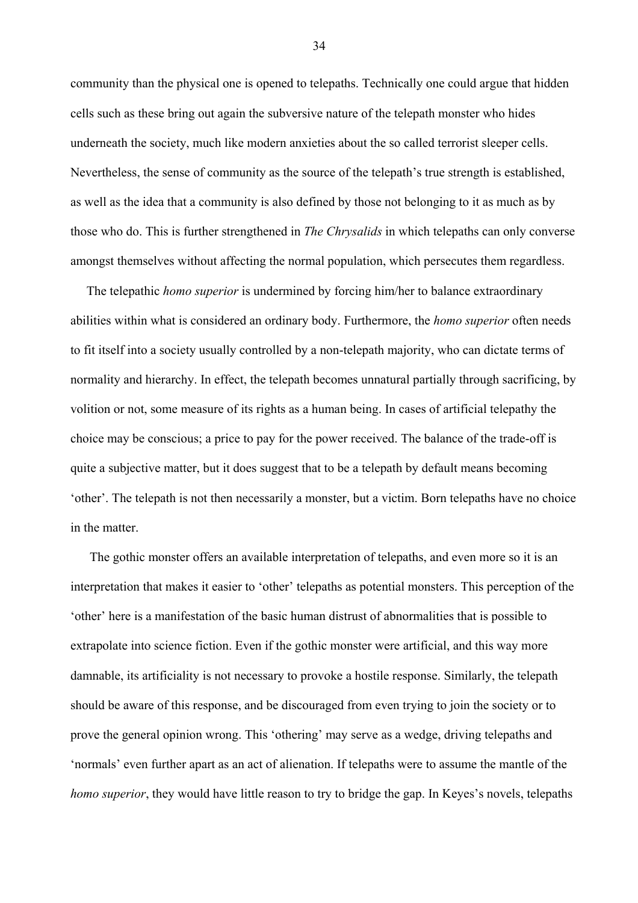community than the physical one is opened to telepaths. Technically one could argue that hidden cells such as these bring out again the subversive nature of the telepath monster who hides underneath the society, much like modern anxieties about the so called terrorist sleeper cells. Nevertheless, the sense of community as the source of the telepath's true strength is established, as well as the idea that a community is also defined by those not belonging to it as much as by those who do. This is further strengthened in *The Chrysalids* in which telepaths can only converse amongst themselves without affecting the normal population, which persecutes them regardless.

The telepathic *homo superior* is undermined by forcing him/her to balance extraordinary abilities within what is considered an ordinary body. Furthermore, the *homo superior* often needs to fit itself into a society usually controlled by a non-telepath majority, who can dictate terms of normality and hierarchy. In effect, the telepath becomes unnatural partially through sacrificing, by volition or not, some measure of its rights as a human being. In cases of artificial telepathy the choice may be conscious; a price to pay for the power received. The balance of the trade-off is quite a subjective matter, but it does suggest that to be a telepath by default means becoming 'other'. The telepath is not then necessarily a monster, but a victim. Born telepaths have no choice in the matter.

The gothic monster offers an available interpretation of telepaths, and even more so it is an interpretation that makes it easier to 'other' telepaths as potential monsters. This perception of the 'other' here is a manifestation of the basic human distrust of abnormalities that is possible to extrapolate into science fiction. Even if the gothic monster were artificial, and this way more damnable, its artificiality is not necessary to provoke a hostile response. Similarly, the telepath should be aware of this response, and be discouraged from even trying to join the society or to prove the general opinion wrong. This 'othering' may serve as a wedge, driving telepaths and 'normals' even further apart as an act of alienation. If telepaths were to assume the mantle of the *homo superior*, they would have little reason to try to bridge the gap. In Keyes's novels, telepaths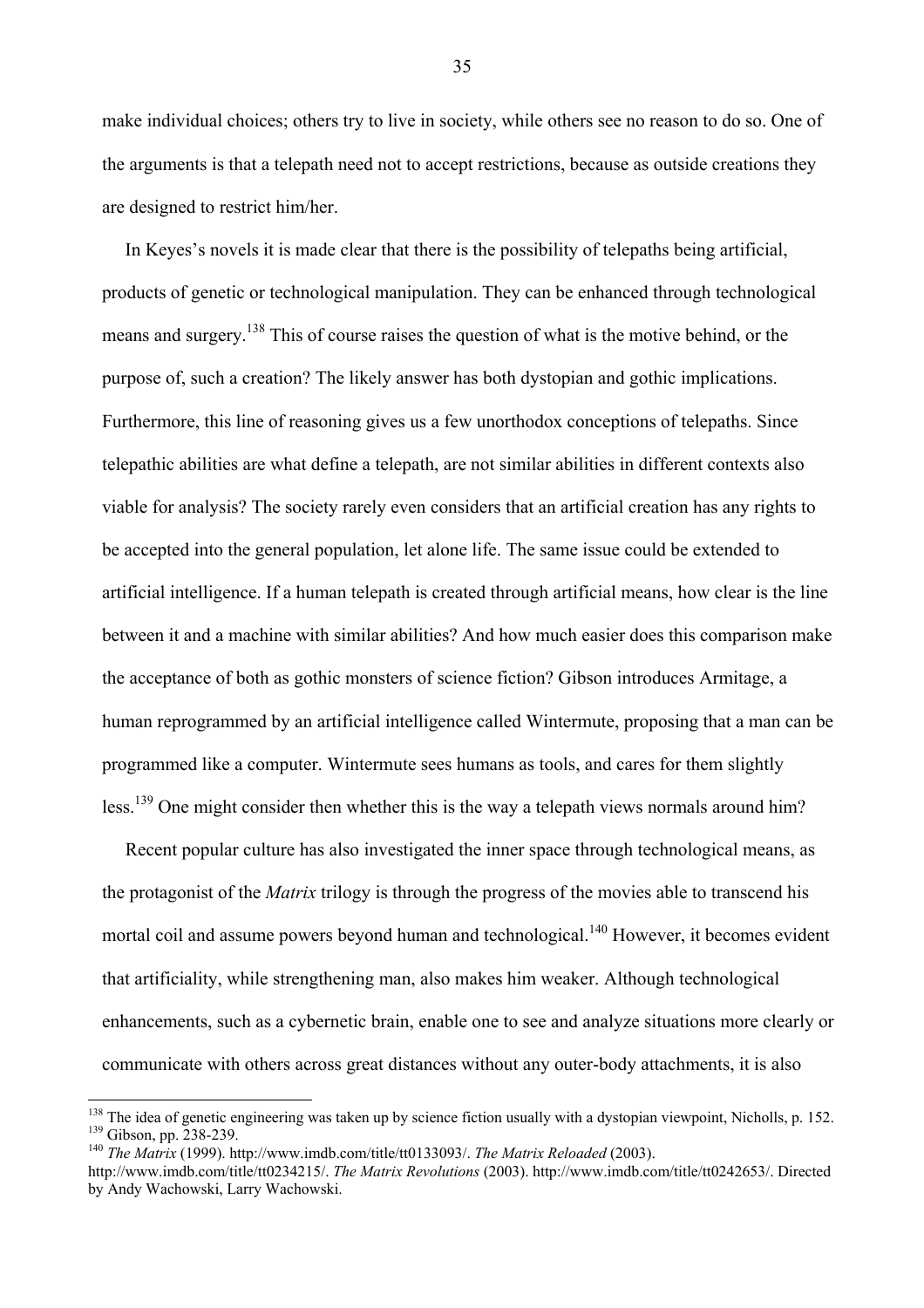make individual choices; others try to live in society, while others see no reason to do so. One of the arguments is that a telepath need not to accept restrictions, because as outside creations they are designed to restrict him/her.

In Keyes's novels it is made clear that there is the possibility of telepaths being artificial, products of genetic or technological manipulation. They can be enhanced through technological means and surgery.[138] This of course raises the question of what is the motive behind, or the purpose of, such a creation? The likely answer has both dystopian and gothic implications. Furthermore, this line of reasoning gives us a few unorthodox conceptions of telepaths. Since telepathic abilities are what define a telepath, are not similar abilities in different contexts also viable for analysis? The society rarely even considers that an artificial creation has any rights to be accepted into the general population, let alone life. The same issue could be extended to artificial intelligence. If a human telepath is created through artificial means, how clear is the line between it and a machine with similar abilities? And how much easier does this comparison make the acceptance of both as gothic monsters of science fiction? Gibson introduces Armitage, a human reprogrammed by an artificial intelligence called Wintermute, proposing that a man can be programmed like a computer. Wintermute sees humans as tools, and cares for them slightly less.[139] One might consider then whether this is the way a telepath views normals around him?

Recent popular culture has also investigated the inner space through technological means, as the protagonist of the *Matrix* trilogy is through the progress of the movies able to transcend his mortal coil and assume powers beyond human and technological.[140] However, it becomes evident that artificiality, while strengthening man, also makes him weaker. Although technological enhancements, such as a cybernetic brain, enable one to see and analyze situations more clearly or communicate with others across great distances without any outer-body attachments, it is also

---

[138] The idea of genetic engineering was taken up by science fiction usually with a dystopian viewpoint, Nicholls, p. 152.

[139] Gibson, pp. 238-239.

[140] *The Matrix* (1999). http://www.imdb.com/title/tt0133093/. *The Matrix Reloaded* (2003). http://www.imdb.com/title/tt0234215/. *The Matrix Revolutions* (2003). http://www.imdb.com/title/tt0242653/. Directed by Andy Wachowski, Larry Wachowski.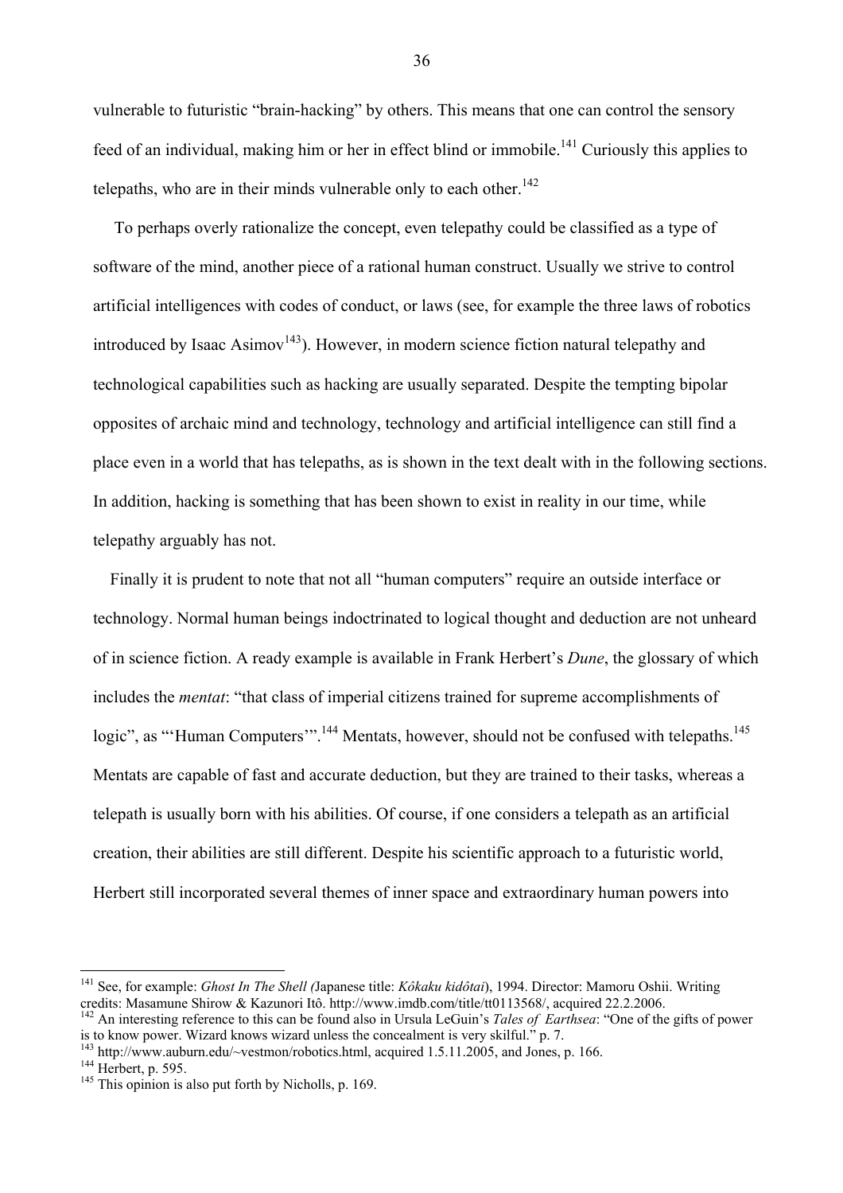vulnerable to futuristic "brain-hacking" by others. This means that one can control the sensory feed of an individual, making him or her in effect blind or immobile.[141] Curiously this applies to telepaths, who are in their minds vulnerable only to each other.[142]

To perhaps overly rationalize the concept, even telepathy could be classified as a type of software of the mind, another piece of a rational human construct. Usually we strive to control artificial intelligences with codes of conduct, or laws (see, for example the three laws of robotics introduced by Isaac Asimov[143]). However, in modern science fiction natural telepathy and technological capabilities such as hacking are usually separated. Despite the tempting bipolar opposites of archaic mind and technology, technology and artificial intelligence can still find a place even in a world that has telepaths, as is shown in the text dealt with in the following sections. In addition, hacking is something that has been shown to exist in reality in our time, while telepathy arguably has not.

Finally it is prudent to note that not all "human computers" require an outside interface or technology. Normal human beings indoctrinated to logical thought and deduction are not unheard of in science fiction. A ready example is available in Frank Herbert's *Dune*, the glossary of which includes the *mentat*: "that class of imperial citizens trained for supreme accomplishments of logic", as "'Human Computers'".[144] Mentats, however, should not be confused with telepaths.[145] Mentats are capable of fast and accurate deduction, but they are trained to their tasks, whereas a telepath is usually born with his abilities. Of course, if one considers a telepath as an artificial creation, their abilities are still different. Despite his scientific approach to a futuristic world, Herbert still incorporated several themes of inner space and extraordinary human powers into

---

[141] See, for example: *Ghost In The Shell (*Japanese title: *Kôkaku kidôtai*), 1994. Director: Mamoru Oshii. Writing credits: Masamune Shirow & Kazunori Itô. http://www.imdb.com/title/tt0113568/, acquired 22.2.2006.

[142] An interesting reference to this can be found also in Ursula LeGuin's *Tales of Earthsea*: "One of the gifts of power is to know power. Wizard knows wizard unless the concealment is very skilful." p. 7.

[143] http://www.auburn.edu/~vestmon/robotics.html, acquired 1.5.11.2005, and Jones, p. 166.

[144] Herbert, p. 595.

[145] This opinion is also put forth by Nicholls, p. 169.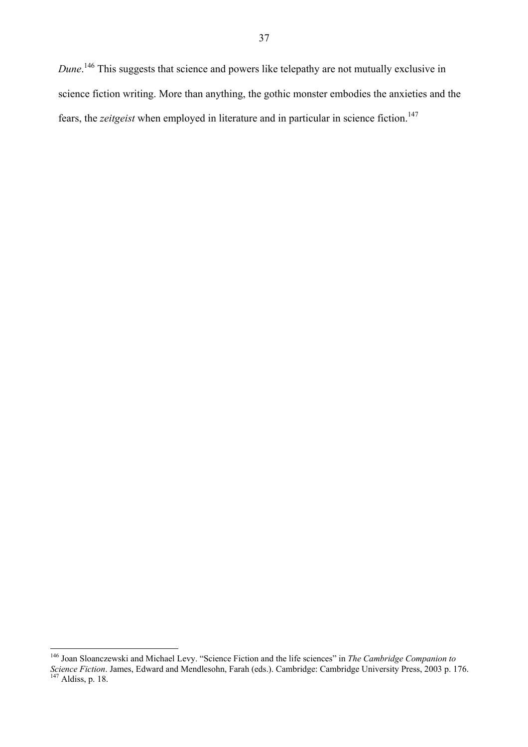*Dune*.[146] This suggests that science and powers like telepathy are not mutually exclusive in science fiction writing. More than anything, the gothic monster embodies the anxieties and the fears, the *zeitgeist* when employed in literature and in particular in science fiction.[147]

---

[146] Joan Sloanczewski and Michael Levy. "Science Fiction and the life sciences" in *The Cambridge Companion to Science Fiction*. James, Edward and Mendlesohn, Farah (eds.). Cambridge: Cambridge University Press, 2003 p. 176.

[147] Aldiss, p. 18.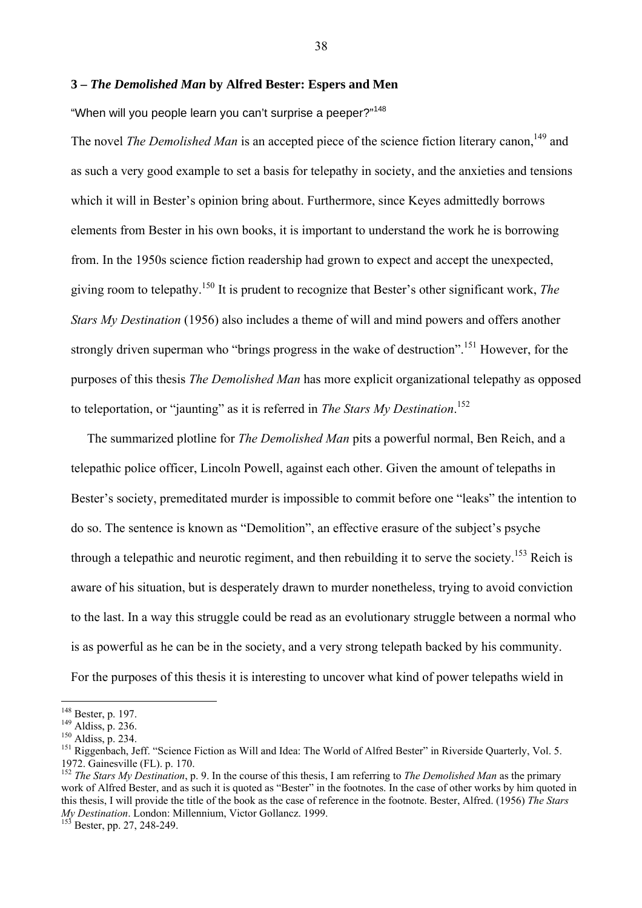### 3 – *The Demolished Man* by Alfred Bester: Espers and Men

"When will you people learn you can't surprise a peeper?"[148]

The novel *The Demolished Man* is an accepted piece of the science fiction literary canon,[149] and as such a very good example to set a basis for telepathy in society, and the anxieties and tensions which it will in Bester's opinion bring about. Furthermore, since Keyes admittedly borrows elements from Bester in his own books, it is important to understand the work he is borrowing from. In the 1950s science fiction readership had grown to expect and accept the unexpected, giving room to telepathy.[150] It is prudent to recognize that Bester's other significant work, *The Stars My Destination* (1956) also includes a theme of will and mind powers and offers another strongly driven superman who "brings progress in the wake of destruction".[151] However, for the purposes of this thesis *The Demolished Man* has more explicit organizational telepathy as opposed to teleportation, or "jaunting" as it is referred in *The Stars My Destination*.[152]

The summarized plotline for *The Demolished Man* pits a powerful normal, Ben Reich, and a telepathic police officer, Lincoln Powell, against each other. Given the amount of telepaths in Bester's society, premeditated murder is impossible to commit before one "leaks" the intention to do so. The sentence is known as "Demolition", an effective erasure of the subject's psyche through a telepathic and neurotic regiment, and then rebuilding it to serve the society.[153] Reich is aware of his situation, but is desperately drawn to murder nonetheless, trying to avoid conviction to the last. In a way this struggle could be read as an evolutionary struggle between a normal who is as powerful as he can be in the society, and a very strong telepath backed by his community. For the purposes of this thesis it is interesting to uncover what kind of power telepaths wield in

---

[148] Bester, p. 197.
[149] Aldiss, p. 236.
[150] Aldiss, p. 234.
[151] Riggenbach, Jeff. "Science Fiction as Will and Idea: The World of Alfred Bester" in Riverside Quarterly, Vol. 5. 1972. Gainesville (FL). p. 170.
[152] *The Stars My Destination*, p. 9. In the course of this thesis, I am referring to *The Demolished Man* as the primary work of Alfred Bester, and as such it is quoted as "Bester" in the footnotes. In the case of other works by him quoted in this thesis, I will provide the title of the book as the case of reference in the footnote. Bester, Alfred. (1956) *The Stars My Destination*. London: Millennium, Victor Gollancz. 1999.
[153] Bester, pp. 27, 248-249.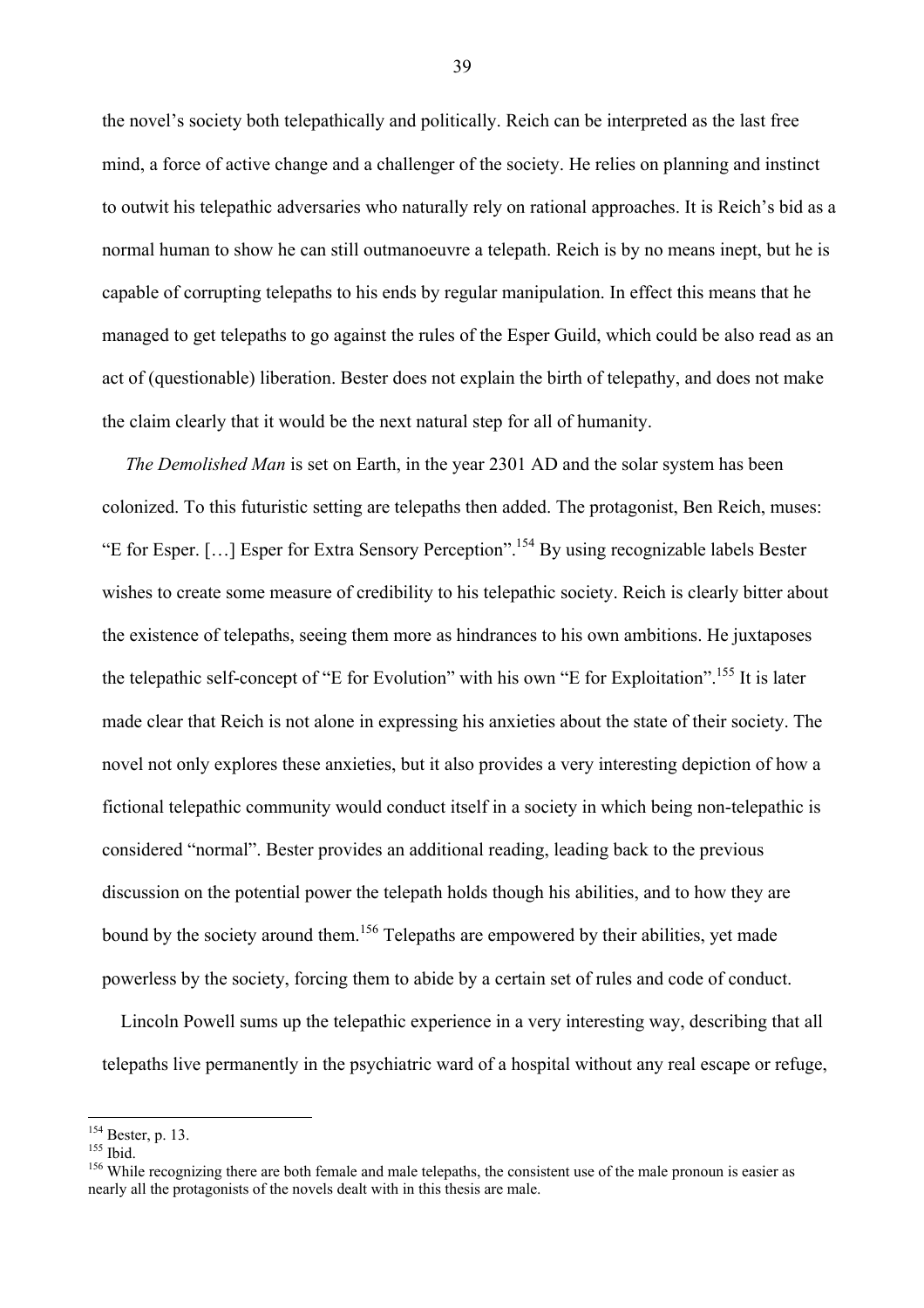the novel's society both telepathically and politically. Reich can be interpreted as the last free mind, a force of active change and a challenger of the society. He relies on planning and instinct to outwit his telepathic adversaries who naturally rely on rational approaches. It is Reich's bid as a normal human to show he can still outmanoeuvre a telepath. Reich is by no means inept, but he is capable of corrupting telepaths to his ends by regular manipulation. In effect this means that he managed to get telepaths to go against the rules of the Esper Guild, which could be also read as an act of (questionable) liberation. Bester does not explain the birth of telepathy, and does not make the claim clearly that it would be the next natural step for all of humanity.

*The Demolished Man* is set on Earth, in the year 2301 AD and the solar system has been colonized. To this futuristic setting are telepaths then added. The protagonist, Ben Reich, muses: "E for Esper. […] Esper for Extra Sensory Perception".[154] By using recognizable labels Bester wishes to create some measure of credibility to his telepathic society. Reich is clearly bitter about the existence of telepaths, seeing them more as hindrances to his own ambitions. He juxtaposes the telepathic self-concept of "E for Evolution" with his own "E for Exploitation".[155] It is later made clear that Reich is not alone in expressing his anxieties about the state of their society. The novel not only explores these anxieties, but it also provides a very interesting depiction of how a fictional telepathic community would conduct itself in a society in which being non-telepathic is considered "normal". Bester provides an additional reading, leading back to the previous discussion on the potential power the telepath holds though his abilities, and to how they are bound by the society around them.[156] Telepaths are empowered by their abilities, yet made powerless by the society, forcing them to abide by a certain set of rules and code of conduct.

Lincoln Powell sums up the telepathic experience in a very interesting way, describing that all telepaths live permanently in the psychiatric ward of a hospital without any real escape or refuge,

---

[154] Bester, p. 13.

[155] Ibid.

[156] While recognizing there are both female and male telepaths, the consistent use of the male pronoun is easier as nearly all the protagonists of the novels dealt with in this thesis are male.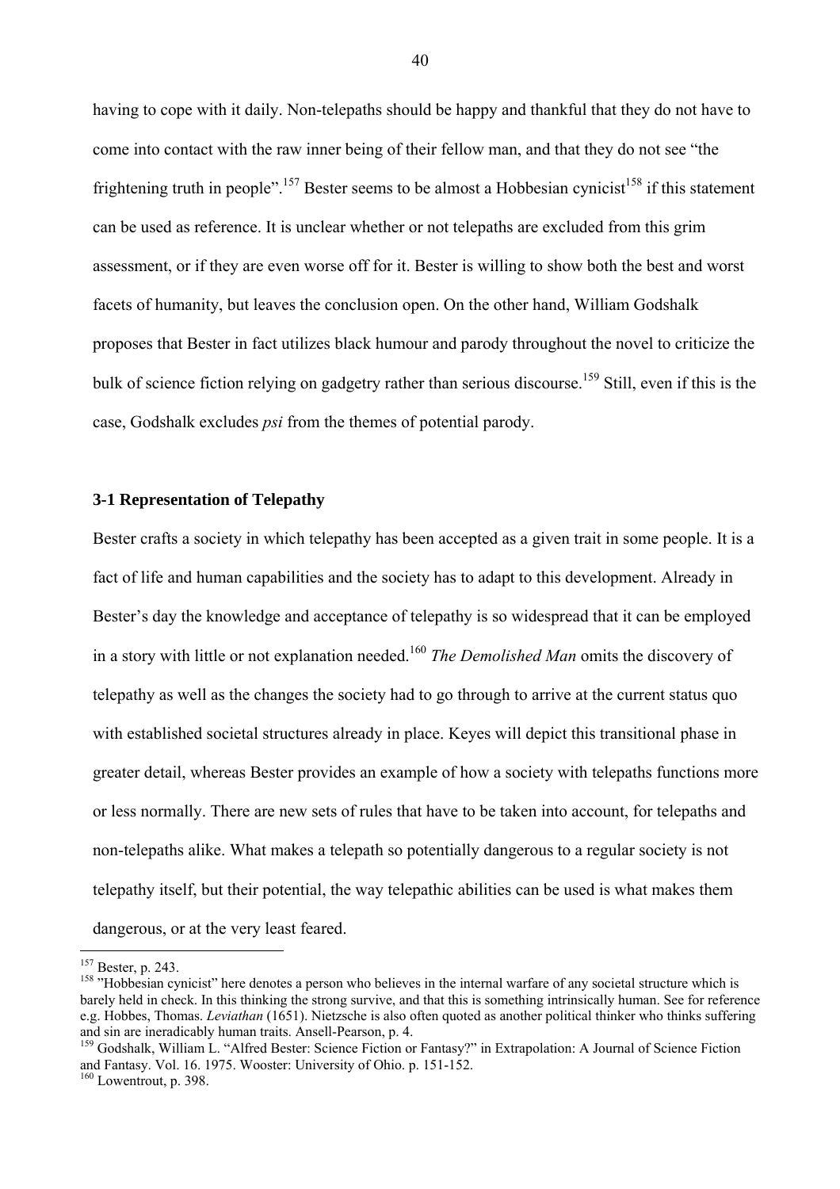having to cope with it daily. Non-telepaths should be happy and thankful that they do not have to come into contact with the raw inner being of their fellow man, and that they do not see "the frightening truth in people".[157] Bester seems to be almost a Hobbesian cynicist[158] if this statement can be used as reference. It is unclear whether or not telepaths are excluded from this grim assessment, or if they are even worse off for it. Bester is willing to show both the best and worst facets of humanity, but leaves the conclusion open. On the other hand, William Godshalk proposes that Bester in fact utilizes black humour and parody throughout the novel to criticize the bulk of science fiction relying on gadgetry rather than serious discourse.[159] Still, even if this is the case, Godshalk excludes *psi* from the themes of potential parody.

### 3-1 Representation of Telepathy

Bester crafts a society in which telepathy has been accepted as a given trait in some people. It is a fact of life and human capabilities and the society has to adapt to this development. Already in Bester's day the knowledge and acceptance of telepathy is so widespread that it can be employed in a story with little or not explanation needed.[160] *The Demolished Man* omits the discovery of telepathy as well as the changes the society had to go through to arrive at the current status quo with established societal structures already in place. Keyes will depict this transitional phase in greater detail, whereas Bester provides an example of how a society with telepaths functions more or less normally. There are new sets of rules that have to be taken into account, for telepaths and non-telepaths alike. What makes a telepath so potentially dangerous to a regular society is not telepathy itself, but their potential, the way telepathic abilities can be used is what makes them dangerous, or at the very least feared.

---

[157] Bester, p. 243.

[158] "Hobbesian cynicist" here denotes a person who believes in the internal warfare of any societal structure which is barely held in check. In this thinking the strong survive, and that this is something intrinsically human. See for reference e.g. Hobbes, Thomas. *Leviathan* (1651). Nietzsche is also often quoted as another political thinker who thinks suffering and sin are ineradicably human traits. Ansell-Pearson, p. 4.

[159] Godshalk, William L. "Alfred Bester: Science Fiction or Fantasy?" in Extrapolation: A Journal of Science Fiction and Fantasy. Vol. 16. 1975. Wooster: University of Ohio. p. 151-152.

[160] Lowentrout, p. 398.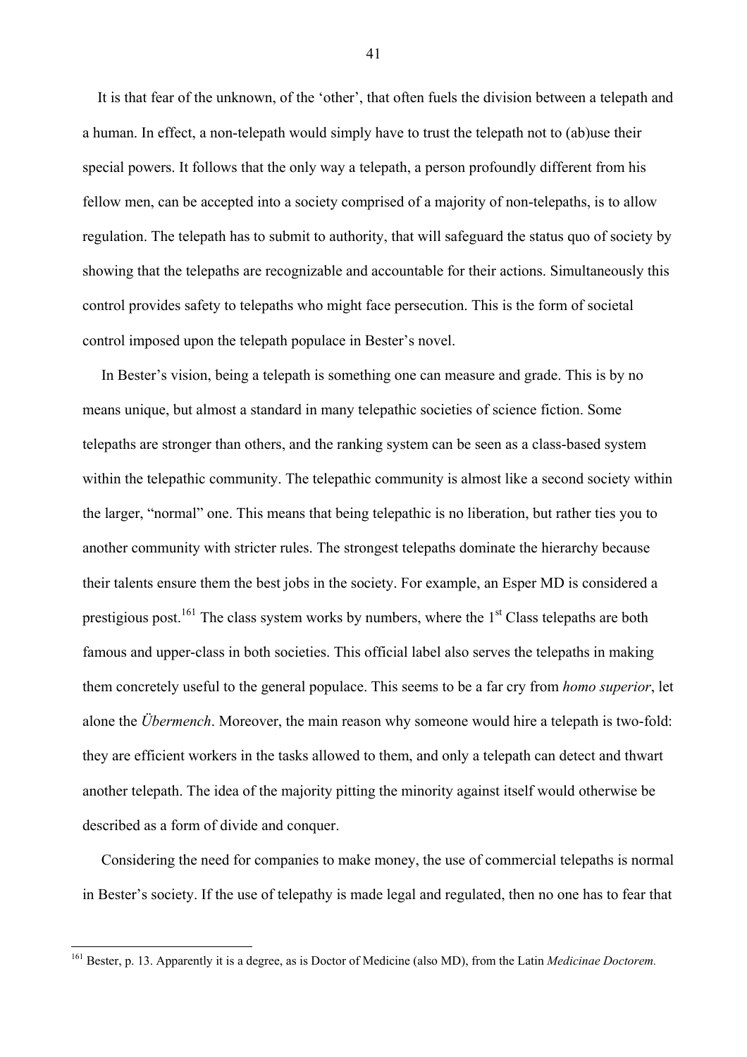It is that fear of the unknown, of the 'other', that often fuels the division between a telepath and a human. In effect, a non-telepath would simply have to trust the telepath not to (ab)use their special powers. It follows that the only way a telepath, a person profoundly different from his fellow men, can be accepted into a society comprised of a majority of non-telepaths, is to allow regulation. The telepath has to submit to authority, that will safeguard the status quo of society by showing that the telepaths are recognizable and accountable for their actions. Simultaneously this control provides safety to telepaths who might face persecution. This is the form of societal control imposed upon the telepath populace in Bester's novel.

In Bester's vision, being a telepath is something one can measure and grade. This is by no means unique, but almost a standard in many telepathic societies of science fiction. Some telepaths are stronger than others, and the ranking system can be seen as a class-based system within the telepathic community. The telepathic community is almost like a second society within the larger, "normal" one. This means that being telepathic is no liberation, but rather ties you to another community with stricter rules. The strongest telepaths dominate the hierarchy because their talents ensure them the best jobs in the society. For example, an Esper MD is considered a prestigious post.[161] The class system works by numbers, where the 1st Class telepaths are both famous and upper-class in both societies. This official label also serves the telepaths in making them concretely useful to the general populace. This seems to be a far cry from *homo superior*, let alone the *Übermench*. Moreover, the main reason why someone would hire a telepath is two-fold: they are efficient workers in the tasks allowed to them, and only a telepath can detect and thwart another telepath. The idea of the majority pitting the minority against itself would otherwise be described as a form of divide and conquer.

Considering the need for companies to make money, the use of commercial telepaths is normal in Bester's society. If the use of telepathy is made legal and regulated, then no one has to fear that

---

[161] Bester, p. 13. Apparently it is a degree, as is Doctor of Medicine (also MD), from the Latin *Medicinae Doctorem.*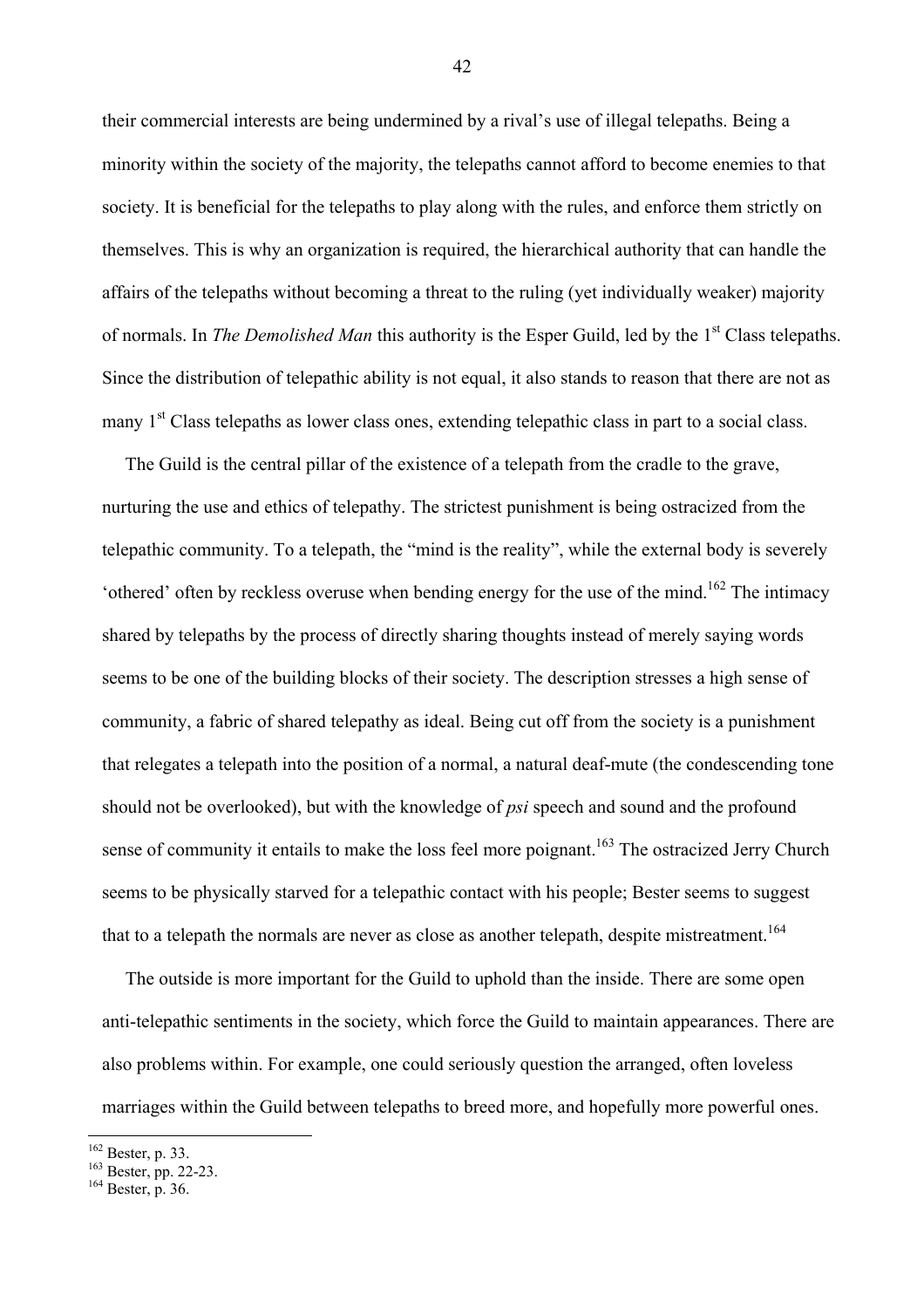their commercial interests are being undermined by a rival's use of illegal telepaths. Being a minority within the society of the majority, the telepaths cannot afford to become enemies to that society. It is beneficial for the telepaths to play along with the rules, and enforce them strictly on themselves. This is why an organization is required, the hierarchical authority that can handle the affairs of the telepaths without becoming a threat to the ruling (yet individually weaker) majority of normals. In *The Demolished Man* this authority is the Esper Guild, led by the 1st Class telepaths. Since the distribution of telepathic ability is not equal, it also stands to reason that there are not as many 1st Class telepaths as lower class ones, extending telepathic class in part to a social class.

The Guild is the central pillar of the existence of a telepath from the cradle to the grave, nurturing the use and ethics of telepathy. The strictest punishment is being ostracized from the telepathic community. To a telepath, the "mind is the reality", while the external body is severely 'othered' often by reckless overuse when bending energy for the use of the mind.[162] The intimacy shared by telepaths by the process of directly sharing thoughts instead of merely saying words seems to be one of the building blocks of their society. The description stresses a high sense of community, a fabric of shared telepathy as ideal. Being cut off from the society is a punishment that relegates a telepath into the position of a normal, a natural deaf-mute (the condescending tone should not be overlooked), but with the knowledge of *psi* speech and sound and the profound sense of community it entails to make the loss feel more poignant.[163] The ostracized Jerry Church seems to be physically starved for a telepathic contact with his people; Bester seems to suggest that to a telepath the normals are never as close as another telepath, despite mistreatment.[164]

The outside is more important for the Guild to uphold than the inside. There are some open anti-telepathic sentiments in the society, which force the Guild to maintain appearances. There are also problems within. For example, one could seriously question the arranged, often loveless marriages within the Guild between telepaths to breed more, and hopefully more powerful ones.

---

[162] Bester, p. 33.
[163] Bester, pp. 22-23.
[164] Bester, p. 36.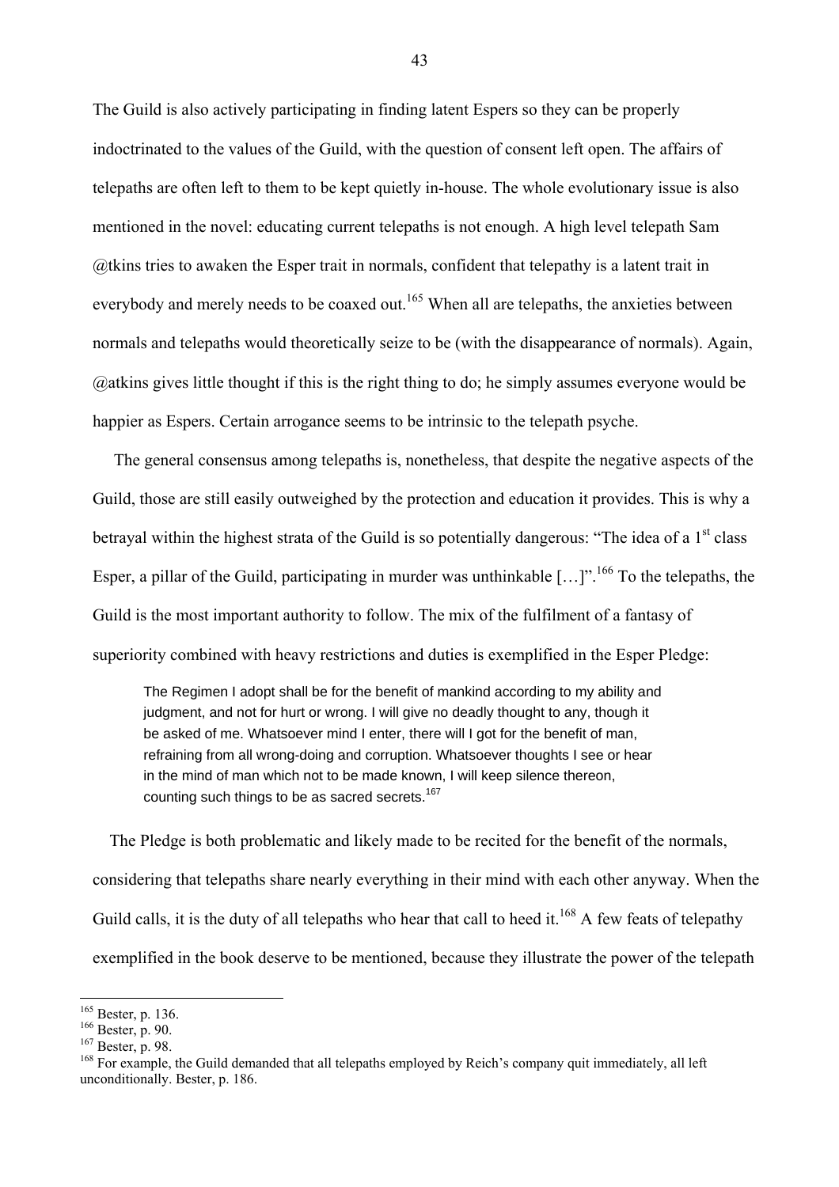The Guild is also actively participating in finding latent Espers so they can be properly indoctrinated to the values of the Guild, with the question of consent left open. The affairs of telepaths are often left to them to be kept quietly in-house. The whole evolutionary issue is also mentioned in the novel: educating current telepaths is not enough. A high level telepath Sam @tkins tries to awaken the Esper trait in normals, confident that telepathy is a latent trait in everybody and merely needs to be coaxed out.[165] When all are telepaths, the anxieties between normals and telepaths would theoretically seize to be (with the disappearance of normals). Again, @atkins gives little thought if this is the right thing to do; he simply assumes everyone would be happier as Espers. Certain arrogance seems to be intrinsic to the telepath psyche.

The general consensus among telepaths is, nonetheless, that despite the negative aspects of the Guild, those are still easily outweighed by the protection and education it provides. This is why a betrayal within the highest strata of the Guild is so potentially dangerous: "The idea of a 1st class Esper, a pillar of the Guild, participating in murder was unthinkable […]".[166] To the telepaths, the Guild is the most important authority to follow. The mix of the fulfilment of a fantasy of superiority combined with heavy restrictions and duties is exemplified in the Esper Pledge:

> The Regimen I adopt shall be for the benefit of mankind according to my ability and judgment, and not for hurt or wrong. I will give no deadly thought to any, though it be asked of me. Whatsoever mind I enter, there will I got for the benefit of man, refraining from all wrong-doing and corruption. Whatsoever thoughts I see or hear in the mind of man which not to be made known, I will keep silence thereon, counting such things to be as sacred secrets.[167]

The Pledge is both problematic and likely made to be recited for the benefit of the normals, considering that telepaths share nearly everything in their mind with each other anyway. When the Guild calls, it is the duty of all telepaths who hear that call to heed it.[168] A few feats of telepathy exemplified in the book deserve to be mentioned, because they illustrate the power of the telepath

---

[165] Bester, p. 136.

[166] Bester, p. 90.

[167] Bester, p. 98.

[168] For example, the Guild demanded that all telepaths employed by Reich's company quit immediately, all left unconditionally. Bester, p. 186.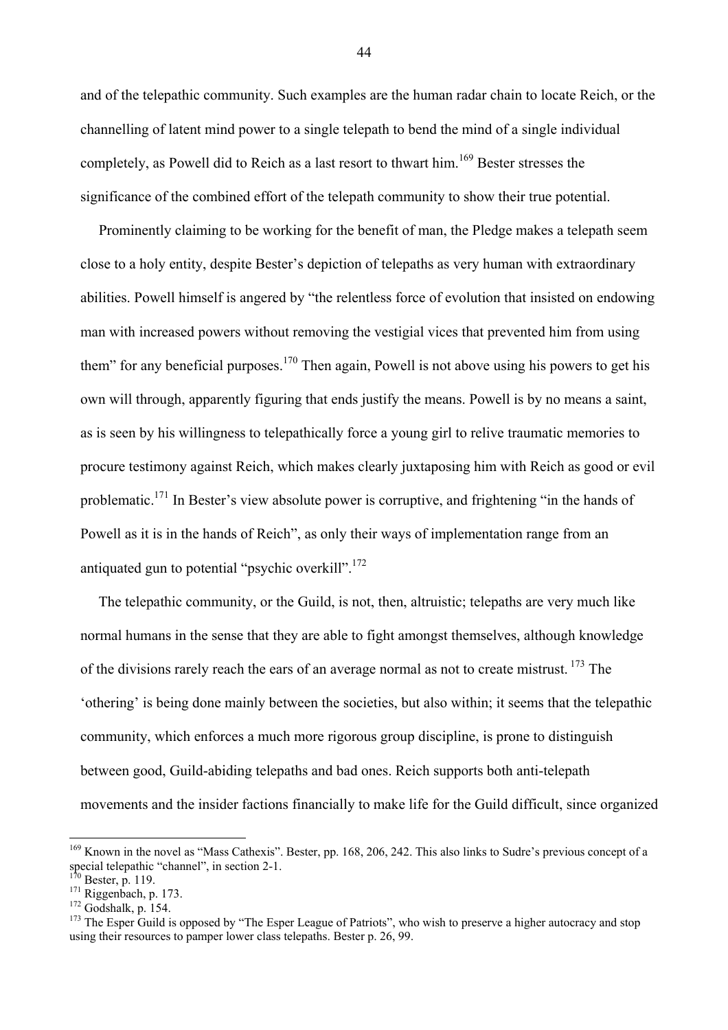and of the telepathic community. Such examples are the human radar chain to locate Reich, or the channelling of latent mind power to a single telepath to bend the mind of a single individual completely, as Powell did to Reich as a last resort to thwart him.[169] Bester stresses the significance of the combined effort of the telepath community to show their true potential.

Prominently claiming to be working for the benefit of man, the Pledge makes a telepath seem close to a holy entity, despite Bester's depiction of telepaths as very human with extraordinary abilities. Powell himself is angered by "the relentless force of evolution that insisted on endowing man with increased powers without removing the vestigial vices that prevented him from using them" for any beneficial purposes.[170] Then again, Powell is not above using his powers to get his own will through, apparently figuring that ends justify the means. Powell is by no means a saint, as is seen by his willingness to telepathically force a young girl to relive traumatic memories to procure testimony against Reich, which makes clearly juxtaposing him with Reich as good or evil problematic.[171] In Bester's view absolute power is corruptive, and frightening "in the hands of Powell as it is in the hands of Reich", as only their ways of implementation range from an antiquated gun to potential "psychic overkill".[172]

The telepathic community, or the Guild, is not, then, altruistic; telepaths are very much like normal humans in the sense that they are able to fight amongst themselves, although knowledge of the divisions rarely reach the ears of an average normal as not to create mistrust.[173] The 'othering' is being done mainly between the societies, but also within; it seems that the telepathic community, which enforces a much more rigorous group discipline, is prone to distinguish between good, Guild-abiding telepaths and bad ones. Reich supports both anti-telepath movements and the insider factions financially to make life for the Guild difficult, since organized

---

[169] Known in the novel as "Mass Cathexis". Bester, pp. 168, 206, 242. This also links to Sudre's previous concept of a special telepathic "channel", in section 2-1.

[170] Bester, p. 119.

[171] Riggenbach, p. 173.

[172] Godshalk, p. 154.

[173] The Esper Guild is opposed by "The Esper League of Patriots", who wish to preserve a higher autocracy and stop using their resources to pamper lower class telepaths. Bester p. 26, 99.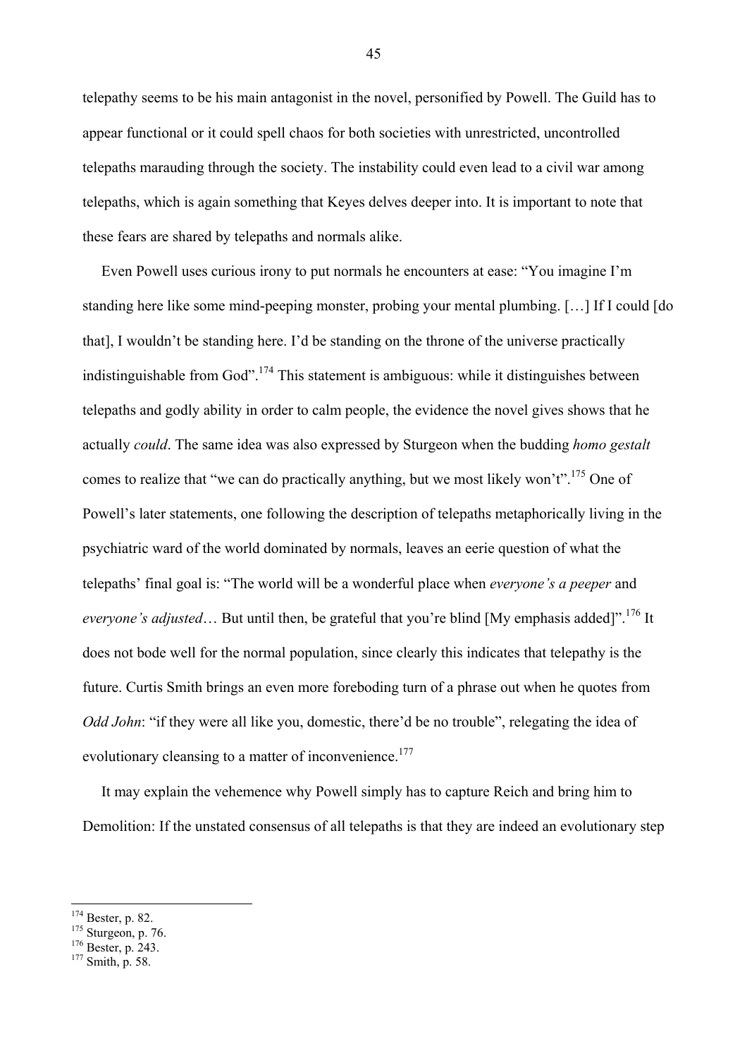telepathy seems to be his main antagonist in the novel, personified by Powell. The Guild has to appear functional or it could spell chaos for both societies with unrestricted, uncontrolled telepaths marauding through the society. The instability could even lead to a civil war among telepaths, which is again something that Keyes delves deeper into. It is important to note that these fears are shared by telepaths and normals alike.

Even Powell uses curious irony to put normals he encounters at ease: "You imagine I'm standing here like some mind-peeping monster, probing your mental plumbing. […] If I could [do that], I wouldn't be standing here. I'd be standing on the throne of the universe practically indistinguishable from God".[174] This statement is ambiguous: while it distinguishes between telepaths and godly ability in order to calm people, the evidence the novel gives shows that he actually *could*. The same idea was also expressed by Sturgeon when the budding *homo gestalt* comes to realize that "we can do practically anything, but we most likely won't".[175] One of Powell's later statements, one following the description of telepaths metaphorically living in the psychiatric ward of the world dominated by normals, leaves an eerie question of what the telepaths' final goal is: "The world will be a wonderful place when *everyone's a peeper* and *everyone's adjusted*… But until then, be grateful that you're blind [My emphasis added]".[176] It does not bode well for the normal population, since clearly this indicates that telepathy is the future. Curtis Smith brings an even more foreboding turn of a phrase out when he quotes from *Odd John*: "if they were all like you, domestic, there'd be no trouble", relegating the idea of evolutionary cleansing to a matter of inconvenience.[177]

It may explain the vehemence why Powell simply has to capture Reich and bring him to Demolition: If the unstated consensus of all telepaths is that they are indeed an evolutionary step

---

[174] Bester, p. 82.
[175] Sturgeon, p. 76.
[176] Bester, p. 243.
[177] Smith, p. 58.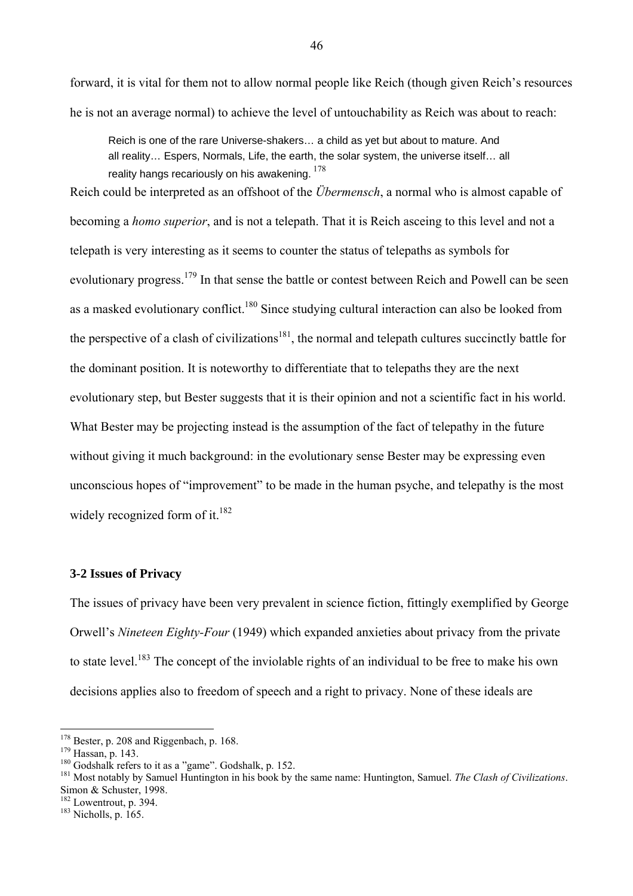forward, it is vital for them not to allow normal people like Reich (though given Reich's resources he is not an average normal) to achieve the level of untouchability as Reich was about to reach:

> Reich is one of the rare Universe-shakers… a child as yet but about to mature. And all reality… Espers, Normals, Life, the earth, the solar system, the universe itself… all reality hangs recariously on his awakening. [178]

Reich could be interpreted as an offshoot of the *Übermensch*, a normal who is almost capable of becoming a *homo superior*, and is not a telepath. That it is Reich asceing to this level and not a telepath is very interesting as it seems to counter the status of telepaths as symbols for evolutionary progress.[179] In that sense the battle or contest between Reich and Powell can be seen as a masked evolutionary conflict.[180] Since studying cultural interaction can also be looked from the perspective of a clash of civilizations[181], the normal and telepath cultures succinctly battle for the dominant position. It is noteworthy to differentiate that to telepaths they are the next evolutionary step, but Bester suggests that it is their opinion and not a scientific fact in his world. What Bester may be projecting instead is the assumption of the fact of telepathy in the future without giving it much background: in the evolutionary sense Bester may be expressing even unconscious hopes of "improvement" to be made in the human psyche, and telepathy is the most widely recognized form of it.[182]

### 3-2 Issues of Privacy

The issues of privacy have been very prevalent in science fiction, fittingly exemplified by George Orwell's *Nineteen Eighty-Four* (1949) which expanded anxieties about privacy from the private to state level.[183] The concept of the inviolable rights of an individual to be free to make his own decisions applies also to freedom of speech and a right to privacy. None of these ideals are

---

[178] Bester, p. 208 and Riggenbach, p. 168.
[179] Hassan, p. 143.
[180] Godshalk refers to it as a "game". Godshalk, p. 152.
[181] Most notably by Samuel Huntington in his book by the same name: Huntington, Samuel. *The Clash of Civilizations*. Simon & Schuster, 1998.
[182] Lowentrout, p. 394.
[183] Nicholls, p. 165.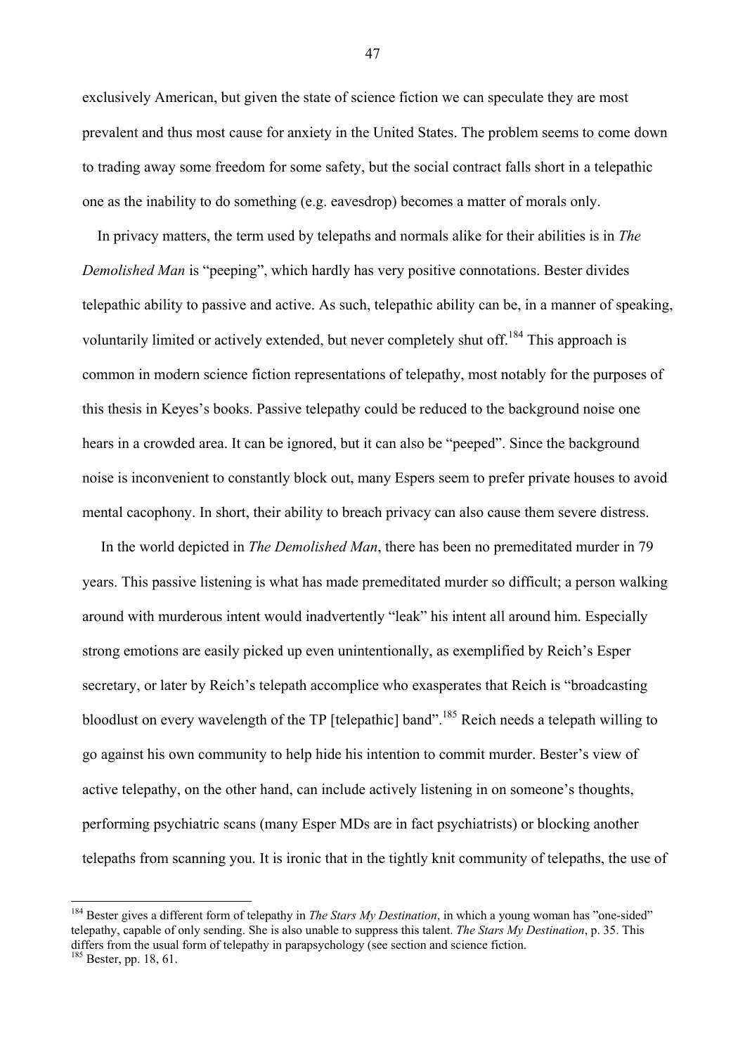exclusively American, but given the state of science fiction we can speculate they are most prevalent and thus most cause for anxiety in the United States. The problem seems to come down to trading away some freedom for some safety, but the social contract falls short in a telepathic one as the inability to do something (e.g. eavesdrop) becomes a matter of morals only.

In privacy matters, the term used by telepaths and normals alike for their abilities is in *The Demolished Man* is "peeping", which hardly has very positive connotations. Bester divides telepathic ability to passive and active. As such, telepathic ability can be, in a manner of speaking, voluntarily limited or actively extended, but never completely shut off.[184] This approach is common in modern science fiction representations of telepathy, most notably for the purposes of this thesis in Keyes's books. Passive telepathy could be reduced to the background noise one hears in a crowded area. It can be ignored, but it can also be "peeped". Since the background noise is inconvenient to constantly block out, many Espers seem to prefer private houses to avoid mental cacophony. In short, their ability to breach privacy can also cause them severe distress.

In the world depicted in *The Demolished Man*, there has been no premeditated murder in 79 years. This passive listening is what has made premeditated murder so difficult; a person walking around with murderous intent would inadvertently "leak" his intent all around him. Especially strong emotions are easily picked up even unintentionally, as exemplified by Reich's Esper secretary, or later by Reich's telepath accomplice who exasperates that Reich is "broadcasting bloodlust on every wavelength of the TP [telepathic] band".[185] Reich needs a telepath willing to go against his own community to help hide his intention to commit murder. Bester's view of active telepathy, on the other hand, can include actively listening in on someone's thoughts, performing psychiatric scans (many Esper MDs are in fact psychiatrists) or blocking another telepaths from scanning you. It is ironic that in the tightly knit community of telepaths, the use of

---

[184] Bester gives a different form of telepathy in *The Stars My Destination*, in which a young woman has "one-sided" telepathy, capable of only sending. She is also unable to suppress this talent. *The Stars My Destination*, p. 35. This differs from the usual form of telepathy in parapsychology (see section and science fiction.

[185] Bester, pp. 18, 61.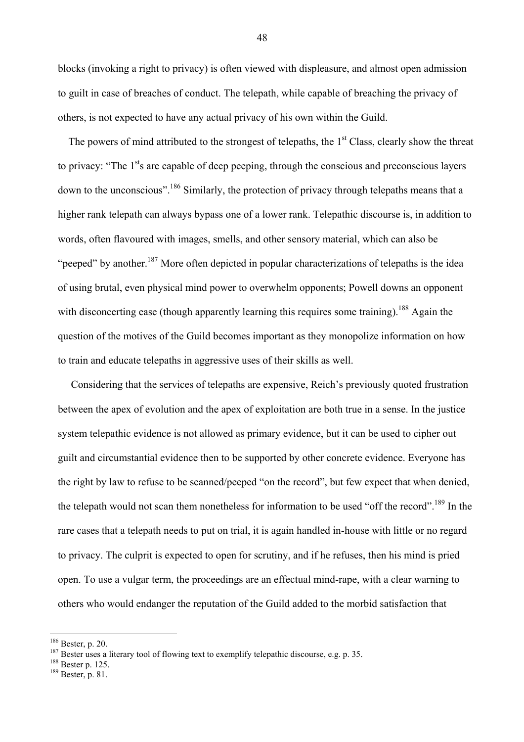blocks (invoking a right to privacy) is often viewed with displeasure, and almost open admission to guilt in case of breaches of conduct. The telepath, while capable of breaching the privacy of others, is not expected to have any actual privacy of his own within the Guild.

The powers of mind attributed to the strongest of telepaths, the 1st Class, clearly show the threat to privacy: "The 1sts are capable of deep peeping, through the conscious and preconscious layers down to the unconscious".[186] Similarly, the protection of privacy through telepaths means that a higher rank telepath can always bypass one of a lower rank. Telepathic discourse is, in addition to words, often flavoured with images, smells, and other sensory material, which can also be "peeped" by another.[187] More often depicted in popular characterizations of telepaths is the idea of using brutal, even physical mind power to overwhelm opponents; Powell downs an opponent with disconcerting ease (though apparently learning this requires some training).[188] Again the question of the motives of the Guild becomes important as they monopolize information on how to train and educate telepaths in aggressive uses of their skills as well.

Considering that the services of telepaths are expensive, Reich's previously quoted frustration between the apex of evolution and the apex of exploitation are both true in a sense. In the justice system telepathic evidence is not allowed as primary evidence, but it can be used to cipher out guilt and circumstantial evidence then to be supported by other concrete evidence. Everyone has the right by law to refuse to be scanned/peeped "on the record", but few expect that when denied, the telepath would not scan them nonetheless for information to be used "off the record".[189] In the rare cases that a telepath needs to put on trial, it is again handled in-house with little or no regard to privacy. The culprit is expected to open for scrutiny, and if he refuses, then his mind is pried open. To use a vulgar term, the proceedings are an effectual mind-rape, with a clear warning to others who would endanger the reputation of the Guild added to the morbid satisfaction that

---

[186] Bester, p. 20.

[187] Bester uses a literary tool of flowing text to exemplify telepathic discourse, e.g. p. 35.

[188] Bester p. 125.

[189] Bester, p. 81.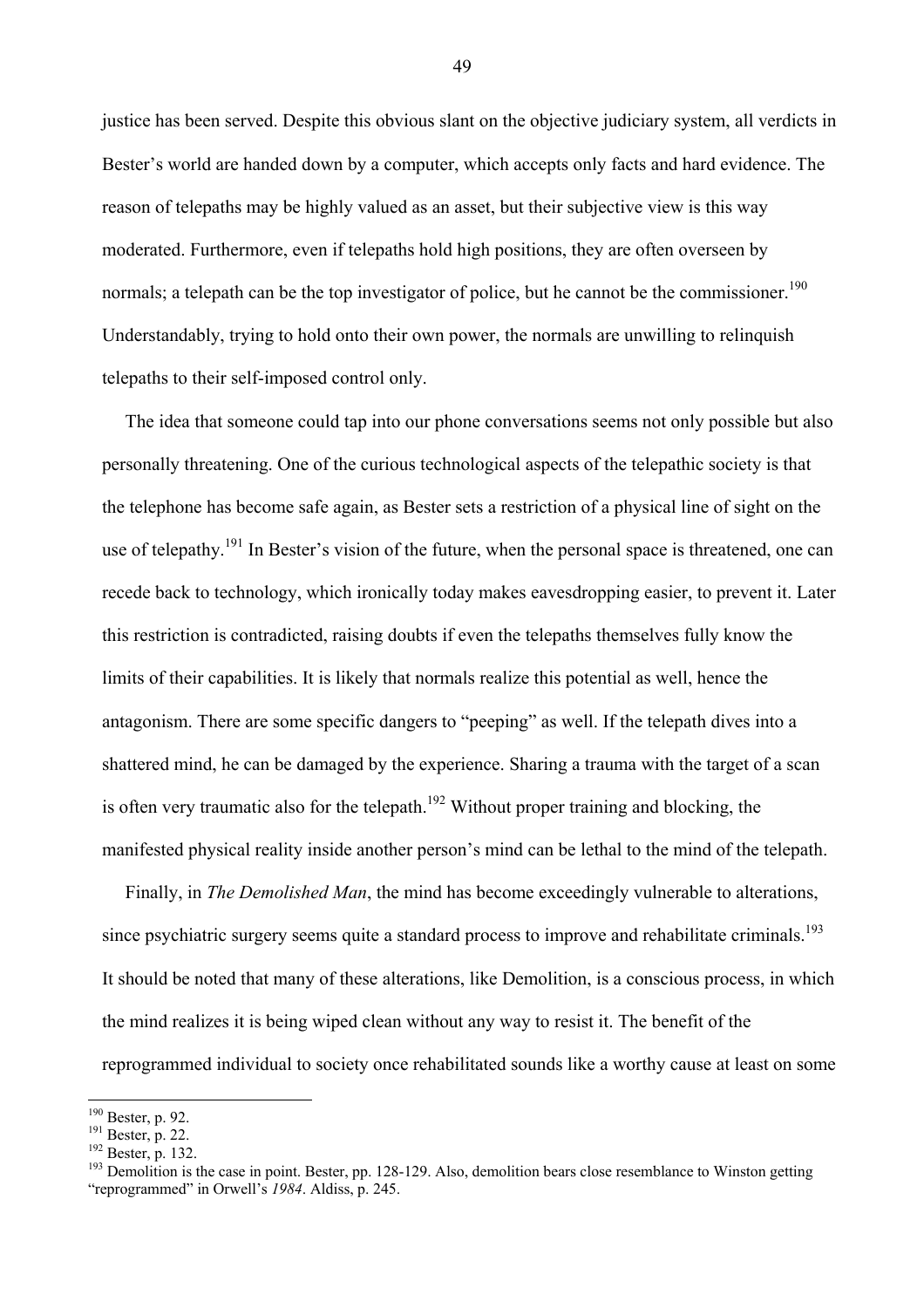justice has been served. Despite this obvious slant on the objective judiciary system, all verdicts in Bester's world are handed down by a computer, which accepts only facts and hard evidence. The reason of telepaths may be highly valued as an asset, but their subjective view is this way moderated. Furthermore, even if telepaths hold high positions, they are often overseen by normals; a telepath can be the top investigator of police, but he cannot be the commissioner.[190] Understandably, trying to hold onto their own power, the normals are unwilling to relinquish telepaths to their self-imposed control only.

The idea that someone could tap into our phone conversations seems not only possible but also personally threatening. One of the curious technological aspects of the telepathic society is that the telephone has become safe again, as Bester sets a restriction of a physical line of sight on the use of telepathy.[191] In Bester's vision of the future, when the personal space is threatened, one can recede back to technology, which ironically today makes eavesdropping easier, to prevent it. Later this restriction is contradicted, raising doubts if even the telepaths themselves fully know the limits of their capabilities. It is likely that normals realize this potential as well, hence the antagonism. There are some specific dangers to "peeping" as well. If the telepath dives into a shattered mind, he can be damaged by the experience. Sharing a trauma with the target of a scan is often very traumatic also for the telepath.[192] Without proper training and blocking, the manifested physical reality inside another person's mind can be lethal to the mind of the telepath.

Finally, in *The Demolished Man*, the mind has become exceedingly vulnerable to alterations, since psychiatric surgery seems quite a standard process to improve and rehabilitate criminals.[193] It should be noted that many of these alterations, like Demolition, is a conscious process, in which the mind realizes it is being wiped clean without any way to resist it. The benefit of the reprogrammed individual to society once rehabilitated sounds like a worthy cause at least on some

---

[190] Bester, p. 92.

[191] Bester, p. 22.

[192] Bester, p. 132.

[193] Demolition is the case in point. Bester, pp. 128-129. Also, demolition bears close resemblance to Winston getting "reprogrammed" in Orwell's *1984*. Aldiss, p. 245.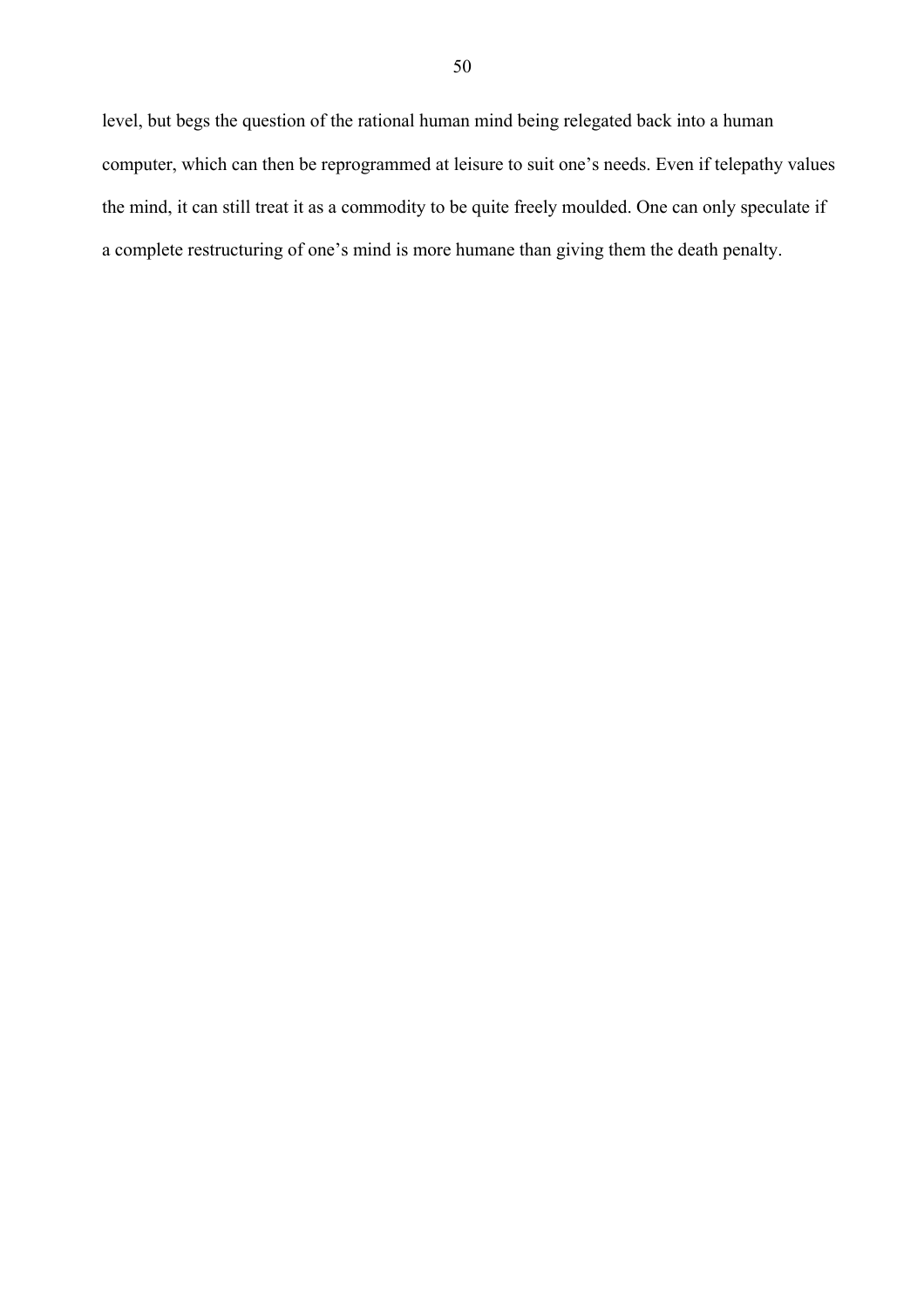level, but begs the question of the rational human mind being relegated back into a human computer, which can then be reprogrammed at leisure to suit one's needs. Even if telepathy values the mind, it can still treat it as a commodity to be quite freely moulded. One can only speculate if a complete restructuring of one's mind is more humane than giving them the death penalty.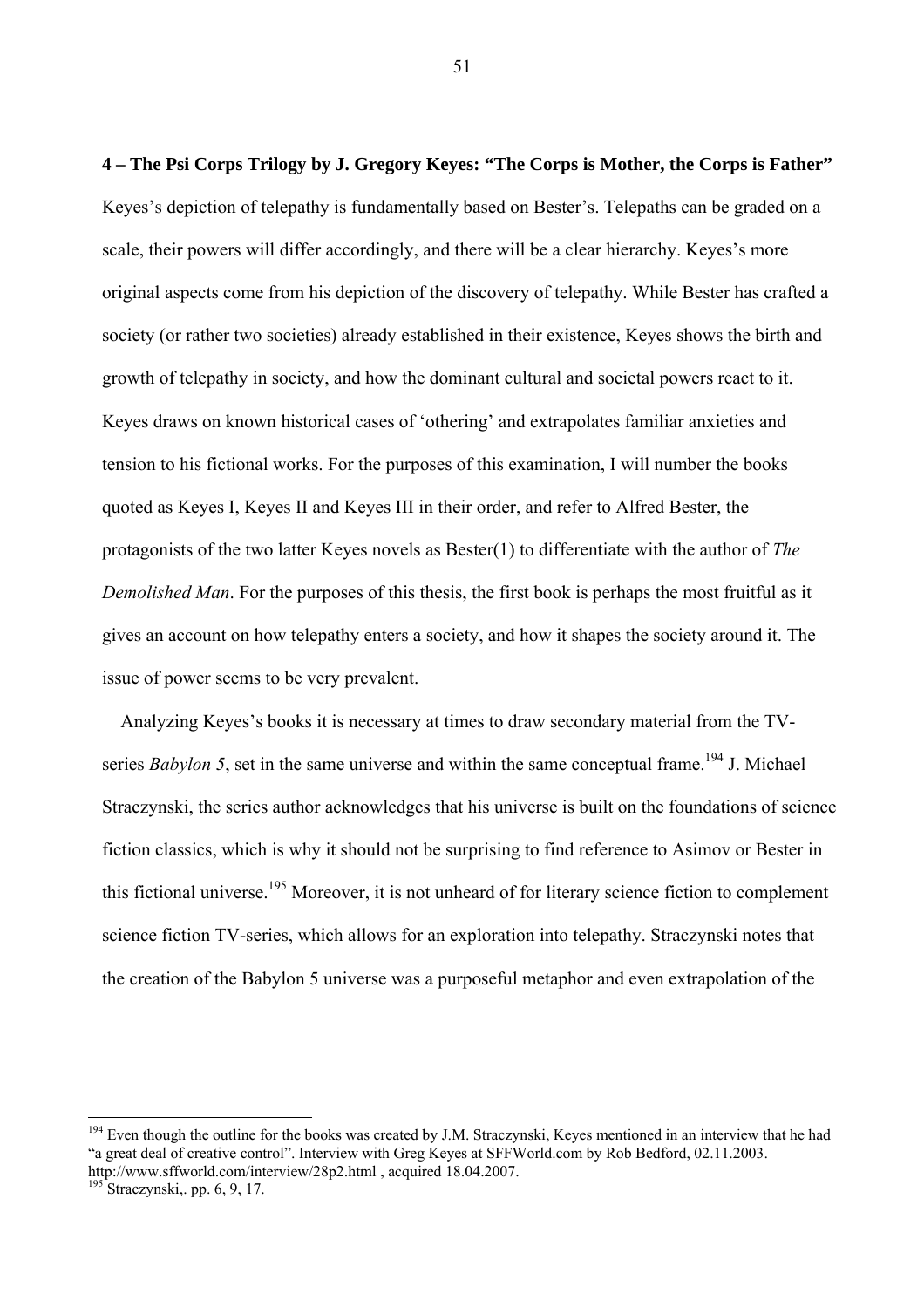## 4 – The Psi Corps Trilogy by J. Gregory Keyes: "The Corps is Mother, the Corps is Father"

Keyes's depiction of telepathy is fundamentally based on Bester's. Telepaths can be graded on a scale, their powers will differ accordingly, and there will be a clear hierarchy. Keyes's more original aspects come from his depiction of the discovery of telepathy. While Bester has crafted a society (or rather two societies) already established in their existence, Keyes shows the birth and growth of telepathy in society, and how the dominant cultural and societal powers react to it. Keyes draws on known historical cases of 'othering' and extrapolates familiar anxieties and tension to his fictional works. For the purposes of this examination, I will number the books quoted as Keyes I, Keyes II and Keyes III in their order, and refer to Alfred Bester, the protagonists of the two latter Keyes novels as Bester(1) to differentiate with the author of *The Demolished Man*. For the purposes of this thesis, the first book is perhaps the most fruitful as it gives an account on how telepathy enters a society, and how it shapes the society around it. The issue of power seems to be very prevalent.

Analyzing Keyes's books it is necessary at times to draw secondary material from the TV-series *Babylon 5*, set in the same universe and within the same conceptual frame.[194] J. Michael Straczynski, the series author acknowledges that his universe is built on the foundations of science fiction classics, which is why it should not be surprising to find reference to Asimov or Bester in this fictional universe.[195] Moreover, it is not unheard of for literary science fiction to complement science fiction TV-series, which allows for an exploration into telepathy. Straczynski notes that the creation of the Babylon 5 universe was a purposeful metaphor and even extrapolation of the

---

[194] Even though the outline for the books was created by J.M. Straczynski, Keyes mentioned in an interview that he had "a great deal of creative control". Interview with Greg Keyes at SFFWorld.com by Rob Bedford, 02.11.2003. http://www.sffworld.com/interview/28p2.html , acquired 18.04.2007.

[195] Straczynski,. pp. 6, 9, 17.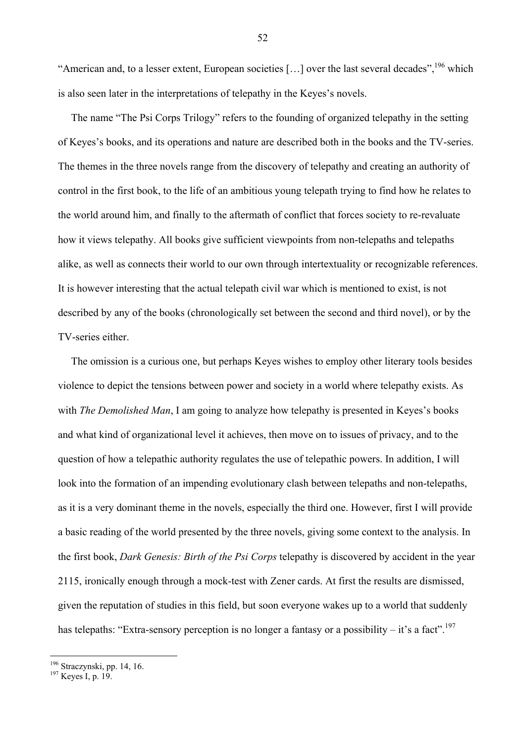"American and, to a lesser extent, European societies […] over the last several decades",[196] which is also seen later in the interpretations of telepathy in the Keyes's novels.

The name "The Psi Corps Trilogy" refers to the founding of organized telepathy in the setting of Keyes's books, and its operations and nature are described both in the books and the TV-series. The themes in the three novels range from the discovery of telepathy and creating an authority of control in the first book, to the life of an ambitious young telepath trying to find how he relates to the world around him, and finally to the aftermath of conflict that forces society to re-revaluate how it views telepathy. All books give sufficient viewpoints from non-telepaths and telepaths alike, as well as connects their world to our own through intertextuality or recognizable references. It is however interesting that the actual telepath civil war which is mentioned to exist, is not described by any of the books (chronologically set between the second and third novel), or by the TV-series either.

The omission is a curious one, but perhaps Keyes wishes to employ other literary tools besides violence to depict the tensions between power and society in a world where telepathy exists. As with *The Demolished Man*, I am going to analyze how telepathy is presented in Keyes's books and what kind of organizational level it achieves, then move on to issues of privacy, and to the question of how a telepathic authority regulates the use of telepathic powers. In addition, I will look into the formation of an impending evolutionary clash between telepaths and non-telepaths, as it is a very dominant theme in the novels, especially the third one. However, first I will provide a basic reading of the world presented by the three novels, giving some context to the analysis. In the first book, *Dark Genesis: Birth of the Psi Corps* telepathy is discovered by accident in the year 2115, ironically enough through a mock-test with Zener cards. At first the results are dismissed, given the reputation of studies in this field, but soon everyone wakes up to a world that suddenly has telepaths: "Extra-sensory perception is no longer a fantasy or a possibility – it's a fact".[197]

---

[196] Straczynski, pp. 14, 16.

[197] Keyes I, p. 19.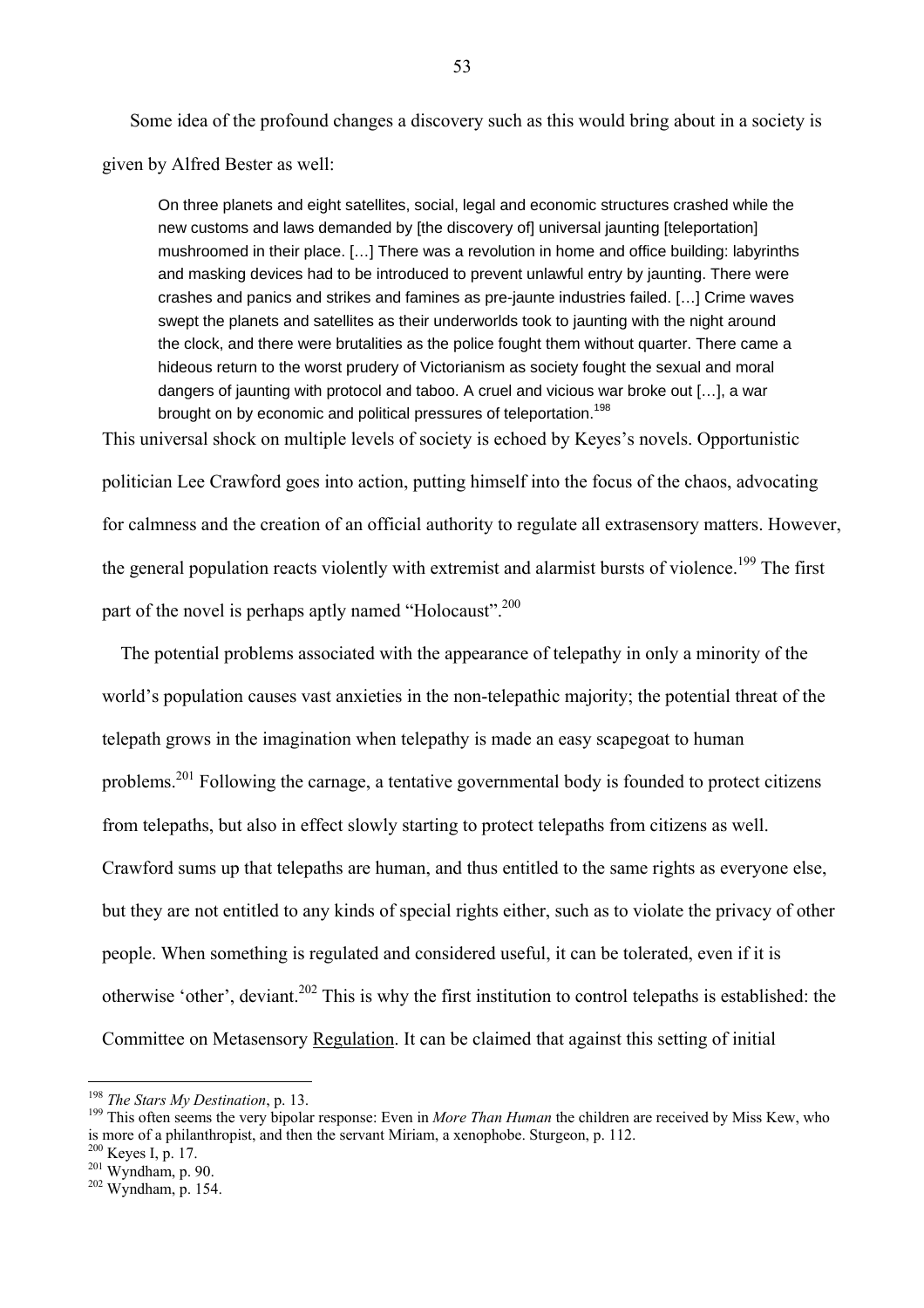Some idea of the profound changes a discovery such as this would bring about in a society is given by Alfred Bester as well:

> On three planets and eight satellites, social, legal and economic structures crashed while the new customs and laws demanded by [the discovery of] universal jaunting [teleportation] mushroomed in their place. […] There was a revolution in home and office building: labyrinths and masking devices had to be introduced to prevent unlawful entry by jaunting. There were crashes and panics and strikes and famines as pre-jaunte industries failed. […] Crime waves swept the planets and satellites as their underworlds took to jaunting with the night around the clock, and there were brutalities as the police fought them without quarter. There came a hideous return to the worst prudery of Victorianism as society fought the sexual and moral dangers of jaunting with protocol and taboo. A cruel and vicious war broke out […], a war brought on by economic and political pressures of teleportation.[198]

This universal shock on multiple levels of society is echoed by Keyes's novels. Opportunistic politician Lee Crawford goes into action, putting himself into the focus of the chaos, advocating for calmness and the creation of an official authority to regulate all extrasensory matters. However, the general population reacts violently with extremist and alarmist bursts of violence.[199] The first part of the novel is perhaps aptly named "Holocaust".[200]

The potential problems associated with the appearance of telepathy in only a minority of the world's population causes vast anxieties in the non-telepathic majority; the potential threat of the telepath grows in the imagination when telepathy is made an easy scapegoat to human problems.[201] Following the carnage, a tentative governmental body is founded to protect citizens from telepaths, but also in effect slowly starting to protect telepaths from citizens as well. Crawford sums up that telepaths are human, and thus entitled to the same rights as everyone else, but they are not entitled to any kinds of special rights either, such as to violate the privacy of other people. When something is regulated and considered useful, it can be tolerated, even if it is otherwise 'other', deviant.[202] This is why the first institution to control telepaths is established: the Committee on Metasensory Regulation. It can be claimed that against this setting of initial

---

[198] *The Stars My Destination*, p. 13.

[199] This often seems the very bipolar response: Even in *More Than Human* the children are received by Miss Kew, who is more of a philanthropist, and then the servant Miriam, a xenophobe. Sturgeon, p. 112.

[200] Keyes I, p. 17.

[201] Wyndham, p. 90.

[202] Wyndham, p. 154.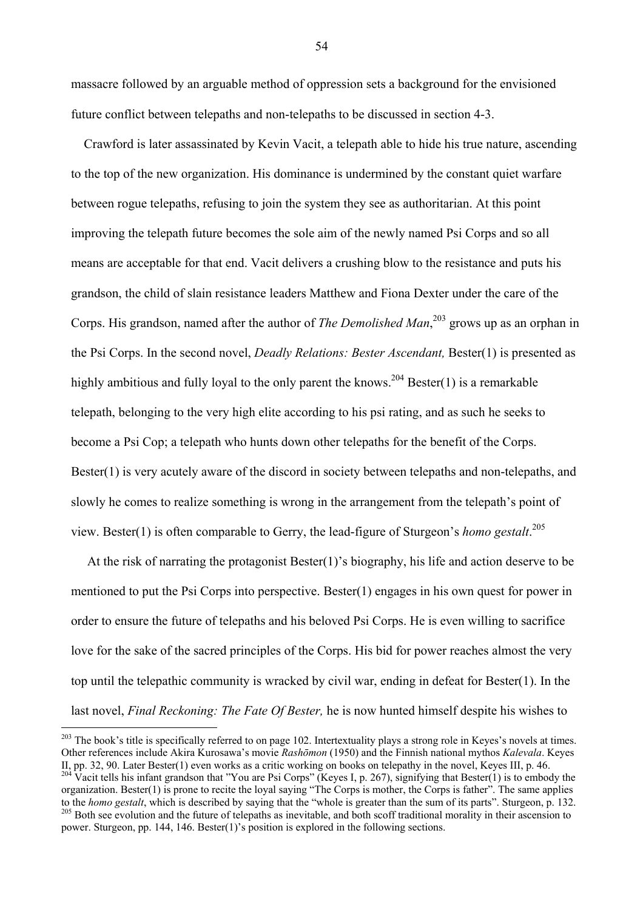massacre followed by an arguable method of oppression sets a background for the envisioned future conflict between telepaths and non-telepaths to be discussed in section 4-3.

Crawford is later assassinated by Kevin Vacit, a telepath able to hide his true nature, ascending to the top of the new organization. His dominance is undermined by the constant quiet warfare between rogue telepaths, refusing to join the system they see as authoritarian. At this point improving the telepath future becomes the sole aim of the newly named Psi Corps and so all means are acceptable for that end. Vacit delivers a crushing blow to the resistance and puts his grandson, the child of slain resistance leaders Matthew and Fiona Dexter under the care of the Corps. His grandson, named after the author of *The Demolished Man*,[203] grows up as an orphan in the Psi Corps. In the second novel, *Deadly Relations: Bester Ascendant,* Bester(1) is presented as highly ambitious and fully loyal to the only parent the knows.[204] Bester(1) is a remarkable telepath, belonging to the very high elite according to his psi rating, and as such he seeks to become a Psi Cop; a telepath who hunts down other telepaths for the benefit of the Corps. Bester(1) is very acutely aware of the discord in society between telepaths and non-telepaths, and slowly he comes to realize something is wrong in the arrangement from the telepath's point of view. Bester(1) is often comparable to Gerry, the lead-figure of Sturgeon's *homo gestalt*.[205]

At the risk of narrating the protagonist Bester(1)'s biography, his life and action deserve to be mentioned to put the Psi Corps into perspective. Bester(1) engages in his own quest for power in order to ensure the future of telepaths and his beloved Psi Corps. He is even willing to sacrifice love for the sake of the sacred principles of the Corps. His bid for power reaches almost the very top until the telepathic community is wracked by civil war, ending in defeat for Bester(1). In the last novel, *Final Reckoning: The Fate Of Bester,* he is now hunted himself despite his wishes to

---

[203] The book's title is specifically referred to on page 102. Intertextuality plays a strong role in Keyes's novels at times. Other references include Akira Kurosawa's movie *Rashōmon* (1950) and the Finnish national mythos *Kalevala*. Keyes II, pp. 32, 90. Later Bester(1) even works as a critic working on books on telepathy in the novel, Keyes III, p. 46.

[204] Vacit tells his infant grandson that "You are Psi Corps" (Keyes I, p. 267), signifying that Bester(1) is to embody the organization. Bester(1) is prone to recite the loyal saying "The Corps is mother, the Corps is father". The same applies to the *homo gestalt*, which is described by saying that the "whole is greater than the sum of its parts". Sturgeon, p. 132.

[205] Both see evolution and the future of telepaths as inevitable, and both scoff traditional morality in their ascension to power. Sturgeon, pp. 144, 146. Bester(1)'s position is explored in the following sections.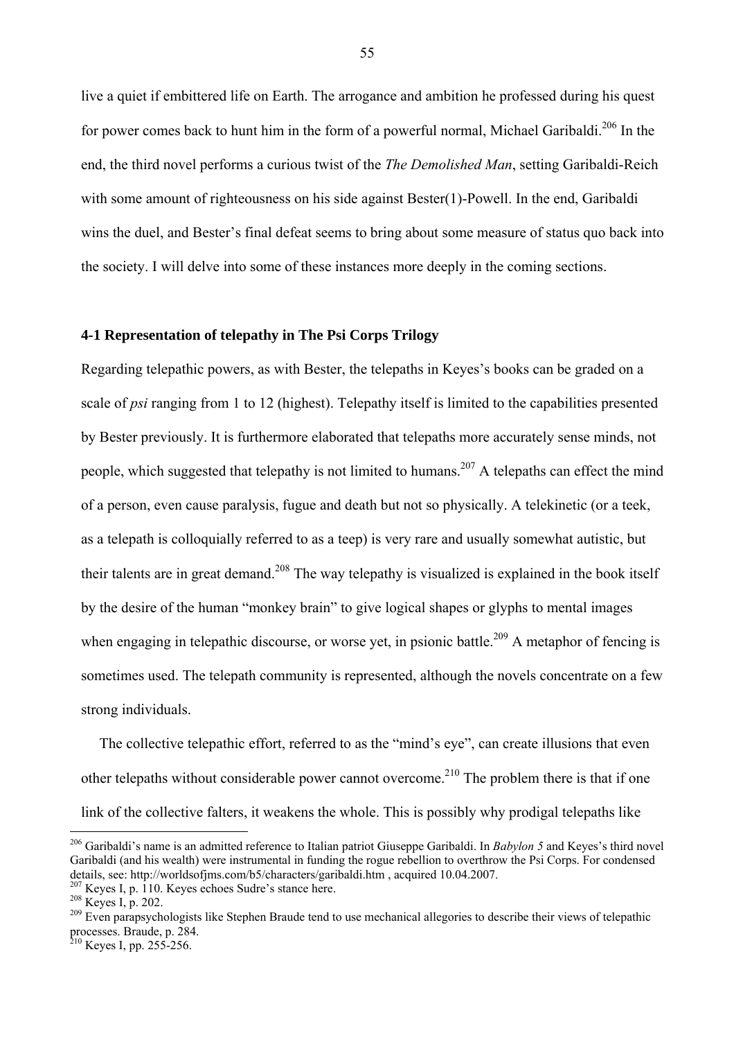live a quiet if embittered life on Earth. The arrogance and ambition he professed during his quest for power comes back to hunt him in the form of a powerful normal, Michael Garibaldi.[206] In the end, the third novel performs a curious twist of the *The Demolished Man*, setting Garibaldi-Reich with some amount of righteousness on his side against Bester(1)-Powell. In the end, Garibaldi wins the duel, and Bester's final defeat seems to bring about some measure of status quo back into the society. I will delve into some of these instances more deeply in the coming sections.

### 4-1 Representation of telepathy in The Psi Corps Trilogy

Regarding telepathic powers, as with Bester, the telepaths in Keyes's books can be graded on a scale of *psi* ranging from 1 to 12 (highest). Telepathy itself is limited to the capabilities presented by Bester previously. It is furthermore elaborated that telepaths more accurately sense minds, not people, which suggested that telepathy is not limited to humans.[207] A telepaths can effect the mind of a person, even cause paralysis, fugue and death but not so physically. A telekinetic (or a teek, as a telepath is colloquially referred to as a teep) is very rare and usually somewhat autistic, but their talents are in great demand.[208] The way telepathy is visualized is explained in the book itself by the desire of the human "monkey brain" to give logical shapes or glyphs to mental images when engaging in telepathic discourse, or worse yet, in psionic battle.[209] A metaphor of fencing is sometimes used. The telepath community is represented, although the novels concentrate on a few strong individuals.

The collective telepathic effort, referred to as the "mind's eye", can create illusions that even other telepaths without considerable power cannot overcome.[210] The problem there is that if one link of the collective falters, it weakens the whole. This is possibly why prodigal telepaths like

---

[206] Garibaldi's name is an admitted reference to Italian patriot Giuseppe Garibaldi. In *Babylon 5* and Keyes's third novel Garibaldi (and his wealth) were instrumental in funding the rogue rebellion to overthrow the Psi Corps. For condensed details, see: http://worldsofjms.com/b5/characters/garibaldi.htm , acquired 10.04.2007.

[207] Keyes I, p. 110. Keyes echoes Sudre's stance here.

[208] Keyes I, p. 202.

[209] Even parapsychologists like Stephen Braude tend to use mechanical allegories to describe their views of telepathic processes. Braude, p. 284.

[210] Keyes I, pp. 255-256.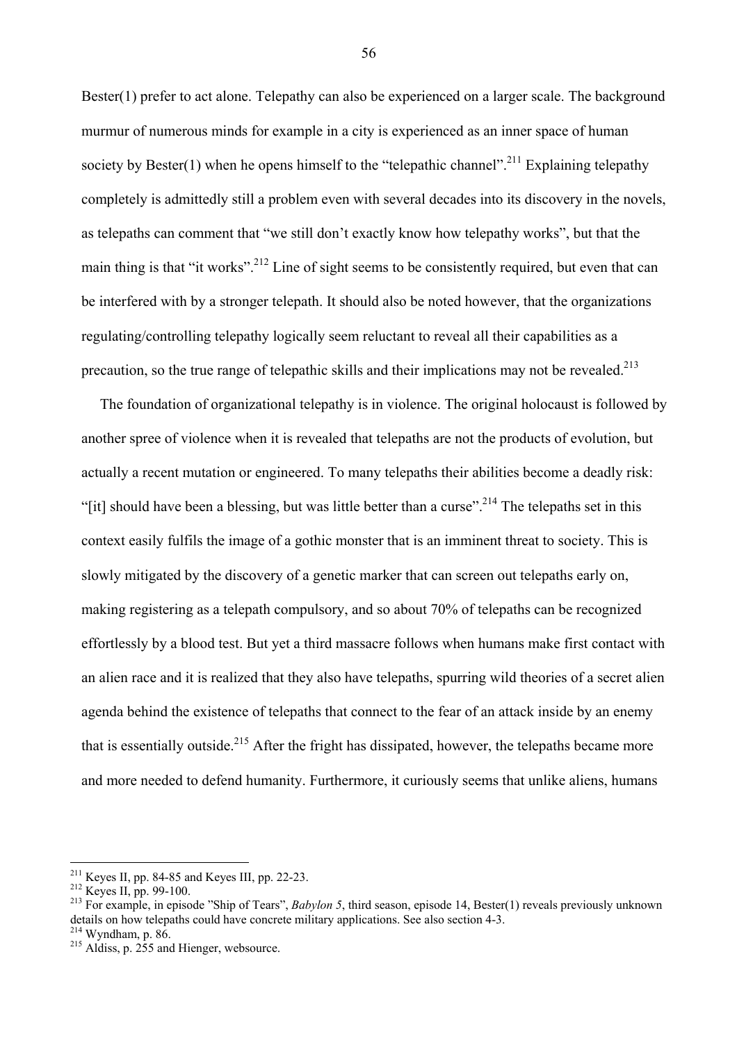Bester(1) prefer to act alone. Telepathy can also be experienced on a larger scale. The background murmur of numerous minds for example in a city is experienced as an inner space of human society by Bester(1) when he opens himself to the "telepathic channel".[211] Explaining telepathy completely is admittedly still a problem even with several decades into its discovery in the novels, as telepaths can comment that "we still don't exactly know how telepathy works", but that the main thing is that "it works".[212] Line of sight seems to be consistently required, but even that can be interfered with by a stronger telepath. It should also be noted however, that the organizations regulating/controlling telepathy logically seem reluctant to reveal all their capabilities as a precaution, so the true range of telepathic skills and their implications may not be revealed.[213]

The foundation of organizational telepathy is in violence. The original holocaust is followed by another spree of violence when it is revealed that telepaths are not the products of evolution, but actually a recent mutation or engineered. To many telepaths their abilities become a deadly risk: "[it] should have been a blessing, but was little better than a curse".[214] The telepaths set in this context easily fulfils the image of a gothic monster that is an imminent threat to society. This is slowly mitigated by the discovery of a genetic marker that can screen out telepaths early on, making registering as a telepath compulsory, and so about 70% of telepaths can be recognized effortlessly by a blood test. But yet a third massacre follows when humans make first contact with an alien race and it is realized that they also have telepaths, spurring wild theories of a secret alien agenda behind the existence of telepaths that connect to the fear of an attack inside by an enemy that is essentially outside.[215] After the fright has dissipated, however, the telepaths became more and more needed to defend humanity. Furthermore, it curiously seems that unlike aliens, humans

---

[211] Keyes II, pp. 84-85 and Keyes III, pp. 22-23.

[212] Keyes II, pp. 99-100.

[213] For example, in episode "Ship of Tears", *Babylon 5*, third season, episode 14, Bester(1) reveals previously unknown details on how telepaths could have concrete military applications. See also section 4-3.

[214] Wyndham, p. 86.

[215] Aldiss, p. 255 and Hienger, websource.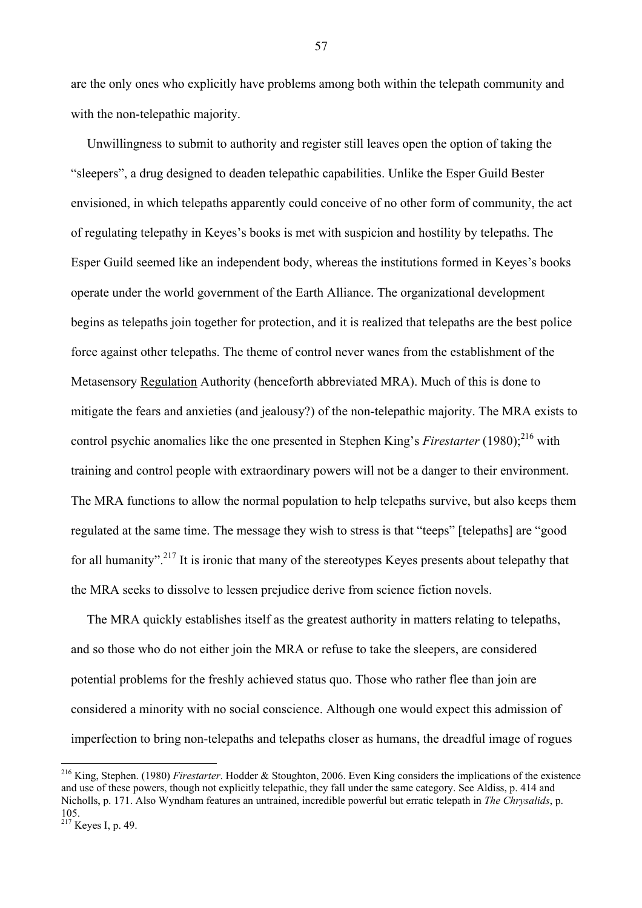are the only ones who explicitly have problems among both within the telepath community and with the non-telepathic majority.

Unwillingness to submit to authority and register still leaves open the option of taking the "sleepers", a drug designed to deaden telepathic capabilities. Unlike the Esper Guild Bester envisioned, in which telepaths apparently could conceive of no other form of community, the act of regulating telepathy in Keyes's books is met with suspicion and hostility by telepaths. The Esper Guild seemed like an independent body, whereas the institutions formed in Keyes's books operate under the world government of the Earth Alliance. The organizational development begins as telepaths join together for protection, and it is realized that telepaths are the best police force against other telepaths. The theme of control never wanes from the establishment of the Metasensory <u>Regulation</u> Authority (henceforth abbreviated MRA). Much of this is done to mitigate the fears and anxieties (and jealousy?) of the non-telepathic majority. The MRA exists to control psychic anomalies like the one presented in Stephen King's *Firestarter* (1980);[216] with training and control people with extraordinary powers will not be a danger to their environment. The MRA functions to allow the normal population to help telepaths survive, but also keeps them regulated at the same time. The message they wish to stress is that "teeps" [telepaths] are "good for all humanity".[217] It is ironic that many of the stereotypes Keyes presents about telepathy that the MRA seeks to dissolve to lessen prejudice derive from science fiction novels.

The MRA quickly establishes itself as the greatest authority in matters relating to telepaths, and so those who do not either join the MRA or refuse to take the sleepers, are considered potential problems for the freshly achieved status quo. Those who rather flee than join are considered a minority with no social conscience. Although one would expect this admission of imperfection to bring non-telepaths and telepaths closer as humans, the dreadful image of rogues

---

[216] King, Stephen. (1980) *Firestarter*. Hodder & Stoughton, 2006. Even King considers the implications of the existence and use of these powers, though not explicitly telepathic, they fall under the same category. See Aldiss, p. 414 and Nicholls, p. 171. Also Wyndham features an untrained, incredible powerful but erratic telepath in *The Chrysalids*, p. 105.

[217] Keyes I, p. 49.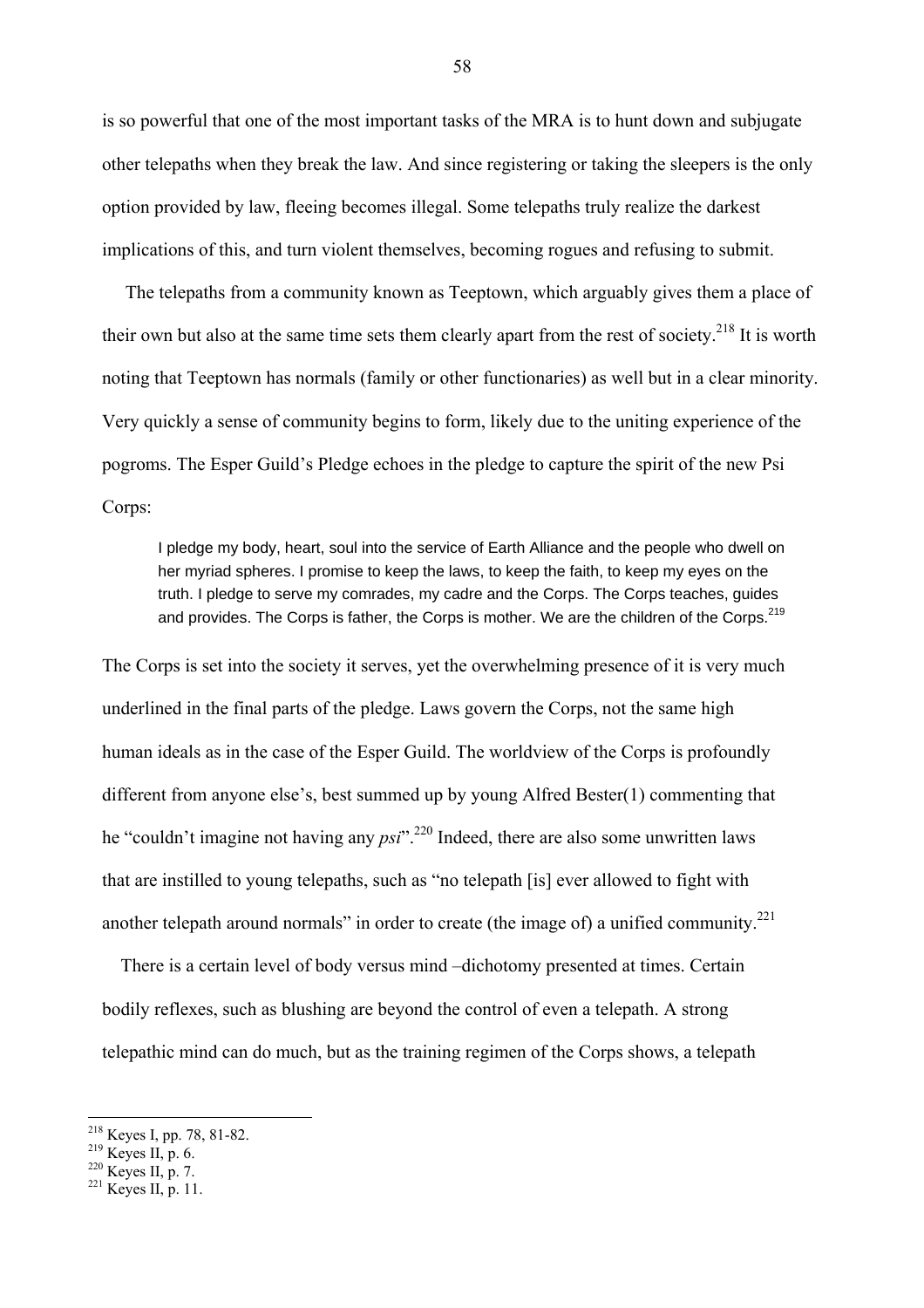is so powerful that one of the most important tasks of the MRA is to hunt down and subjugate other telepaths when they break the law. And since registering or taking the sleepers is the only option provided by law, fleeing becomes illegal. Some telepaths truly realize the darkest implications of this, and turn violent themselves, becoming rogues and refusing to submit.

The telepaths from a community known as Teeptown, which arguably gives them a place of their own but also at the same time sets them clearly apart from the rest of society.[218] It is worth noting that Teeptown has normals (family or other functionaries) as well but in a clear minority. Very quickly a sense of community begins to form, likely due to the uniting experience of the pogroms. The Esper Guild's Pledge echoes in the pledge to capture the spirit of the new Psi Corps:

> I pledge my body, heart, soul into the service of Earth Alliance and the people who dwell on her myriad spheres. I promise to keep the laws, to keep the faith, to keep my eyes on the truth. I pledge to serve my comrades, my cadre and the Corps. The Corps teaches, guides and provides. The Corps is father, the Corps is mother. We are the children of the Corps.[219]

The Corps is set into the society it serves, yet the overwhelming presence of it is very much underlined in the final parts of the pledge. Laws govern the Corps, not the same high human ideals as in the case of the Esper Guild. The worldview of the Corps is profoundly different from anyone else's, best summed up by young Alfred Bester(1) commenting that he "couldn't imagine not having any *psi*".[220] Indeed, there are also some unwritten laws that are instilled to young telepaths, such as "no telepath [is] ever allowed to fight with another telepath around normals" in order to create (the image of) a unified community.[221]

There is a certain level of body versus mind –dichotomy presented at times. Certain bodily reflexes, such as blushing are beyond the control of even a telepath. A strong telepathic mind can do much, but as the training regimen of the Corps shows, a telepath

---

[218] Keyes I, pp. 78, 81-82.
[219] Keyes II, p. 6.
[220] Keyes II, p. 7.
[221] Keyes II, p. 11.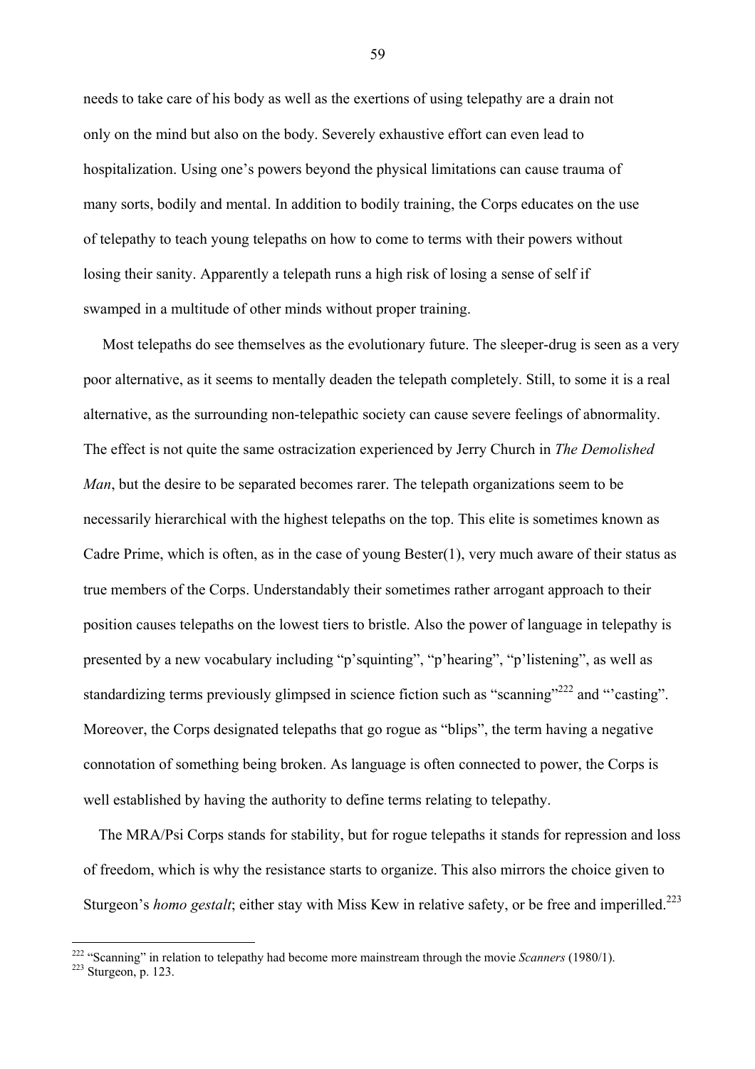needs to take care of his body as well as the exertions of using telepathy are a drain not only on the mind but also on the body. Severely exhaustive effort can even lead to hospitalization. Using one's powers beyond the physical limitations can cause trauma of many sorts, bodily and mental. In addition to bodily training, the Corps educates on the use of telepathy to teach young telepaths on how to come to terms with their powers without losing their sanity. Apparently a telepath runs a high risk of losing a sense of self if swamped in a multitude of other minds without proper training.

Most telepaths do see themselves as the evolutionary future. The sleeper-drug is seen as a very poor alternative, as it seems to mentally deaden the telepath completely. Still, to some it is a real alternative, as the surrounding non-telepathic society can cause severe feelings of abnormality. The effect is not quite the same ostracization experienced by Jerry Church in *The Demolished Man*, but the desire to be separated becomes rarer. The telepath organizations seem to be necessarily hierarchical with the highest telepaths on the top. This elite is sometimes known as Cadre Prime, which is often, as in the case of young Bester(1), very much aware of their status as true members of the Corps. Understandably their sometimes rather arrogant approach to their position causes telepaths on the lowest tiers to bristle. Also the power of language in telepathy is presented by a new vocabulary including "p'squinting", "p'hearing", "p'listening", as well as standardizing terms previously glimpsed in science fiction such as "scanning"[222] and "'casting". Moreover, the Corps designated telepaths that go rogue as "blips", the term having a negative connotation of something being broken. As language is often connected to power, the Corps is well established by having the authority to define terms relating to telepathy.

The MRA/Psi Corps stands for stability, but for rogue telepaths it stands for repression and loss of freedom, which is why the resistance starts to organize. This also mirrors the choice given to Sturgeon's *homo gestalt*; either stay with Miss Kew in relative safety, or be free and imperilled.[223]

---

[222] "Scanning" in relation to telepathy had become more mainstream through the movie *Scanners* (1980/1).

[223] Sturgeon, p. 123.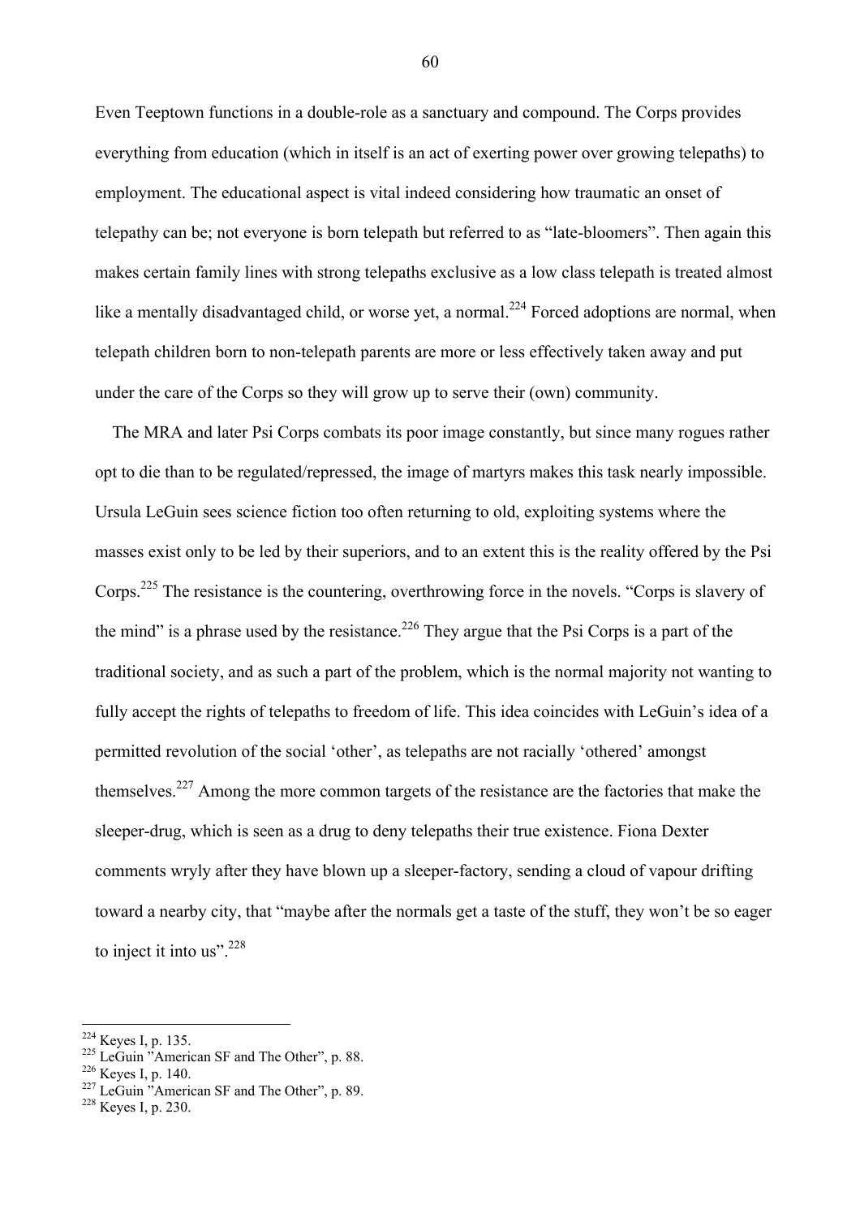Even Teeptown functions in a double-role as a sanctuary and compound. The Corps provides everything from education (which in itself is an act of exerting power over growing telepaths) to employment. The educational aspect is vital indeed considering how traumatic an onset of telepathy can be; not everyone is born telepath but referred to as "late-bloomers". Then again this makes certain family lines with strong telepaths exclusive as a low class telepath is treated almost like a mentally disadvantaged child, or worse yet, a normal.[224] Forced adoptions are normal, when telepath children born to non-telepath parents are more or less effectively taken away and put under the care of the Corps so they will grow up to serve their (own) community.

The MRA and later Psi Corps combats its poor image constantly, but since many rogues rather opt to die than to be regulated/repressed, the image of martyrs makes this task nearly impossible. Ursula LeGuin sees science fiction too often returning to old, exploiting systems where the masses exist only to be led by their superiors, and to an extent this is the reality offered by the Psi Corps.[225] The resistance is the countering, overthrowing force in the novels. "Corps is slavery of the mind" is a phrase used by the resistance.[226] They argue that the Psi Corps is a part of the traditional society, and as such a part of the problem, which is the normal majority not wanting to fully accept the rights of telepaths to freedom of life. This idea coincides with LeGuin's idea of a permitted revolution of the social 'other', as telepaths are not racially 'othered' amongst themselves.[227] Among the more common targets of the resistance are the factories that make the sleeper-drug, which is seen as a drug to deny telepaths their true existence. Fiona Dexter comments wryly after they have blown up a sleeper-factory, sending a cloud of vapour drifting toward a nearby city, that "maybe after the normals get a taste of the stuff, they won't be so eager to inject it into us".[228]

---

[224] Keyes I, p. 135.
[225] LeGuin "American SF and The Other", p. 88.
[226] Keyes I, p. 140.
[227] LeGuin "American SF and The Other", p. 89.
[228] Keyes I, p. 230.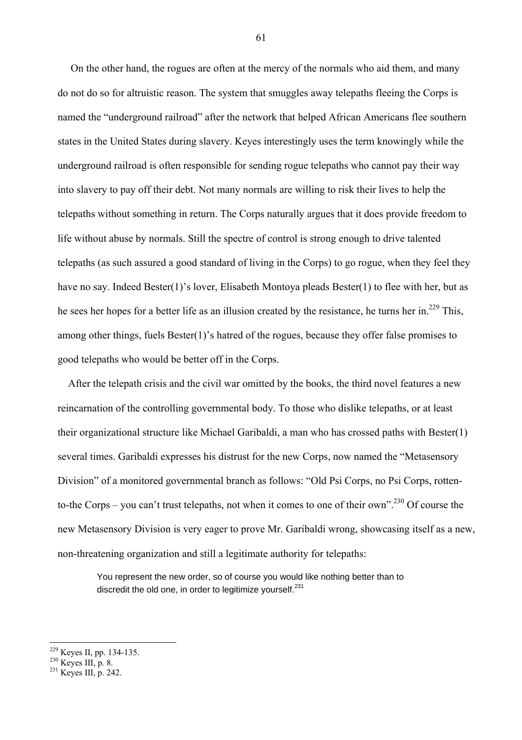On the other hand, the rogues are often at the mercy of the normals who aid them, and many do not do so for altruistic reason. The system that smuggles away telepaths fleeing the Corps is named the "underground railroad" after the network that helped African Americans flee southern states in the United States during slavery. Keyes interestingly uses the term knowingly while the underground railroad is often responsible for sending rogue telepaths who cannot pay their way into slavery to pay off their debt. Not many normals are willing to risk their lives to help the telepaths without something in return. The Corps naturally argues that it does provide freedom to life without abuse by normals. Still the spectre of control is strong enough to drive talented telepaths (as such assured a good standard of living in the Corps) to go rogue, when they feel they have no say. Indeed Bester(1)'s lover, Elisabeth Montoya pleads Bester(1) to flee with her, but as he sees her hopes for a better life as an illusion created by the resistance, he turns her in.[229] This, among other things, fuels Bester(1)'s hatred of the rogues, because they offer false promises to good telepaths who would be better off in the Corps.

After the telepath crisis and the civil war omitted by the books, the third novel features a new reincarnation of the controlling governmental body. To those who dislike telepaths, or at least their organizational structure like Michael Garibaldi, a man who has crossed paths with Bester(1) several times. Garibaldi expresses his distrust for the new Corps, now named the "Metasensory Division" of a monitored governmental branch as follows: "Old Psi Corps, no Psi Corps, rotten-to-the Corps – you can't trust telepaths, not when it comes to one of their own".[230] Of course the new Metasensory Division is very eager to prove Mr. Garibaldi wrong, showcasing itself as a new, non-threatening organization and still a legitimate authority for telepaths:

> You represent the new order, so of course you would like nothing better than to discredit the old one, in order to legitimize yourself.[231]

---

[229] Keyes II, pp. 134-135.
[230] Keyes III, p. 8.
[231] Keyes III, p. 242.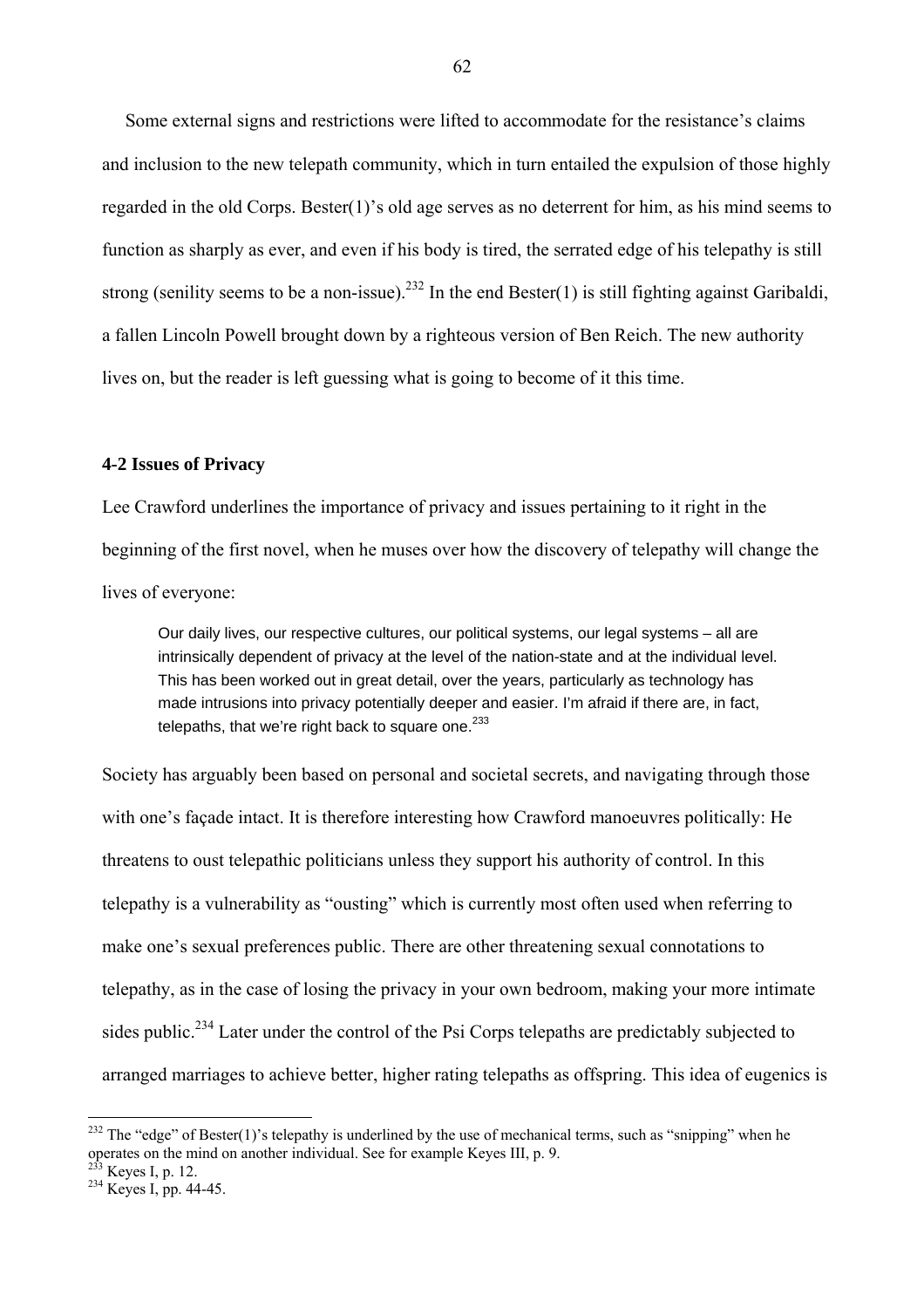Some external signs and restrictions were lifted to accommodate for the resistance's claims and inclusion to the new telepath community, which in turn entailed the expulsion of those highly regarded in the old Corps. Bester(1)'s old age serves as no deterrent for him, as his mind seems to function as sharply as ever, and even if his body is tired, the serrated edge of his telepathy is still strong (senility seems to be a non-issue).[232] In the end Bester(1) is still fighting against Garibaldi, a fallen Lincoln Powell brought down by a righteous version of Ben Reich. The new authority lives on, but the reader is left guessing what is going to become of it this time.

### 4-2 Issues of Privacy

Lee Crawford underlines the importance of privacy and issues pertaining to it right in the beginning of the first novel, when he muses over how the discovery of telepathy will change the lives of everyone:

> Our daily lives, our respective cultures, our political systems, our legal systems – all are intrinsically dependent of privacy at the level of the nation-state and at the individual level. This has been worked out in great detail, over the years, particularly as technology has made intrusions into privacy potentially deeper and easier. I'm afraid if there are, in fact, telepaths, that we're right back to square one.[233]

Society has arguably been based on personal and societal secrets, and navigating through those with one's façade intact. It is therefore interesting how Crawford manoeuvres politically: He threatens to oust telepathic politicians unless they support his authority of control. In this telepathy is a vulnerability as "ousting" which is currently most often used when referring to make one's sexual preferences public. There are other threatening sexual connotations to telepathy, as in the case of losing the privacy in your own bedroom, making your more intimate sides public.[234] Later under the control of the Psi Corps telepaths are predictably subjected to arranged marriages to achieve better, higher rating telepaths as offspring. This idea of eugenics is

---

[232] The "edge" of Bester(1)'s telepathy is underlined by the use of mechanical terms, such as "snipping" when he operates on the mind on another individual. See for example Keyes III, p. 9.

[233] Keyes I, p. 12.

[234] Keyes I, pp. 44-45.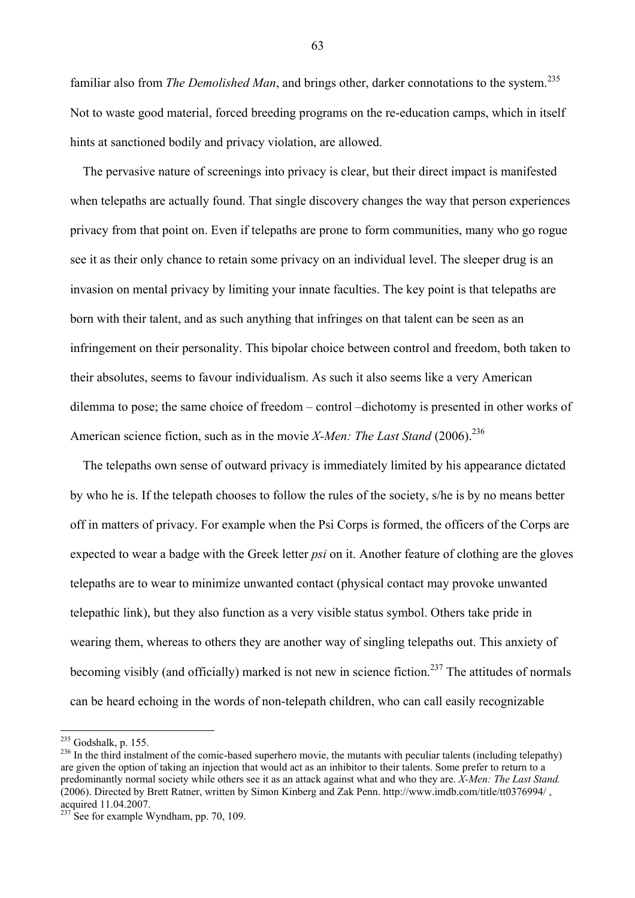familiar also from *The Demolished Man*, and brings other, darker connotations to the system.[235] Not to waste good material, forced breeding programs on the re-education camps, which in itself hints at sanctioned bodily and privacy violation, are allowed.

The pervasive nature of screenings into privacy is clear, but their direct impact is manifested when telepaths are actually found. That single discovery changes the way that person experiences privacy from that point on. Even if telepaths are prone to form communities, many who go rogue see it as their only chance to retain some privacy on an individual level. The sleeper drug is an invasion on mental privacy by limiting your innate faculties. The key point is that telepaths are born with their talent, and as such anything that infringes on that talent can be seen as an infringement on their personality. This bipolar choice between control and freedom, both taken to their absolutes, seems to favour individualism. As such it also seems like a very American dilemma to pose; the same choice of freedom – control –dichotomy is presented in other works of American science fiction, such as in the movie *X-Men: The Last Stand* (2006).[236]

The telepaths own sense of outward privacy is immediately limited by his appearance dictated by who he is. If the telepath chooses to follow the rules of the society, s/he is by no means better off in matters of privacy. For example when the Psi Corps is formed, the officers of the Corps are expected to wear a badge with the Greek letter *psi* on it. Another feature of clothing are the gloves telepaths are to wear to minimize unwanted contact (physical contact may provoke unwanted telepathic link), but they also function as a very visible status symbol. Others take pride in wearing them, whereas to others they are another way of singling telepaths out. This anxiety of becoming visibly (and officially) marked is not new in science fiction.[237] The attitudes of normals can be heard echoing in the words of non-telepath children, who can call easily recognizable

---

[235] Godshalk, p. 155.

[236] In the third instalment of the comic-based superhero movie, the mutants with peculiar talents (including telepathy) are given the option of taking an injection that would act as an inhibitor to their talents. Some prefer to return to a predominantly normal society while others see it as an attack against what and who they are. *X-Men: The Last Stand.* (2006). Directed by Brett Ratner, written by Simon Kinberg and Zak Penn. http://www.imdb.com/title/tt0376994/ , acquired 11.04.2007.

[237] See for example Wyndham, pp. 70, 109.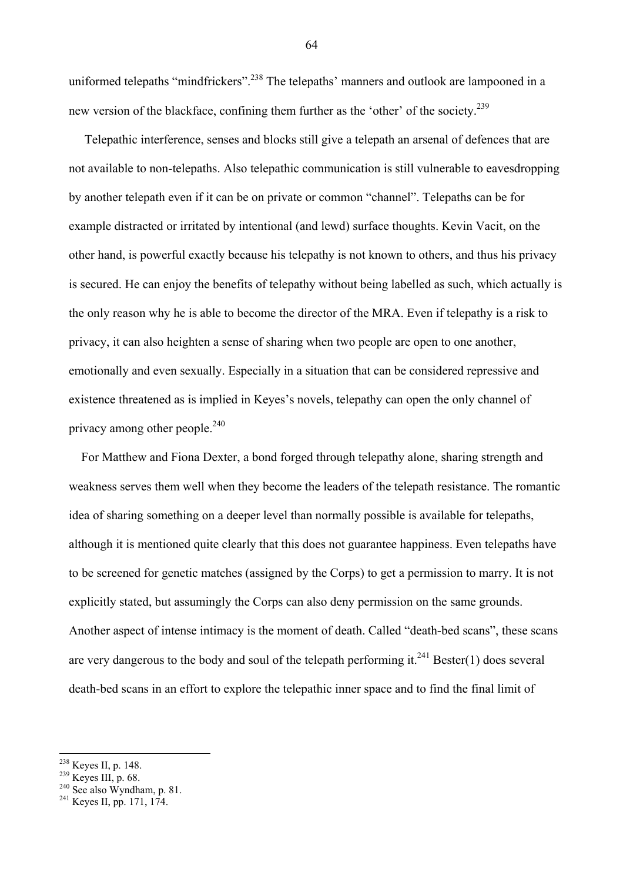uniformed telepaths "mindfrickers".[238] The telepaths' manners and outlook are lampooned in a new version of the blackface, confining them further as the 'other' of the society.[239]

Telepathic interference, senses and blocks still give a telepath an arsenal of defences that are not available to non-telepaths. Also telepathic communication is still vulnerable to eavesdropping by another telepath even if it can be on private or common "channel". Telepaths can be for example distracted or irritated by intentional (and lewd) surface thoughts. Kevin Vacit, on the other hand, is powerful exactly because his telepathy is not known to others, and thus his privacy is secured. He can enjoy the benefits of telepathy without being labelled as such, which actually is the only reason why he is able to become the director of the MRA. Even if telepathy is a risk to privacy, it can also heighten a sense of sharing when two people are open to one another, emotionally and even sexually. Especially in a situation that can be considered repressive and existence threatened as is implied in Keyes's novels, telepathy can open the only channel of privacy among other people.[240]

For Matthew and Fiona Dexter, a bond forged through telepathy alone, sharing strength and weakness serves them well when they become the leaders of the telepath resistance. The romantic idea of sharing something on a deeper level than normally possible is available for telepaths, although it is mentioned quite clearly that this does not guarantee happiness. Even telepaths have to be screened for genetic matches (assigned by the Corps) to get a permission to marry. It is not explicitly stated, but assumingly the Corps can also deny permission on the same grounds. Another aspect of intense intimacy is the moment of death. Called "death-bed scans", these scans are very dangerous to the body and soul of the telepath performing it.[241] Bester(1) does several death-bed scans in an effort to explore the telepathic inner space and to find the final limit of

---

[238] Keyes II, p. 148.
[239] Keyes III, p. 68.
[240] See also Wyndham, p. 81.
[241] Keyes II, pp. 171, 174.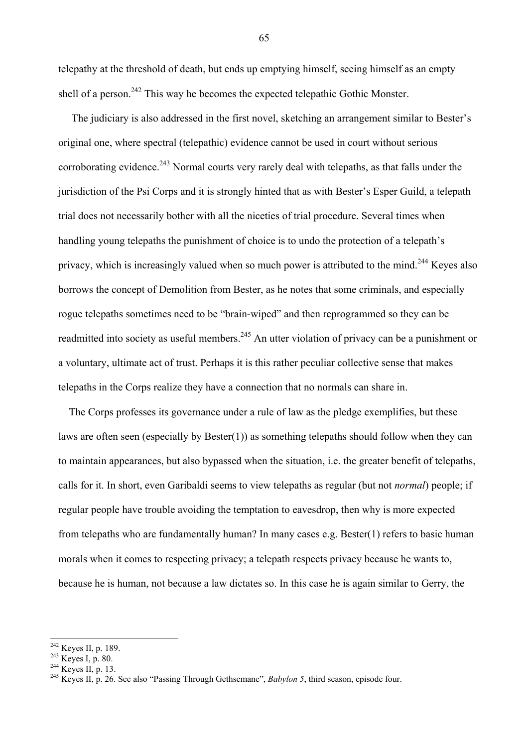telepathy at the threshold of death, but ends up emptying himself, seeing himself as an empty shell of a person.[242] This way he becomes the expected telepathic Gothic Monster.

The judiciary is also addressed in the first novel, sketching an arrangement similar to Bester's original one, where spectral (telepathic) evidence cannot be used in court without serious corroborating evidence.[243] Normal courts very rarely deal with telepaths, as that falls under the jurisdiction of the Psi Corps and it is strongly hinted that as with Bester's Esper Guild, a telepath trial does not necessarily bother with all the niceties of trial procedure. Several times when handling young telepaths the punishment of choice is to undo the protection of a telepath's privacy, which is increasingly valued when so much power is attributed to the mind.[244] Keyes also borrows the concept of Demolition from Bester, as he notes that some criminals, and especially rogue telepaths sometimes need to be "brain-wiped" and then reprogrammed so they can be readmitted into society as useful members.[245] An utter violation of privacy can be a punishment or a voluntary, ultimate act of trust. Perhaps it is this rather peculiar collective sense that makes telepaths in the Corps realize they have a connection that no normals can share in.

The Corps professes its governance under a rule of law as the pledge exemplifies, but these laws are often seen (especially by Bester(1)) as something telepaths should follow when they can to maintain appearances, but also bypassed when the situation, i.e. the greater benefit of telepaths, calls for it. In short, even Garibaldi seems to view telepaths as regular (but not *normal*) people; if regular people have trouble avoiding the temptation to eavesdrop, then why is more expected from telepaths who are fundamentally human? In many cases e.g. Bester(1) refers to basic human morals when it comes to respecting privacy; a telepath respects privacy because he wants to, because he is human, not because a law dictates so. In this case he is again similar to Gerry, the

---

[242] Keyes II, p. 189.

[243] Keyes I, p. 80.

[244] Keyes II, p. 13.

[245] Keyes II, p. 26. See also "Passing Through Gethsemane", *Babylon 5*, third season, episode four.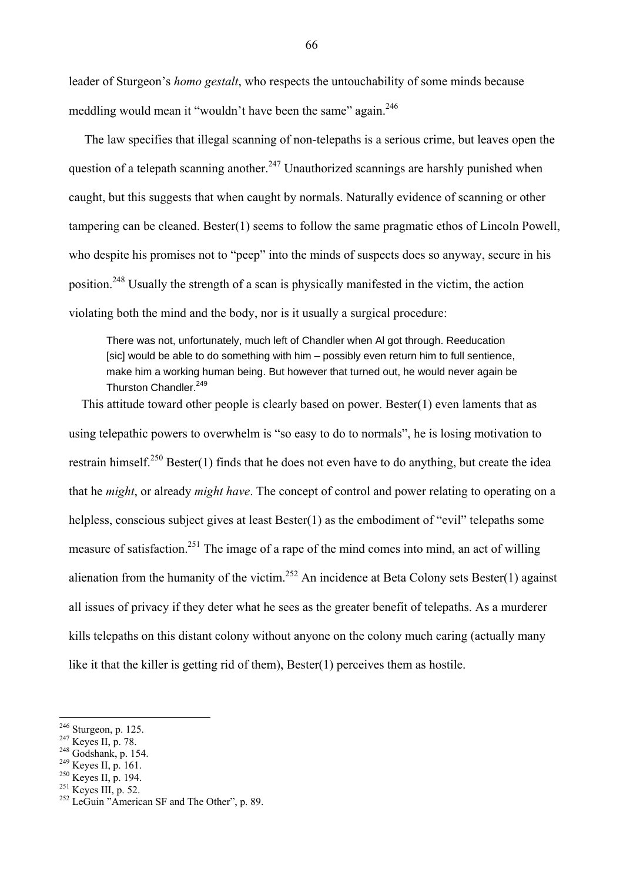leader of Sturgeon's *homo gestalt*, who respects the untouchability of some minds because meddling would mean it "wouldn't have been the same" again.[246]

The law specifies that illegal scanning of non-telepaths is a serious crime, but leaves open the question of a telepath scanning another.[247] Unauthorized scannings are harshly punished when caught, but this suggests that when caught by normals. Naturally evidence of scanning or other tampering can be cleaned. Bester(1) seems to follow the same pragmatic ethos of Lincoln Powell, who despite his promises not to "peep" into the minds of suspects does so anyway, secure in his position.[248] Usually the strength of a scan is physically manifested in the victim, the action violating both the mind and the body, nor is it usually a surgical procedure:

> There was not, unfortunately, much left of Chandler when Al got through. Reeducation [sic] would be able to do something with him – possibly even return him to full sentience, make him a working human being. But however that turned out, he would never again be Thurston Chandler.[249]

This attitude toward other people is clearly based on power. Bester(1) even laments that as using telepathic powers to overwhelm is "so easy to do to normals", he is losing motivation to restrain himself.[250] Bester(1) finds that he does not even have to do anything, but create the idea that he *might*, or already *might have*. The concept of control and power relating to operating on a helpless, conscious subject gives at least Bester(1) as the embodiment of "evil" telepaths some measure of satisfaction.[251] The image of a rape of the mind comes into mind, an act of willing alienation from the humanity of the victim.[252] An incidence at Beta Colony sets Bester(1) against all issues of privacy if they deter what he sees as the greater benefit of telepaths. As a murderer kills telepaths on this distant colony without anyone on the colony much caring (actually many like it that the killer is getting rid of them), Bester(1) perceives them as hostile.

---

[246] Sturgeon, p. 125.
[247] Keyes II, p. 78.
[248] Godshank, p. 154.
[249] Keyes II, p. 161.
[250] Keyes II, p. 194.
[251] Keyes III, p. 52.
[252] LeGuin "American SF and The Other", p. 89.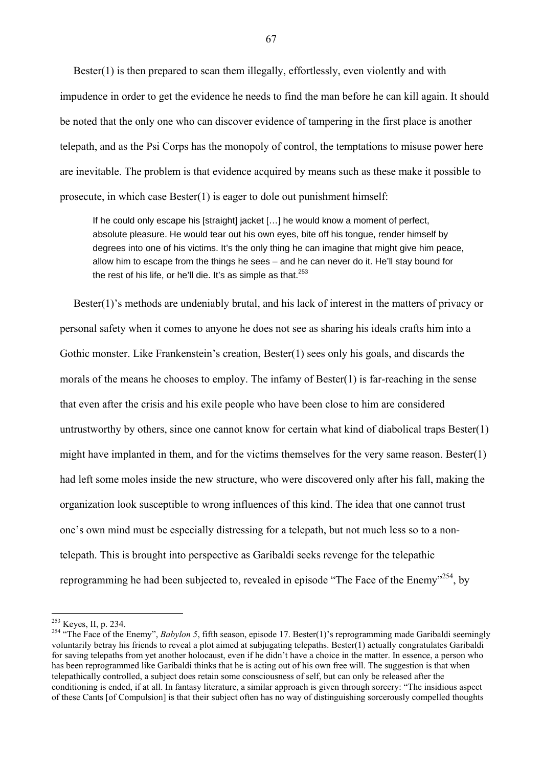Bester(1) is then prepared to scan them illegally, effortlessly, even violently and with impudence in order to get the evidence he needs to find the man before he can kill again. It should be noted that the only one who can discover evidence of tampering in the first place is another telepath, and as the Psi Corps has the monopoly of control, the temptations to misuse power here are inevitable. The problem is that evidence acquired by means such as these make it possible to prosecute, in which case Bester(1) is eager to dole out punishment himself:

> If he could only escape his [straight] jacket […] he would know a moment of perfect, absolute pleasure. He would tear out his own eyes, bite off his tongue, render himself by degrees into one of his victims. It's the only thing he can imagine that might give him peace, allow him to escape from the things he sees – and he can never do it. He'll stay bound for the rest of his life, or he'll die. It's as simple as that.[253]

Bester(1)'s methods are undeniably brutal, and his lack of interest in the matters of privacy or personal safety when it comes to anyone he does not see as sharing his ideals crafts him into a Gothic monster. Like Frankenstein's creation, Bester(1) sees only his goals, and discards the morals of the means he chooses to employ. The infamy of Bester(1) is far-reaching in the sense that even after the crisis and his exile people who have been close to him are considered untrustworthy by others, since one cannot know for certain what kind of diabolical traps Bester(1) might have implanted in them, and for the victims themselves for the very same reason. Bester(1) had left some moles inside the new structure, who were discovered only after his fall, making the organization look susceptible to wrong influences of this kind. The idea that one cannot trust one's own mind must be especially distressing for a telepath, but not much less so to a non-telepath. This is brought into perspective as Garibaldi seeks revenge for the telepathic reprogramming he had been subjected to, revealed in episode "The Face of the Enemy"[254], by

---

[253] Keyes, II, p. 234.

[254] "The Face of the Enemy", *Babylon 5*, fifth season, episode 17. Bester(1)'s reprogramming made Garibaldi seemingly voluntarily betray his friends to reveal a plot aimed at subjugating telepaths. Bester(1) actually congratulates Garibaldi for saving telepaths from yet another holocaust, even if he didn't have a choice in the matter. In essence, a person who has been reprogrammed like Garibaldi thinks that he is acting out of his own free will. The suggestion is that when telepathically controlled, a subject does retain some consciousness of self, but can only be released after the conditioning is ended, if at all. In fantasy literature, a similar approach is given through sorcery: "The insidious aspect of these Cants [of Compulsion] is that their subject often has no way of distinguishing sorcerously compelled thoughts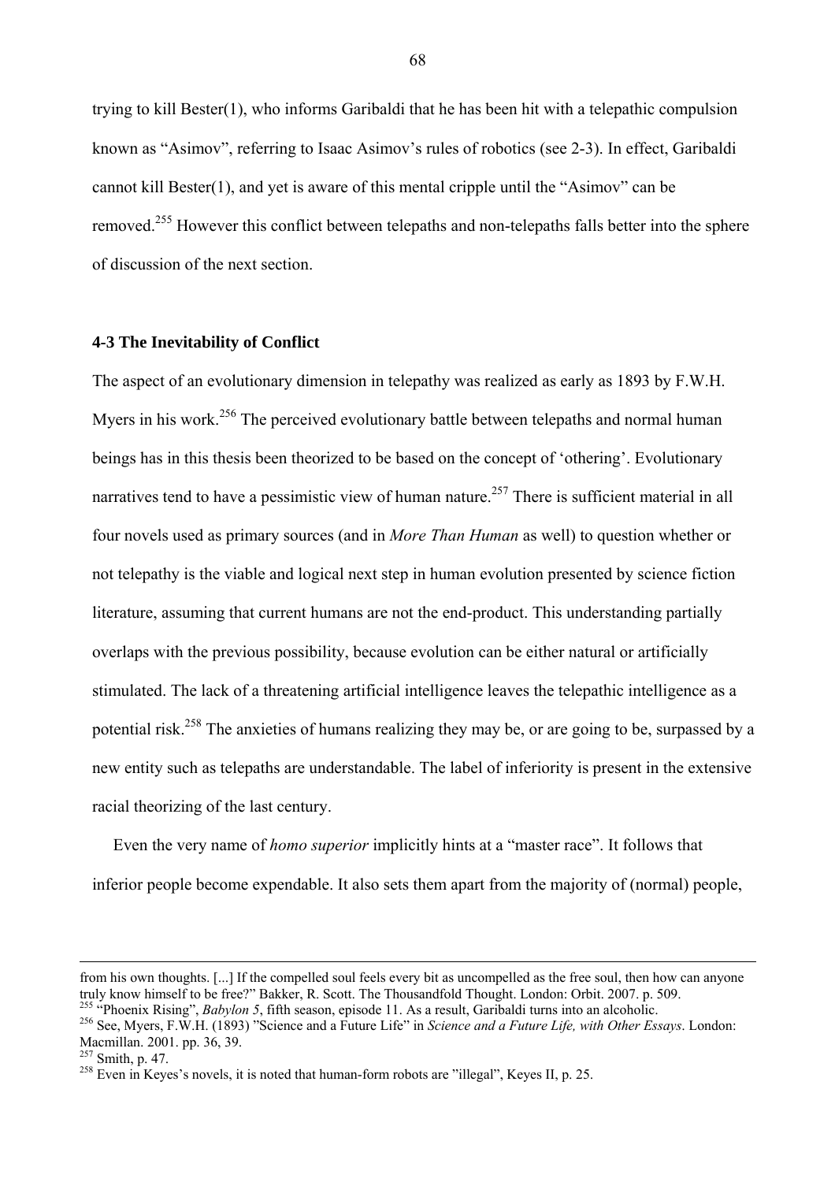trying to kill Bester(1), who informs Garibaldi that he has been hit with a telepathic compulsion known as "Asimov", referring to Isaac Asimov's rules of robotics (see 2-3). In effect, Garibaldi cannot kill Bester(1), and yet is aware of this mental cripple until the "Asimov" can be removed.[255] However this conflict between telepaths and non-telepaths falls better into the sphere of discussion of the next section.

### 4-3 The Inevitability of Conflict

The aspect of an evolutionary dimension in telepathy was realized as early as 1893 by F.W.H. Myers in his work.[256] The perceived evolutionary battle between telepaths and normal human beings has in this thesis been theorized to be based on the concept of 'othering'. Evolutionary narratives tend to have a pessimistic view of human nature.[257] There is sufficient material in all four novels used as primary sources (and in *More Than Human* as well) to question whether or not telepathy is the viable and logical next step in human evolution presented by science fiction literature, assuming that current humans are not the end-product. This understanding partially overlaps with the previous possibility, because evolution can be either natural or artificially stimulated. The lack of a threatening artificial intelligence leaves the telepathic intelligence as a potential risk.[258] The anxieties of humans realizing they may be, or are going to be, surpassed by a new entity such as telepaths are understandable. The label of inferiority is present in the extensive racial theorizing of the last century.

Even the very name of *homo superior* implicitly hints at a "master race". It follows that inferior people become expendable. It also sets them apart from the majority of (normal) people,

---

from his own thoughts. [...] If the compelled soul feels every bit as uncompelled as the free soul, then how can anyone truly know himself to be free?" Bakker, R. Scott. The Thousandfold Thought. London: Orbit. 2007. p. 509.

[255] "Phoenix Rising", *Babylon 5*, fifth season, episode 11. As a result, Garibaldi turns into an alcoholic.

[256] See, Myers, F.W.H. (1893) "Science and a Future Life" in *Science and a Future Life, with Other Essays*. London: Macmillan. 2001. pp. 36, 39.

[257] Smith, p. 47.

[258] Even in Keyes's novels, it is noted that human-form robots are "illegal", Keyes II, p. 25.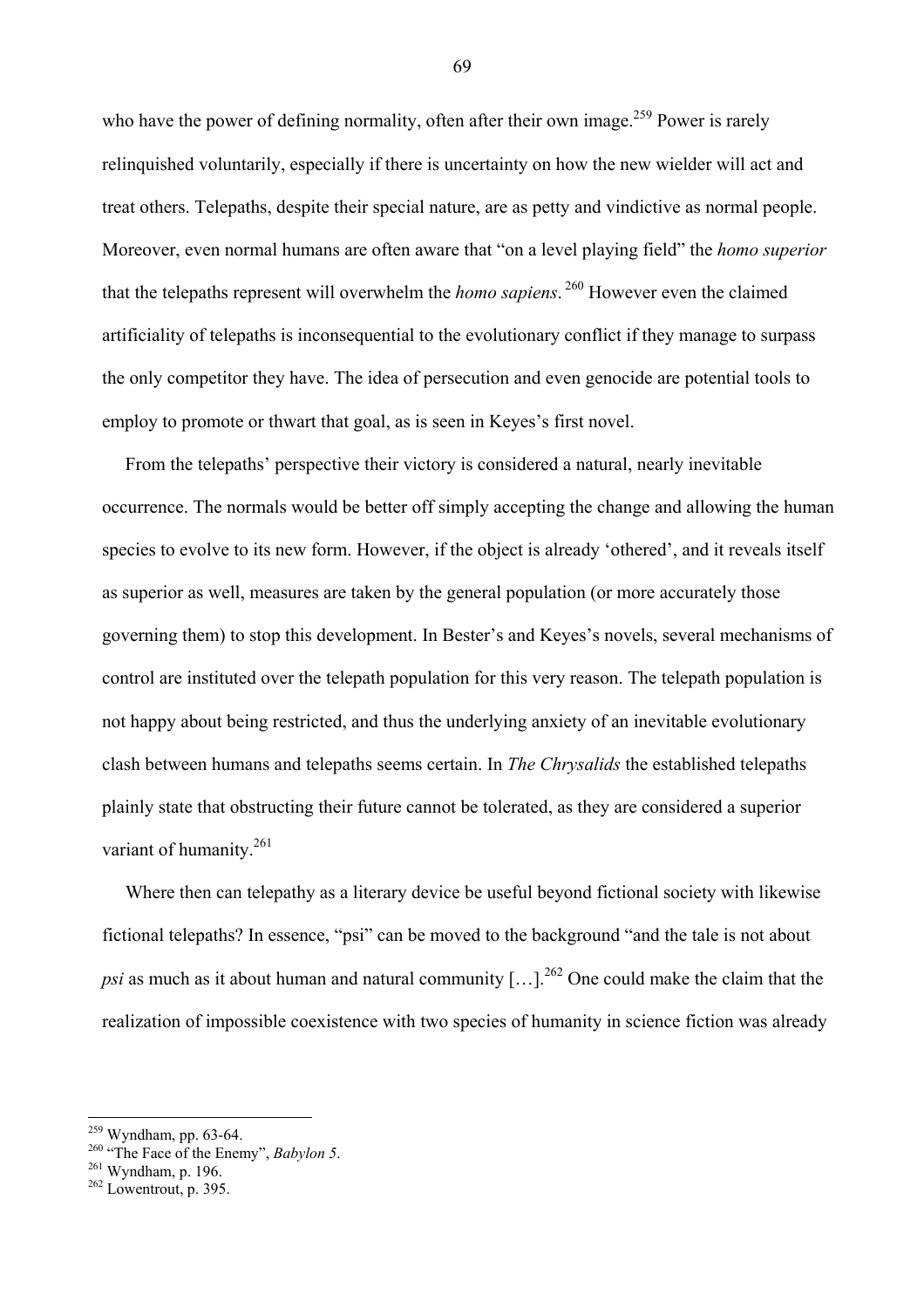who have the power of defining normality, often after their own image.[259] Power is rarely relinquished voluntarily, especially if there is uncertainty on how the new wielder will act and treat others. Telepaths, despite their special nature, are as petty and vindictive as normal people. Moreover, even normal humans are often aware that "on a level playing field" the *homo superior* that the telepaths represent will overwhelm the *homo sapiens*.[260] However even the claimed artificiality of telepaths is inconsequential to the evolutionary conflict if they manage to surpass the only competitor they have. The idea of persecution and even genocide are potential tools to employ to promote or thwart that goal, as is seen in Keyes's first novel.

From the telepaths' perspective their victory is considered a natural, nearly inevitable occurrence. The normals would be better off simply accepting the change and allowing the human species to evolve to its new form. However, if the object is already 'othered', and it reveals itself as superior as well, measures are taken by the general population (or more accurately those governing them) to stop this development. In Bester's and Keyes's novels, several mechanisms of control are instituted over the telepath population for this very reason. The telepath population is not happy about being restricted, and thus the underlying anxiety of an inevitable evolutionary clash between humans and telepaths seems certain. In *The Chrysalids* the established telepaths plainly state that obstructing their future cannot be tolerated, as they are considered a superior variant of humanity.[261]

Where then can telepathy as a literary device be useful beyond fictional society with likewise fictional telepaths? In essence, "psi" can be moved to the background "and the tale is not about *psi* as much as it about human and natural community […].[262] One could make the claim that the realization of impossible coexistence with two species of humanity in science fiction was already

---

[259] Wyndham, pp. 63-64.

[260] "The Face of the Enemy", *Babylon 5*.

[261] Wyndham, p. 196.

[262] Lowentrout, p. 395.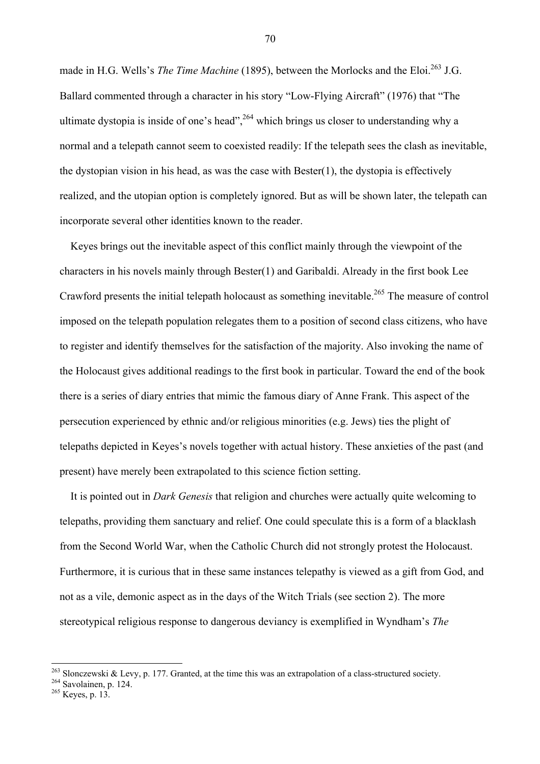made in H.G. Wells's *The Time Machine* (1895), between the Morlocks and the Eloi.[263] J.G. Ballard commented through a character in his story "Low-Flying Aircraft" (1976) that "The ultimate dystopia is inside of one's head",[264] which brings us closer to understanding why a normal and a telepath cannot seem to coexisted readily: If the telepath sees the clash as inevitable, the dystopian vision in his head, as was the case with Bester(1), the dystopia is effectively realized, and the utopian option is completely ignored. But as will be shown later, the telepath can incorporate several other identities known to the reader.

Keyes brings out the inevitable aspect of this conflict mainly through the viewpoint of the characters in his novels mainly through Bester(1) and Garibaldi. Already in the first book Lee Crawford presents the initial telepath holocaust as something inevitable.[265] The measure of control imposed on the telepath population relegates them to a position of second class citizens, who have to register and identify themselves for the satisfaction of the majority. Also invoking the name of the Holocaust gives additional readings to the first book in particular. Toward the end of the book there is a series of diary entries that mimic the famous diary of Anne Frank. This aspect of the persecution experienced by ethnic and/or religious minorities (e.g. Jews) ties the plight of telepaths depicted in Keyes's novels together with actual history. These anxieties of the past (and present) have merely been extrapolated to this science fiction setting.

It is pointed out in *Dark Genesis* that religion and churches were actually quite welcoming to telepaths, providing them sanctuary and relief. One could speculate this is a form of a blacklash from the Second World War, when the Catholic Church did not strongly protest the Holocaust. Furthermore, it is curious that in these same instances telepathy is viewed as a gift from God, and not as a vile, demonic aspect as in the days of the Witch Trials (see section 2). The more stereotypical religious response to dangerous deviancy is exemplified in Wyndham's *The*

---

[263] Slonczewski & Levy, p. 177. Granted, at the time this was an extrapolation of a class-structured society.

[264] Savolainen, p. 124.

[265] Keyes, p. 13.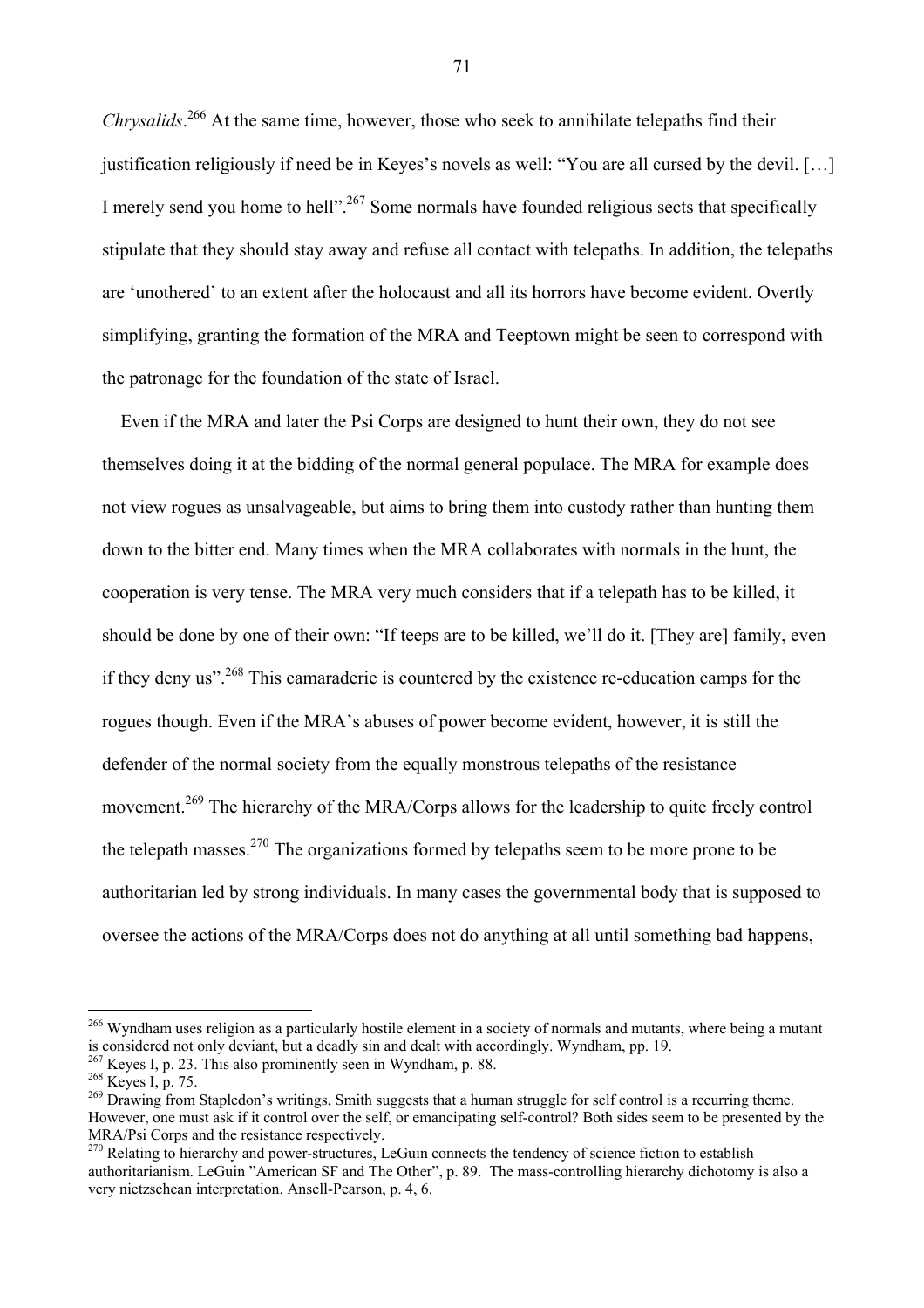*Chrysalids*.[266] At the same time, however, those who seek to annihilate telepaths find their justification religiously if need be in Keyes's novels as well: "You are all cursed by the devil. […] I merely send you home to hell".[267] Some normals have founded religious sects that specifically stipulate that they should stay away and refuse all contact with telepaths. In addition, the telepaths are 'unothered' to an extent after the holocaust and all its horrors have become evident. Overtly simplifying, granting the formation of the MRA and Teeptown might be seen to correspond with the patronage for the foundation of the state of Israel.

Even if the MRA and later the Psi Corps are designed to hunt their own, they do not see themselves doing it at the bidding of the normal general populace. The MRA for example does not view rogues as unsalvageable, but aims to bring them into custody rather than hunting them down to the bitter end. Many times when the MRA collaborates with normals in the hunt, the cooperation is very tense. The MRA very much considers that if a telepath has to be killed, it should be done by one of their own: "If teeps are to be killed, we'll do it. [They are] family, even if they deny us".[268] This camaraderie is countered by the existence re-education camps for the rogues though. Even if the MRA's abuses of power become evident, however, it is still the defender of the normal society from the equally monstrous telepaths of the resistance movement.[269] The hierarchy of the MRA/Corps allows for the leadership to quite freely control the telepath masses.[270] The organizations formed by telepaths seem to be more prone to be authoritarian led by strong individuals. In many cases the governmental body that is supposed to oversee the actions of the MRA/Corps does not do anything at all until something bad happens,

---

[266] Wyndham uses religion as a particularly hostile element in a society of normals and mutants, where being a mutant is considered not only deviant, but a deadly sin and dealt with accordingly. Wyndham, pp. 19.

[267] Keyes I, p. 23. This also prominently seen in Wyndham, p. 88.

[268] Keyes I, p. 75.

[269] Drawing from Stapledon's writings, Smith suggests that a human struggle for self control is a recurring theme. However, one must ask if it control over the self, or emancipating self-control? Both sides seem to be presented by the MRA/Psi Corps and the resistance respectively.

[270] Relating to hierarchy and power-structures, LeGuin connects the tendency of science fiction to establish authoritarianism. LeGuin "American SF and The Other", p. 89. The mass-controlling hierarchy dichotomy is also a very nietzschean interpretation. Ansell-Pearson, p. 4, 6.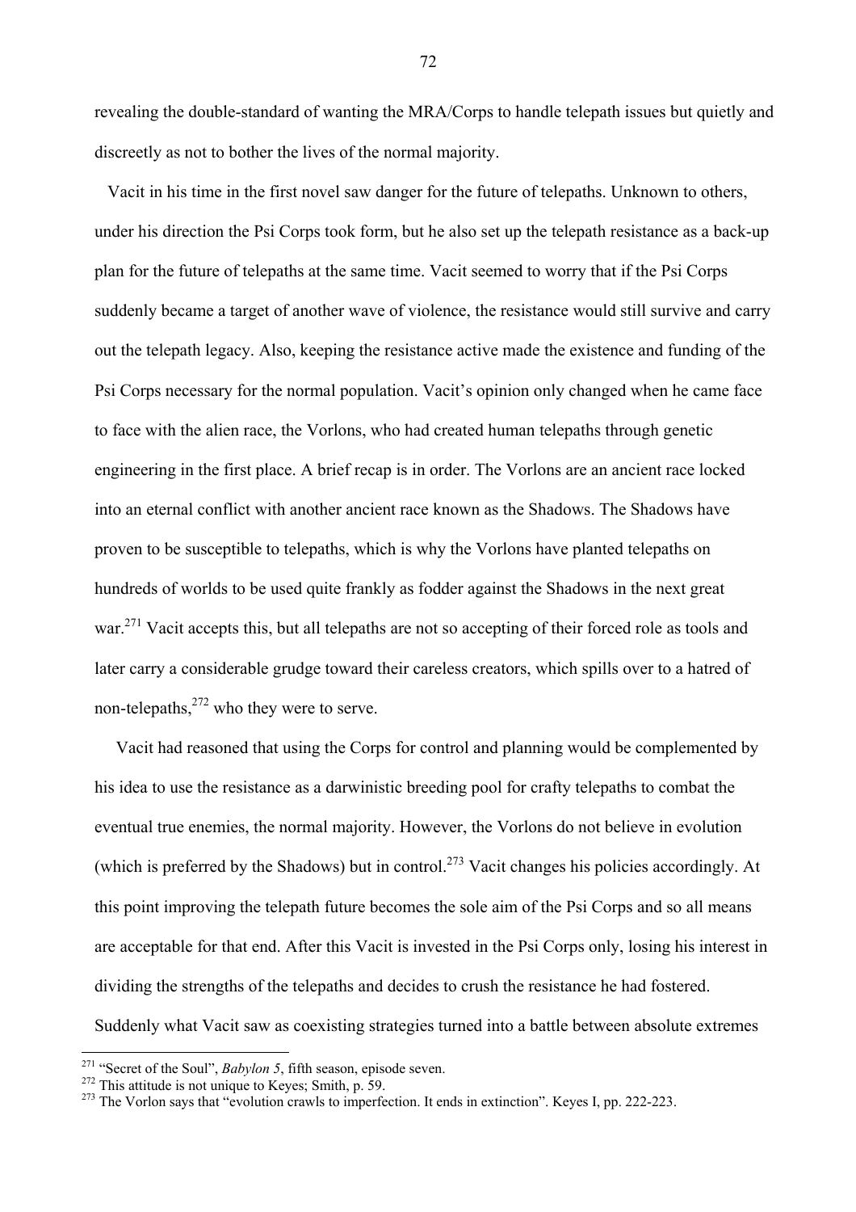revealing the double-standard of wanting the MRA/Corps to handle telepath issues but quietly and discreetly as not to bother the lives of the normal majority.

Vacit in his time in the first novel saw danger for the future of telepaths. Unknown to others, under his direction the Psi Corps took form, but he also set up the telepath resistance as a back-up plan for the future of telepaths at the same time. Vacit seemed to worry that if the Psi Corps suddenly became a target of another wave of violence, the resistance would still survive and carry out the telepath legacy. Also, keeping the resistance active made the existence and funding of the Psi Corps necessary for the normal population. Vacit's opinion only changed when he came face to face with the alien race, the Vorlons, who had created human telepaths through genetic engineering in the first place. A brief recap is in order. The Vorlons are an ancient race locked into an eternal conflict with another ancient race known as the Shadows. The Shadows have proven to be susceptible to telepaths, which is why the Vorlons have planted telepaths on hundreds of worlds to be used quite frankly as fodder against the Shadows in the next great war.[271] Vacit accepts this, but all telepaths are not so accepting of their forced role as tools and later carry a considerable grudge toward their careless creators, which spills over to a hatred of non-telepaths,[272] who they were to serve.

Vacit had reasoned that using the Corps for control and planning would be complemented by his idea to use the resistance as a darwinistic breeding pool for crafty telepaths to combat the eventual true enemies, the normal majority. However, the Vorlons do not believe in evolution (which is preferred by the Shadows) but in control.[273] Vacit changes his policies accordingly. At this point improving the telepath future becomes the sole aim of the Psi Corps and so all means are acceptable for that end. After this Vacit is invested in the Psi Corps only, losing his interest in dividing the strengths of the telepaths and decides to crush the resistance he had fostered. Suddenly what Vacit saw as coexisting strategies turned into a battle between absolute extremes

---

[271] "Secret of the Soul", *Babylon 5*, fifth season, episode seven.

[272] This attitude is not unique to Keyes; Smith, p. 59.

[273] The Vorlon says that "evolution crawls to imperfection. It ends in extinction". Keyes I, pp. 222-223.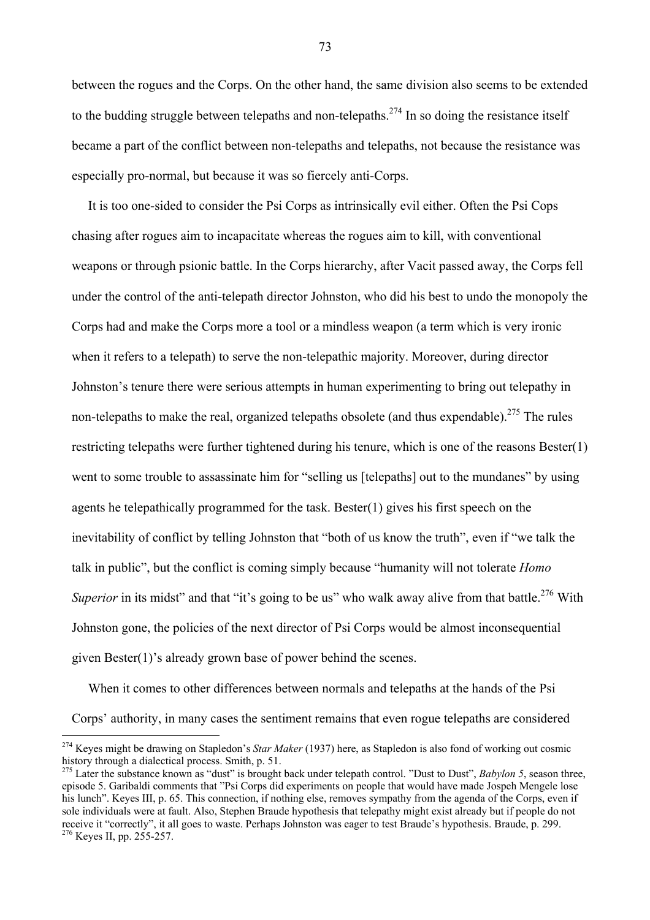between the rogues and the Corps. On the other hand, the same division also seems to be extended to the budding struggle between telepaths and non-telepaths.[274] In so doing the resistance itself became a part of the conflict between non-telepaths and telepaths, not because the resistance was especially pro-normal, but because it was so fiercely anti-Corps.

It is too one-sided to consider the Psi Corps as intrinsically evil either. Often the Psi Cops chasing after rogues aim to incapacitate whereas the rogues aim to kill, with conventional weapons or through psionic battle. In the Corps hierarchy, after Vacit passed away, the Corps fell under the control of the anti-telepath director Johnston, who did his best to undo the monopoly the Corps had and make the Corps more a tool or a mindless weapon (a term which is very ironic when it refers to a telepath) to serve the non-telepathic majority. Moreover, during director Johnston's tenure there were serious attempts in human experimenting to bring out telepathy in non-telepaths to make the real, organized telepaths obsolete (and thus expendable).[275] The rules restricting telepaths were further tightened during his tenure, which is one of the reasons Bester(1) went to some trouble to assassinate him for "selling us [telepaths] out to the mundanes" by using agents he telepathically programmed for the task. Bester(1) gives his first speech on the inevitability of conflict by telling Johnston that "both of us know the truth", even if "we talk the talk in public", but the conflict is coming simply because "humanity will not tolerate *Homo Superior* in its midst" and that "it's going to be us" who walk away alive from that battle.[276] With Johnston gone, the policies of the next director of Psi Corps would be almost inconsequential given Bester(1)'s already grown base of power behind the scenes.

When it comes to other differences between normals and telepaths at the hands of the Psi Corps' authority, in many cases the sentiment remains that even rogue telepaths are considered

---

[274] Keyes might be drawing on Stapledon's *Star Maker* (1937) here, as Stapledon is also fond of working out cosmic history through a dialectical process. Smith, p. 51.

[275] Later the substance known as "dust" is brought back under telepath control. "Dust to Dust", *Babylon 5*, season three, episode 5. Garibaldi comments that "Psi Corps did experiments on people that would have made Jospeh Mengele lose his lunch". Keyes III, p. 65. This connection, if nothing else, removes sympathy from the agenda of the Corps, even if sole individuals were at fault. Also, Stephen Braude hypothesis that telepathy might exist already but if people do not receive it "correctly", it all goes to waste. Perhaps Johnston was eager to test Braude's hypothesis. Braude, p. 299.

[276] Keyes II, pp. 255-257.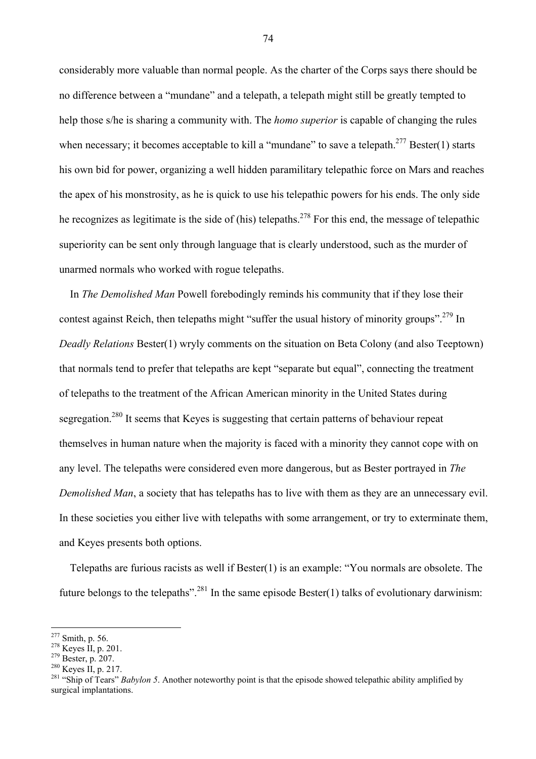considerably more valuable than normal people. As the charter of the Corps says there should be no difference between a "mundane" and a telepath, a telepath might still be greatly tempted to help those s/he is sharing a community with. The *homo superior* is capable of changing the rules when necessary; it becomes acceptable to kill a "mundane" to save a telepath.[277] Bester(1) starts his own bid for power, organizing a well hidden paramilitary telepathic force on Mars and reaches the apex of his monstrosity, as he is quick to use his telepathic powers for his ends. The only side he recognizes as legitimate is the side of (his) telepaths.[278] For this end, the message of telepathic superiority can be sent only through language that is clearly understood, such as the murder of unarmed normals who worked with rogue telepaths.

In *The Demolished Man* Powell forebodingly reminds his community that if they lose their contest against Reich, then telepaths might "suffer the usual history of minority groups".[279] In *Deadly Relations* Bester(1) wryly comments on the situation on Beta Colony (and also Teeptown) that normals tend to prefer that telepaths are kept "separate but equal", connecting the treatment of telepaths to the treatment of the African American minority in the United States during segregation.[280] It seems that Keyes is suggesting that certain patterns of behaviour repeat themselves in human nature when the majority is faced with a minority they cannot cope with on any level. The telepaths were considered even more dangerous, but as Bester portrayed in *The Demolished Man*, a society that has telepaths has to live with them as they are an unnecessary evil. In these societies you either live with telepaths with some arrangement, or try to exterminate them, and Keyes presents both options.

Telepaths are furious racists as well if Bester(1) is an example: "You normals are obsolete. The future belongs to the telepaths".[281] In the same episode Bester(1) talks of evolutionary darwinism:

---

[277] Smith, p. 56.

[278] Keyes II, p. 201.

[279] Bester, p. 207.

[280] Keyes II, p. 217.

[281] "Ship of Tears" *Babylon 5*. Another noteworthy point is that the episode showed telepathic ability amplified by surgical implantations.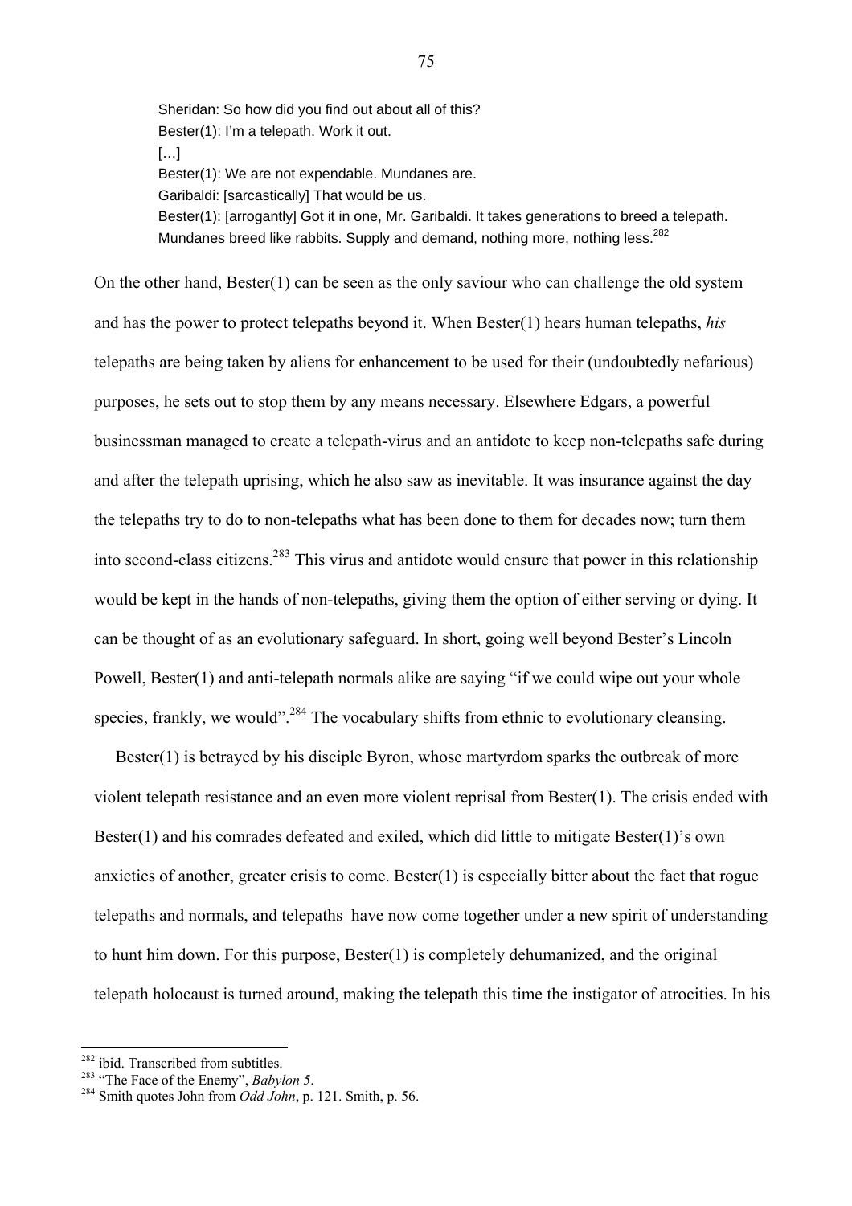> Sheridan: So how did you find out about all of this?
> Bester(1): I'm a telepath. Work it out.
> […]
> Bester(1): We are not expendable. Mundanes are.
> Garibaldi: [sarcastically] That would be us.
> Bester(1): [arrogantly] Got it in one, Mr. Garibaldi. It takes generations to breed a telepath. Mundanes breed like rabbits. Supply and demand, nothing more, nothing less.[282]

On the other hand, Bester(1) can be seen as the only saviour who can challenge the old system and has the power to protect telepaths beyond it. When Bester(1) hears human telepaths, *his* telepaths are being taken by aliens for enhancement to be used for their (undoubtedly nefarious) purposes, he sets out to stop them by any means necessary. Elsewhere Edgars, a powerful businessman managed to create a telepath-virus and an antidote to keep non-telepaths safe during and after the telepath uprising, which he also saw as inevitable. It was insurance against the day the telepaths try to do to non-telepaths what has been done to them for decades now; turn them into second-class citizens.[283] This virus and antidote would ensure that power in this relationship would be kept in the hands of non-telepaths, giving them the option of either serving or dying. It can be thought of as an evolutionary safeguard. In short, going well beyond Bester's Lincoln Powell, Bester(1) and anti-telepath normals alike are saying "if we could wipe out your whole species, frankly, we would".[284] The vocabulary shifts from ethnic to evolutionary cleansing.

Bester(1) is betrayed by his disciple Byron, whose martyrdom sparks the outbreak of more violent telepath resistance and an even more violent reprisal from Bester(1). The crisis ended with Bester(1) and his comrades defeated and exiled, which did little to mitigate Bester(1)'s own anxieties of another, greater crisis to come. Bester(1) is especially bitter about the fact that rogue telepaths and normals, and telepaths have now come together under a new spirit of understanding to hunt him down. For this purpose, Bester(1) is completely dehumanized, and the original telepath holocaust is turned around, making the telepath this time the instigator of atrocities. In his

---

[282] ibid. Transcribed from subtitles.

[283] "The Face of the Enemy", *Babylon 5*.

[284] Smith quotes John from *Odd John*, p. 121. Smith, p. 56.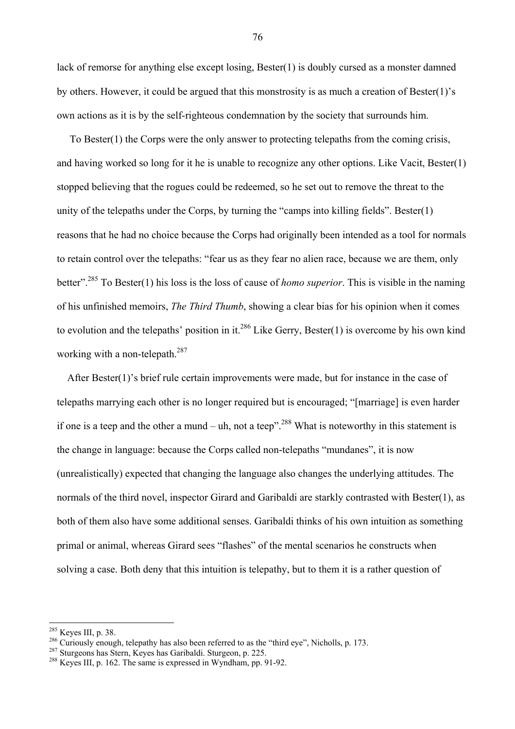lack of remorse for anything else except losing, Bester(1) is doubly cursed as a monster damned by others. However, it could be argued that this monstrosity is as much a creation of Bester(1)'s own actions as it is by the self-righteous condemnation by the society that surrounds him.

To Bester(1) the Corps were the only answer to protecting telepaths from the coming crisis, and having worked so long for it he is unable to recognize any other options. Like Vacit, Bester(1) stopped believing that the rogues could be redeemed, so he set out to remove the threat to the unity of the telepaths under the Corps, by turning the "camps into killing fields". Bester(1) reasons that he had no choice because the Corps had originally been intended as a tool for normals to retain control over the telepaths: "fear us as they fear no alien race, because we are them, only better".[285] To Bester(1) his loss is the loss of cause of *homo superior*. This is visible in the naming of his unfinished memoirs, *The Third Thumb*, showing a clear bias for his opinion when it comes to evolution and the telepaths' position in it.[286] Like Gerry, Bester(1) is overcome by his own kind working with a non-telepath.[287]

After Bester(1)'s brief rule certain improvements were made, but for instance in the case of telepaths marrying each other is no longer required but is encouraged; "[marriage] is even harder if one is a teep and the other a mund – uh, not a teep".[288] What is noteworthy in this statement is the change in language: because the Corps called non-telepaths "mundanes", it is now (unrealistically) expected that changing the language also changes the underlying attitudes. The normals of the third novel, inspector Girard and Garibaldi are starkly contrasted with Bester(1), as both of them also have some additional senses. Garibaldi thinks of his own intuition as something primal or animal, whereas Girard sees "flashes" of the mental scenarios he constructs when solving a case. Both deny that this intuition is telepathy, but to them it is a rather question of

---

[285] Keyes III, p. 38.

[286] Curiously enough, telepathy has also been referred to as the "third eye", Nicholls, p. 173.

[287] Sturgeons has Stern, Keyes has Garibaldi. Sturgeon, p. 225.

[288] Keyes III, p. 162. The same is expressed in Wyndham, pp. 91-92.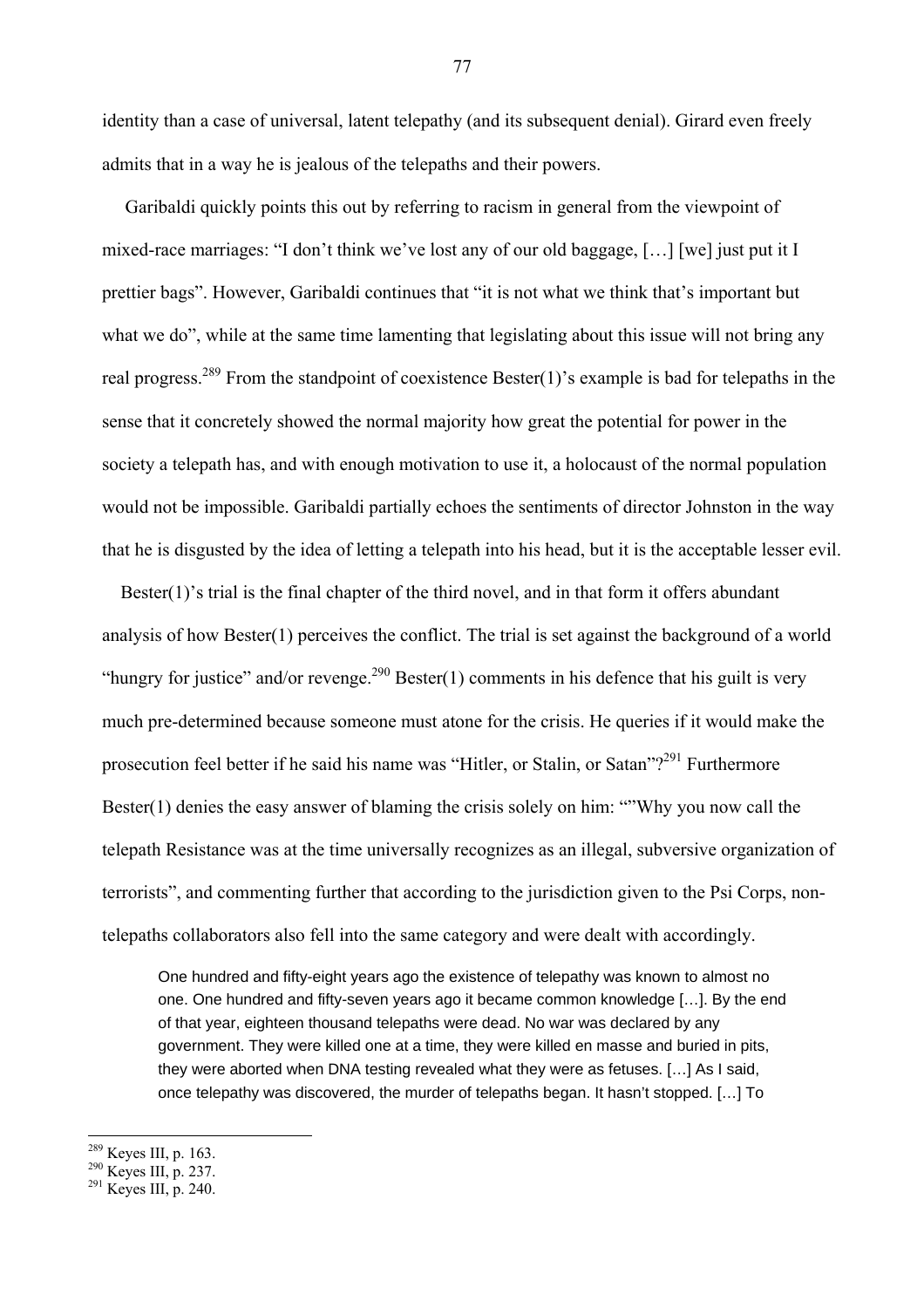identity than a case of universal, latent telepathy (and its subsequent denial). Girard even freely admits that in a way he is jealous of the telepaths and their powers.

Garibaldi quickly points this out by referring to racism in general from the viewpoint of mixed-race marriages: "I don't think we've lost any of our old baggage, […] [we] just put it I prettier bags". However, Garibaldi continues that "it is not what we think that's important but what we do", while at the same time lamenting that legislating about this issue will not bring any real progress.[289] From the standpoint of coexistence Bester(1)'s example is bad for telepaths in the sense that it concretely showed the normal majority how great the potential for power in the society a telepath has, and with enough motivation to use it, a holocaust of the normal population would not be impossible. Garibaldi partially echoes the sentiments of director Johnston in the way that he is disgusted by the idea of letting a telepath into his head, but it is the acceptable lesser evil.

Bester(1)'s trial is the final chapter of the third novel, and in that form it offers abundant analysis of how Bester(1) perceives the conflict. The trial is set against the background of a world "hungry for justice" and/or revenge.[290] Bester(1) comments in his defence that his guilt is very much pre-determined because someone must atone for the crisis. He queries if it would make the prosecution feel better if he said his name was "Hitler, or Stalin, or Satan"?[291] Furthermore Bester(1) denies the easy answer of blaming the crisis solely on him: ""Why you now call the telepath Resistance was at the time universally recognizes as an illegal, subversive organization of terrorists", and commenting further that according to the jurisdiction given to the Psi Corps, non-telepaths collaborators also fell into the same category and were dealt with accordingly.

> One hundred and fifty-eight years ago the existence of telepathy was known to almost no one. One hundred and fifty-seven years ago it became common knowledge […]. By the end of that year, eighteen thousand telepaths were dead. No war was declared by any government. They were killed one at a time, they were killed en masse and buried in pits, they were aborted when DNA testing revealed what they were as fetuses. […] As I said, once telepathy was discovered, the murder of telepaths began. It hasn't stopped. […] To

---

[289] Keyes III, p. 163.
[290] Keyes III, p. 237.
[291] Keyes III, p. 240.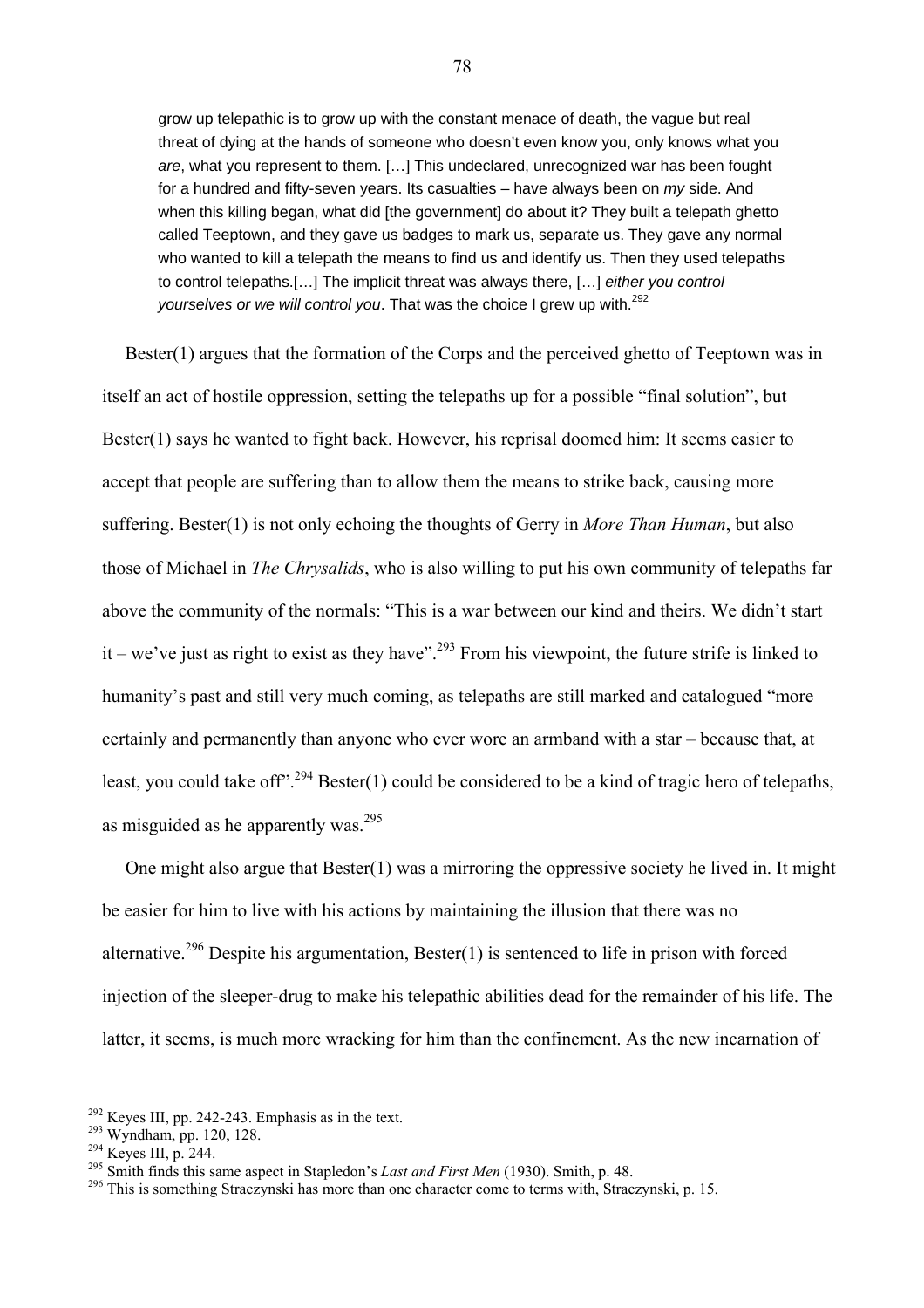> grow up telepathic is to grow up with the constant menace of death, the vague but real threat of dying at the hands of someone who doesn't even know you, only knows what you *are*, what you represent to them. […] This undeclared, unrecognized war has been fought for a hundred and fifty-seven years. Its casualties – have always been on *my* side. And when this killing began, what did [the government] do about it? They built a telepath ghetto called Teeptown, and they gave us badges to mark us, separate us. They gave any normal who wanted to kill a telepath the means to find us and identify us. Then they used telepaths to control telepaths.[…] The implicit threat was always there, […] *either you control yourselves or we will control you*. That was the choice I grew up with.[292]

Bester(1) argues that the formation of the Corps and the perceived ghetto of Teeptown was in itself an act of hostile oppression, setting the telepaths up for a possible "final solution", but Bester(1) says he wanted to fight back. However, his reprisal doomed him: It seems easier to accept that people are suffering than to allow them the means to strike back, causing more suffering. Bester(1) is not only echoing the thoughts of Gerry in *More Than Human*, but also those of Michael in *The Chrysalids*, who is also willing to put his own community of telepaths far above the community of the normals: "This is a war between our kind and theirs. We didn't start it – we've just as right to exist as they have".[293] From his viewpoint, the future strife is linked to humanity's past and still very much coming, as telepaths are still marked and catalogued "more certainly and permanently than anyone who ever wore an armband with a star – because that, at least, you could take off".[294] Bester(1) could be considered to be a kind of tragic hero of telepaths, as misguided as he apparently was.[295]

One might also argue that Bester(1) was a mirroring the oppressive society he lived in. It might be easier for him to live with his actions by maintaining the illusion that there was no alternative.[296] Despite his argumentation, Bester(1) is sentenced to life in prison with forced injection of the sleeper-drug to make his telepathic abilities dead for the remainder of his life. The latter, it seems, is much more wracking for him than the confinement. As the new incarnation of

---

[292] Keyes III, pp. 242-243. Emphasis as in the text.

[293] Wyndham, pp. 120, 128.

[294] Keyes III, p. 244.

[295] Smith finds this same aspect in Stapledon's *Last and First Men* (1930). Smith, p. 48.

[296] This is something Straczynski has more than one character come to terms with, Straczynski, p. 15.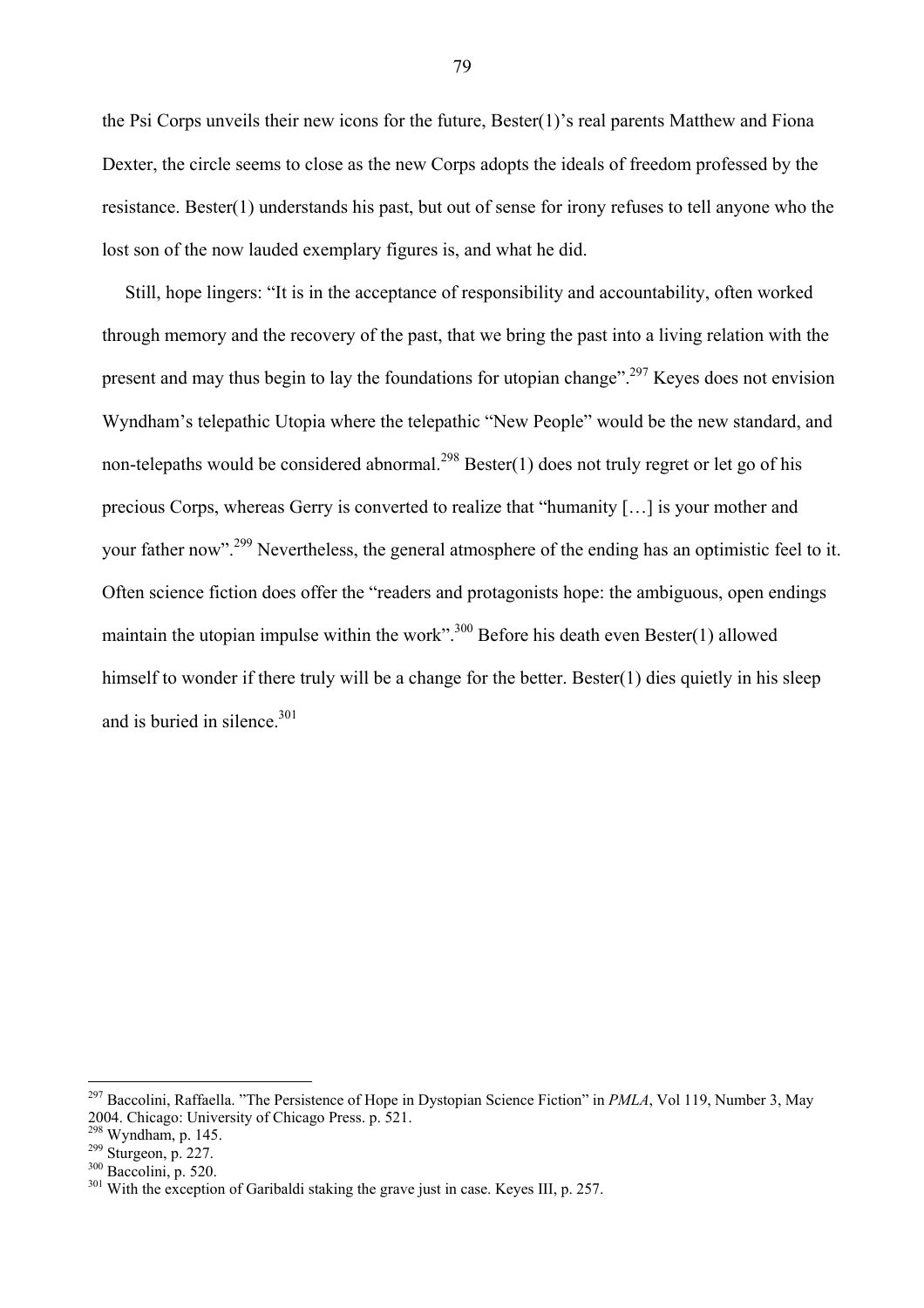the Psi Corps unveils their new icons for the future, Bester(1)'s real parents Matthew and Fiona Dexter, the circle seems to close as the new Corps adopts the ideals of freedom professed by the resistance. Bester(1) understands his past, but out of sense for irony refuses to tell anyone who the lost son of the now lauded exemplary figures is, and what he did.

Still, hope lingers: "It is in the acceptance of responsibility and accountability, often worked through memory and the recovery of the past, that we bring the past into a living relation with the present and may thus begin to lay the foundations for utopian change".[297] Keyes does not envision Wyndham's telepathic Utopia where the telepathic "New People" would be the new standard, and non-telepaths would be considered abnormal.[298] Bester(1) does not truly regret or let go of his precious Corps, whereas Gerry is converted to realize that "humanity […] is your mother and your father now".[299] Nevertheless, the general atmosphere of the ending has an optimistic feel to it. Often science fiction does offer the "readers and protagonists hope: the ambiguous, open endings maintain the utopian impulse within the work".[300] Before his death even Bester(1) allowed himself to wonder if there truly will be a change for the better. Bester(1) dies quietly in his sleep and is buried in silence.[301]

---

[297] Baccolini, Raffaella. "The Persistence of Hope in Dystopian Science Fiction" in *PMLA*, Vol 119, Number 3, May 2004. Chicago: University of Chicago Press. p. 521.

[298] Wyndham, p. 145.

[299] Sturgeon, p. 227.

[300] Baccolini, p. 520.

[301] With the exception of Garibaldi staking the grave just in case. Keyes III, p. 257.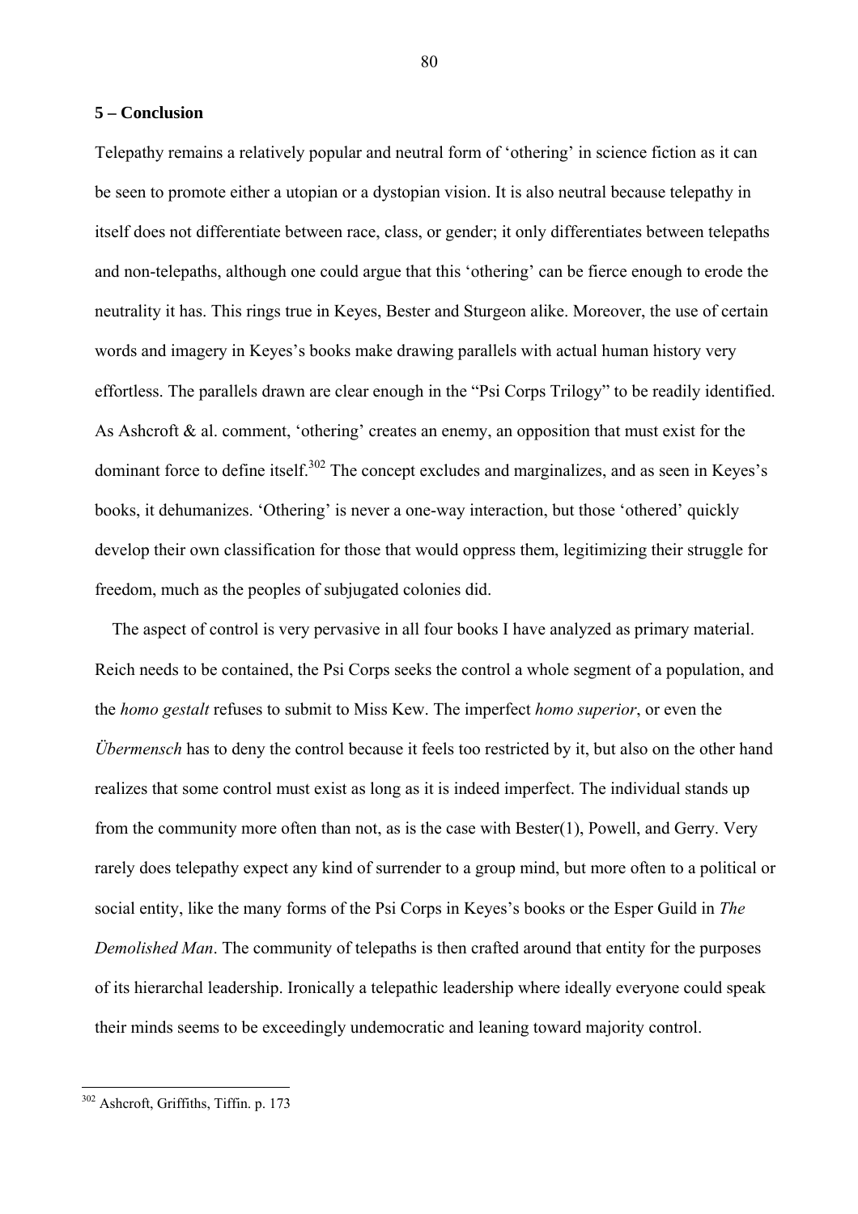## 5 – Conclusion

Telepathy remains a relatively popular and neutral form of 'othering' in science fiction as it can be seen to promote either a utopian or a dystopian vision. It is also neutral because telepathy in itself does not differentiate between race, class, or gender; it only differentiates between telepaths and non-telepaths, although one could argue that this 'othering' can be fierce enough to erode the neutrality it has. This rings true in Keyes, Bester and Sturgeon alike. Moreover, the use of certain words and imagery in Keyes's books make drawing parallels with actual human history very effortless. The parallels drawn are clear enough in the "Psi Corps Trilogy" to be readily identified. As Ashcroft & al. comment, 'othering' creates an enemy, an opposition that must exist for the dominant force to define itself.[302] The concept excludes and marginalizes, and as seen in Keyes's books, it dehumanizes. 'Othering' is never a one-way interaction, but those 'othered' quickly develop their own classification for those that would oppress them, legitimizing their struggle for freedom, much as the peoples of subjugated colonies did.

The aspect of control is very pervasive in all four books I have analyzed as primary material. Reich needs to be contained, the Psi Corps seeks the control a whole segment of a population, and the *homo gestalt* refuses to submit to Miss Kew. The imperfect *homo superior*, or even the *Übermensch* has to deny the control because it feels too restricted by it, but also on the other hand realizes that some control must exist as long as it is indeed imperfect. The individual stands up from the community more often than not, as is the case with Bester(1), Powell, and Gerry. Very rarely does telepathy expect any kind of surrender to a group mind, but more often to a political or social entity, like the many forms of the Psi Corps in Keyes's books or the Esper Guild in *The Demolished Man*. The community of telepaths is then crafted around that entity for the purposes of its hierarchal leadership. Ironically a telepathic leadership where ideally everyone could speak their minds seems to be exceedingly undemocratic and leaning toward majority control.

---

[302] Ashcroft, Griffiths, Tiffin. p. 173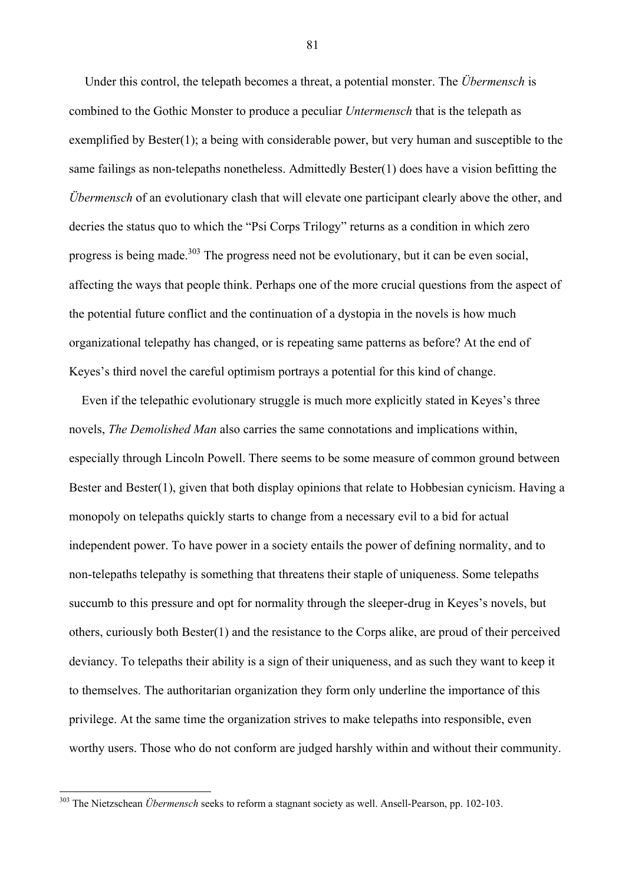Under this control, the telepath becomes a threat, a potential monster. The *Übermensch* is combined to the Gothic Monster to produce a peculiar *Untermensch* that is the telepath as exemplified by Bester(1); a being with considerable power, but very human and susceptible to the same failings as non-telepaths nonetheless. Admittedly Bester(1) does have a vision befitting the *Übermensch* of an evolutionary clash that will elevate one participant clearly above the other, and decries the status quo to which the "Psi Corps Trilogy" returns as a condition in which zero progress is being made.[303] The progress need not be evolutionary, but it can be even social, affecting the ways that people think. Perhaps one of the more crucial questions from the aspect of the potential future conflict and the continuation of a dystopia in the novels is how much organizational telepathy has changed, or is repeating same patterns as before? At the end of Keyes's third novel the careful optimism portrays a potential for this kind of change.

Even if the telepathic evolutionary struggle is much more explicitly stated in Keyes's three novels, *The Demolished Man* also carries the same connotations and implications within, especially through Lincoln Powell. There seems to be some measure of common ground between Bester and Bester(1), given that both display opinions that relate to Hobbesian cynicism. Having a monopoly on telepaths quickly starts to change from a necessary evil to a bid for actual independent power. To have power in a society entails the power of defining normality, and to non-telepaths telepathy is something that threatens their staple of uniqueness. Some telepaths succumb to this pressure and opt for normality through the sleeper-drug in Keyes's novels, but others, curiously both Bester(1) and the resistance to the Corps alike, are proud of their perceived deviancy. To telepaths their ability is a sign of their uniqueness, and as such they want to keep it to themselves. The authoritarian organization they form only underline the importance of this privilege. At the same time the organization strives to make telepaths into responsible, even worthy users. Those who do not conform are judged harshly within and without their community.

[303] The Nietzschean *Übermensch* seeks to reform a stagnant society as well. Ansell-Pearson, pp. 102-103.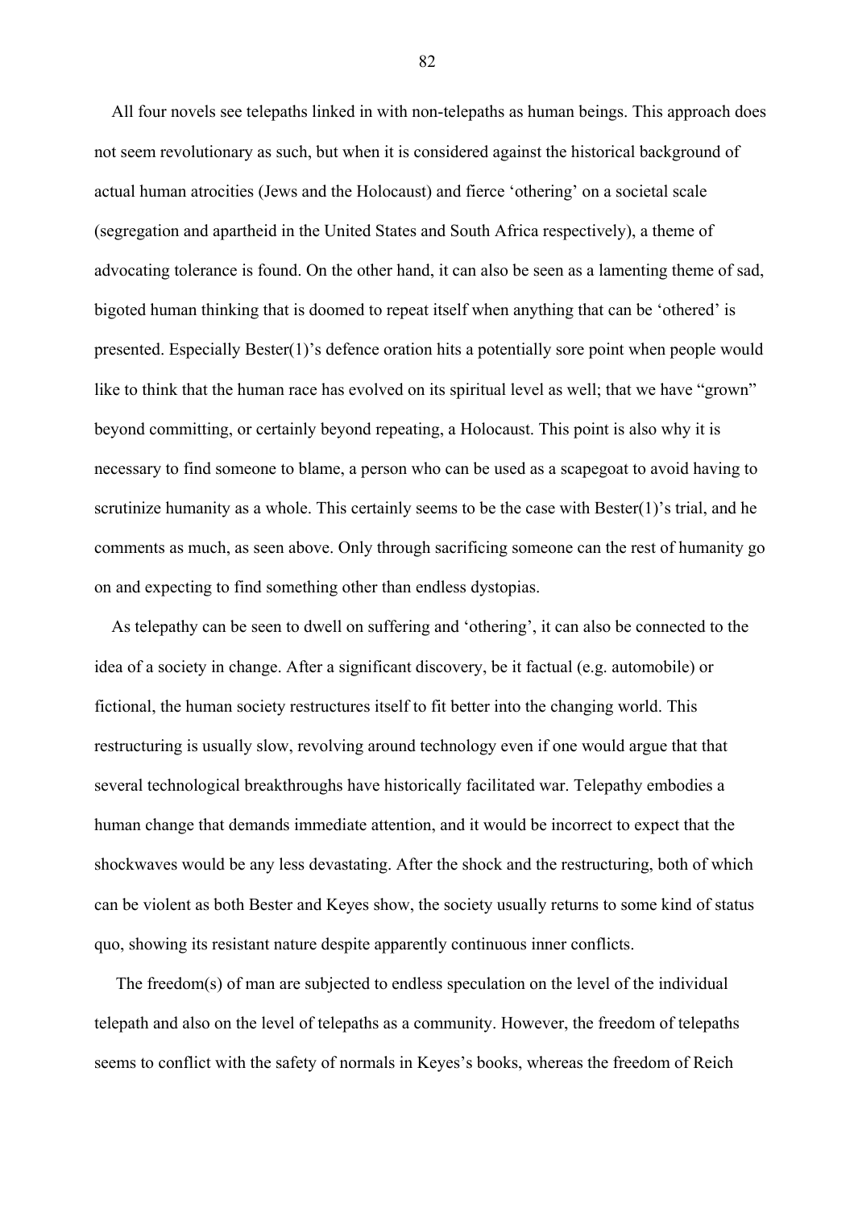All four novels see telepaths linked in with non-telepaths as human beings. This approach does not seem revolutionary as such, but when it is considered against the historical background of actual human atrocities (Jews and the Holocaust) and fierce 'othering' on a societal scale (segregation and apartheid in the United States and South Africa respectively), a theme of advocating tolerance is found. On the other hand, it can also be seen as a lamenting theme of sad, bigoted human thinking that is doomed to repeat itself when anything that can be 'othered' is presented. Especially Bester(1)'s defence oration hits a potentially sore point when people would like to think that the human race has evolved on its spiritual level as well; that we have "grown" beyond committing, or certainly beyond repeating, a Holocaust. This point is also why it is necessary to find someone to blame, a person who can be used as a scapegoat to avoid having to scrutinize humanity as a whole. This certainly seems to be the case with Bester(1)'s trial, and he comments as much, as seen above. Only through sacrificing someone can the rest of humanity go on and expecting to find something other than endless dystopias.

As telepathy can be seen to dwell on suffering and 'othering', it can also be connected to the idea of a society in change. After a significant discovery, be it factual (e.g. automobile) or fictional, the human society restructures itself to fit better into the changing world. This restructuring is usually slow, revolving around technology even if one would argue that that several technological breakthroughs have historically facilitated war. Telepathy embodies a human change that demands immediate attention, and it would be incorrect to expect that the shockwaves would be any less devastating. After the shock and the restructuring, both of which can be violent as both Bester and Keyes show, the society usually returns to some kind of status quo, showing its resistant nature despite apparently continuous inner conflicts.

The freedom(s) of man are subjected to endless speculation on the level of the individual telepath and also on the level of telepaths as a community. However, the freedom of telepaths seems to conflict with the safety of normals in Keyes's books, whereas the freedom of Reich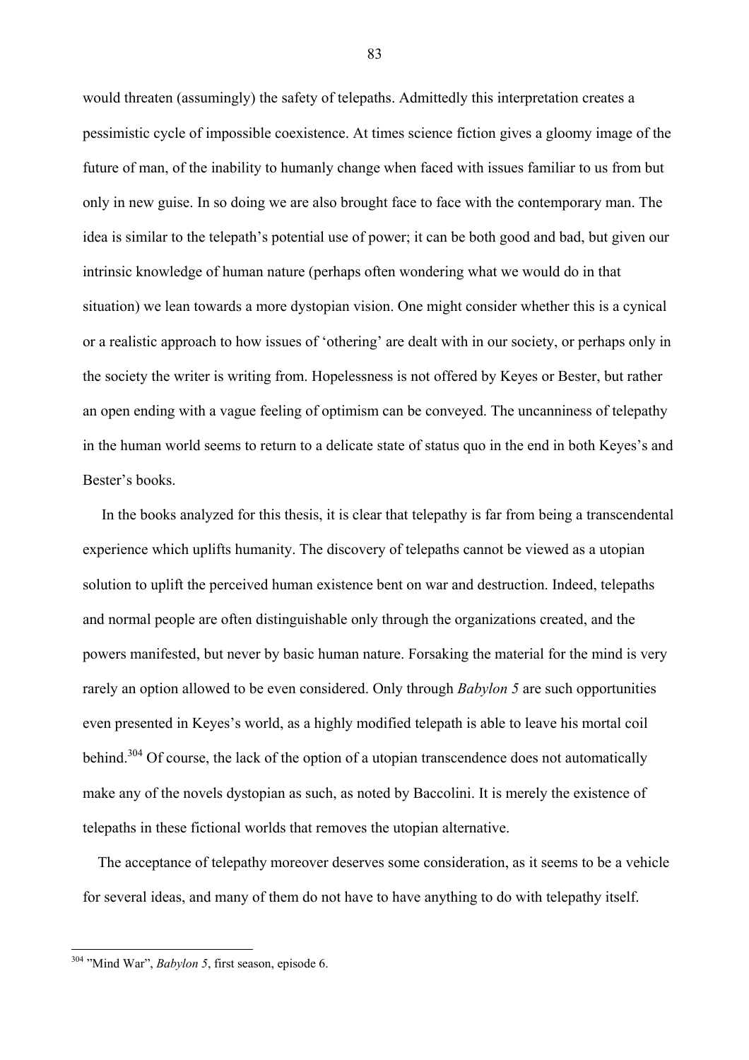would threaten (assumingly) the safety of telepaths. Admittedly this interpretation creates a pessimistic cycle of impossible coexistence. At times science fiction gives a gloomy image of the future of man, of the inability to humanly change when faced with issues familiar to us from but only in new guise. In so doing we are also brought face to face with the contemporary man. The idea is similar to the telepath's potential use of power; it can be both good and bad, but given our intrinsic knowledge of human nature (perhaps often wondering what we would do in that situation) we lean towards a more dystopian vision. One might consider whether this is a cynical or a realistic approach to how issues of 'othering' are dealt with in our society, or perhaps only in the society the writer is writing from. Hopelessness is not offered by Keyes or Bester, but rather an open ending with a vague feeling of optimism can be conveyed. The uncanniness of telepathy in the human world seems to return to a delicate state of status quo in the end in both Keyes's and Bester's books.

In the books analyzed for this thesis, it is clear that telepathy is far from being a transcendental experience which uplifts humanity. The discovery of telepaths cannot be viewed as a utopian solution to uplift the perceived human existence bent on war and destruction. Indeed, telepaths and normal people are often distinguishable only through the organizations created, and the powers manifested, but never by basic human nature. Forsaking the material for the mind is very rarely an option allowed to be even considered. Only through *Babylon 5* are such opportunities even presented in Keyes's world, as a highly modified telepath is able to leave his mortal coil behind.[304] Of course, the lack of the option of a utopian transcendence does not automatically make any of the novels dystopian as such, as noted by Baccolini. It is merely the existence of telepaths in these fictional worlds that removes the utopian alternative.

The acceptance of telepathy moreover deserves some consideration, as it seems to be a vehicle for several ideas, and many of them do not have to have anything to do with telepathy itself.

---

[304] "Mind War", *Babylon 5*, first season, episode 6.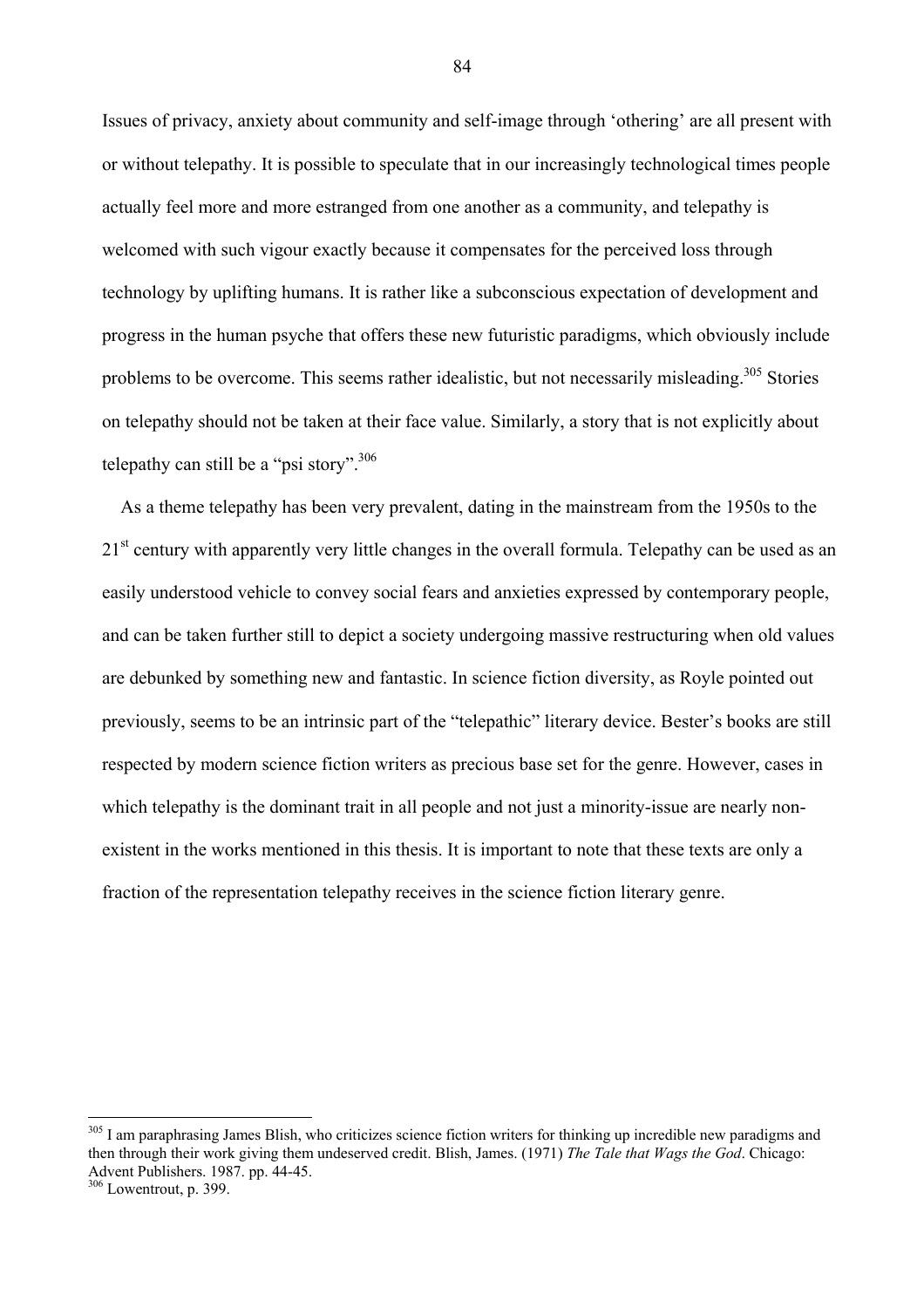Issues of privacy, anxiety about community and self-image through 'othering' are all present with or without telepathy. It is possible to speculate that in our increasingly technological times people actually feel more and more estranged from one another as a community, and telepathy is welcomed with such vigour exactly because it compensates for the perceived loss through technology by uplifting humans. It is rather like a subconscious expectation of development and progress in the human psyche that offers these new futuristic paradigms, which obviously include problems to be overcome. This seems rather idealistic, but not necessarily misleading.[305] Stories on telepathy should not be taken at their face value. Similarly, a story that is not explicitly about telepathy can still be a "psi story".[306]

As a theme telepathy has been very prevalent, dating in the mainstream from the 1950s to the 21st century with apparently very little changes in the overall formula. Telepathy can be used as an easily understood vehicle to convey social fears and anxieties expressed by contemporary people, and can be taken further still to depict a society undergoing massive restructuring when old values are debunked by something new and fantastic. In science fiction diversity, as Royle pointed out previously, seems to be an intrinsic part of the "telepathic" literary device. Bester's books are still respected by modern science fiction writers as precious base set for the genre. However, cases in which telepathy is the dominant trait in all people and not just a minority-issue are nearly non-existent in the works mentioned in this thesis. It is important to note that these texts are only a fraction of the representation telepathy receives in the science fiction literary genre.

---

[305] I am paraphrasing James Blish, who criticizes science fiction writers for thinking up incredible new paradigms and then through their work giving them undeserved credit. Blish, James. (1971) *The Tale that Wags the God*. Chicago: Advent Publishers. 1987. pp. 44-45.

[306] Lowentrout, p. 399.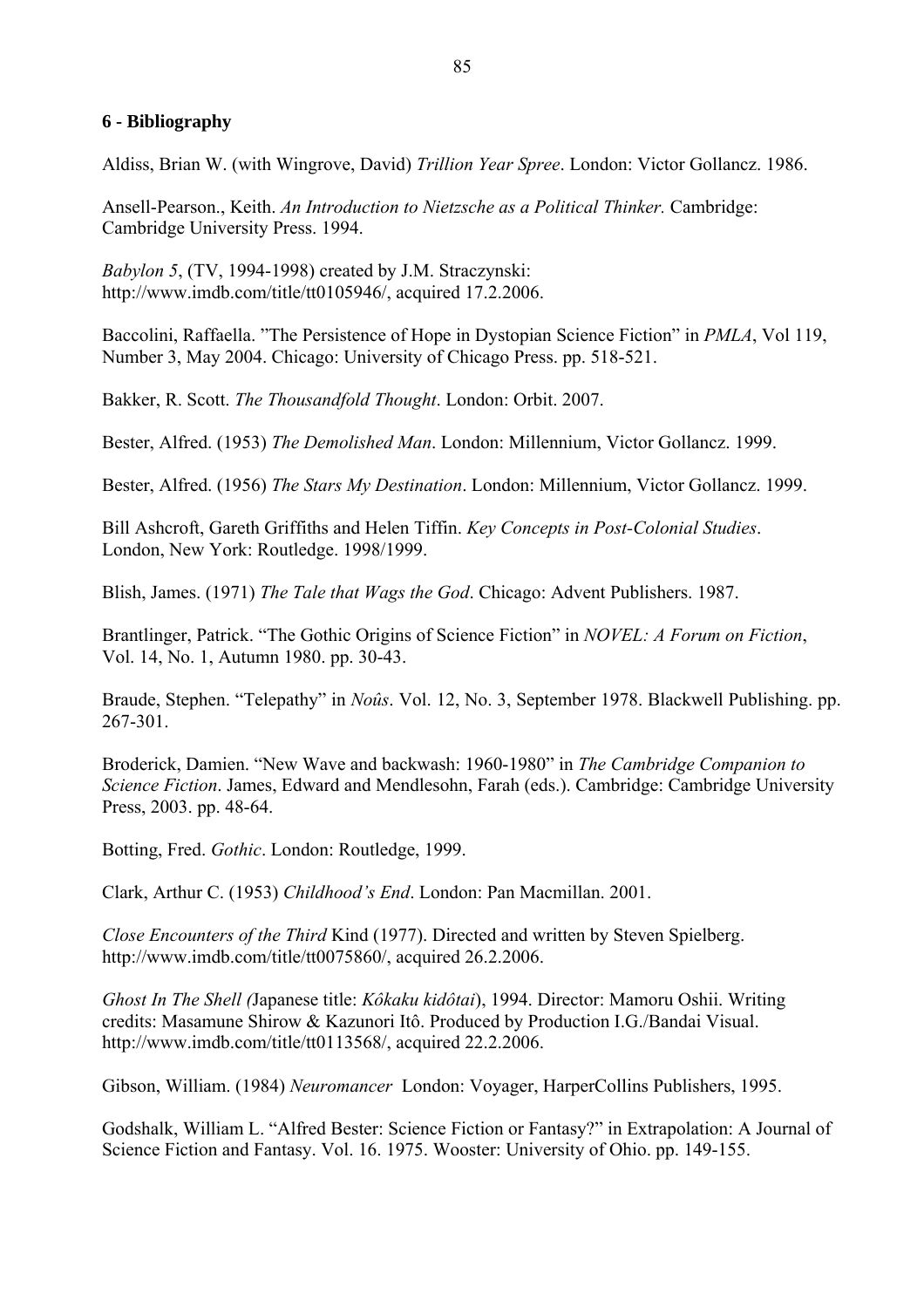## 6 - Bibliography

Aldiss, Brian W. (with Wingrove, David) *Trillion Year Spree*. London: Victor Gollancz. 1986.

Ansell-Pearson., Keith. *An Introduction to Nietzsche as a Political Thinker.* Cambridge: Cambridge University Press. 1994.

*Babylon 5*, (TV, 1994-1998) created by J.M. Straczynski: http://www.imdb.com/title/tt0105946/, acquired 17.2.2006.

Baccolini, Raffaella. "The Persistence of Hope in Dystopian Science Fiction" in *PMLA*, Vol 119, Number 3, May 2004. Chicago: University of Chicago Press. pp. 518-521.

Bakker, R. Scott. *The Thousandfold Thought*. London: Orbit. 2007.

Bester, Alfred. (1953) *The Demolished Man*. London: Millennium, Victor Gollancz. 1999.

Bester, Alfred. (1956) *The Stars My Destination*. London: Millennium, Victor Gollancz. 1999.

Bill Ashcroft, Gareth Griffiths and Helen Tiffin. *Key Concepts in Post-Colonial Studies*. London, New York: Routledge. 1998/1999.

Blish, James. (1971) *The Tale that Wags the God*. Chicago: Advent Publishers. 1987.

Brantlinger, Patrick. "The Gothic Origins of Science Fiction" in *NOVEL: A Forum on Fiction*, Vol. 14, No. 1, Autumn 1980. pp. 30-43.

Braude, Stephen. "Telepathy" in *Noûs*. Vol. 12, No. 3, September 1978. Blackwell Publishing. pp. 267-301.

Broderick, Damien. "New Wave and backwash: 1960-1980" in *The Cambridge Companion to Science Fiction*. James, Edward and Mendlesohn, Farah (eds.). Cambridge: Cambridge University Press, 2003. pp. 48-64.

Botting, Fred. *Gothic*. London: Routledge, 1999.

Clark, Arthur C. (1953) *Childhood's End*. London: Pan Macmillan. 2001.

*Close Encounters of the Third* Kind (1977). Directed and written by Steven Spielberg. http://www.imdb.com/title/tt0075860/, acquired 26.2.2006.

*Ghost In The Shell (*Japanese title: *Kôkaku kidôtai*), 1994. Director: Mamoru Oshii. Writing credits: Masamune Shirow & Kazunori Itô. Produced by Production I.G./Bandai Visual. http://www.imdb.com/title/tt0113568/, acquired 22.2.2006.

Gibson, William. (1984) *Neuromancer* London: Voyager, HarperCollins Publishers, 1995.

Godshalk, William L. "Alfred Bester: Science Fiction or Fantasy?" in Extrapolation: A Journal of Science Fiction and Fantasy. Vol. 16. 1975. Wooster: University of Ohio. pp. 149-155.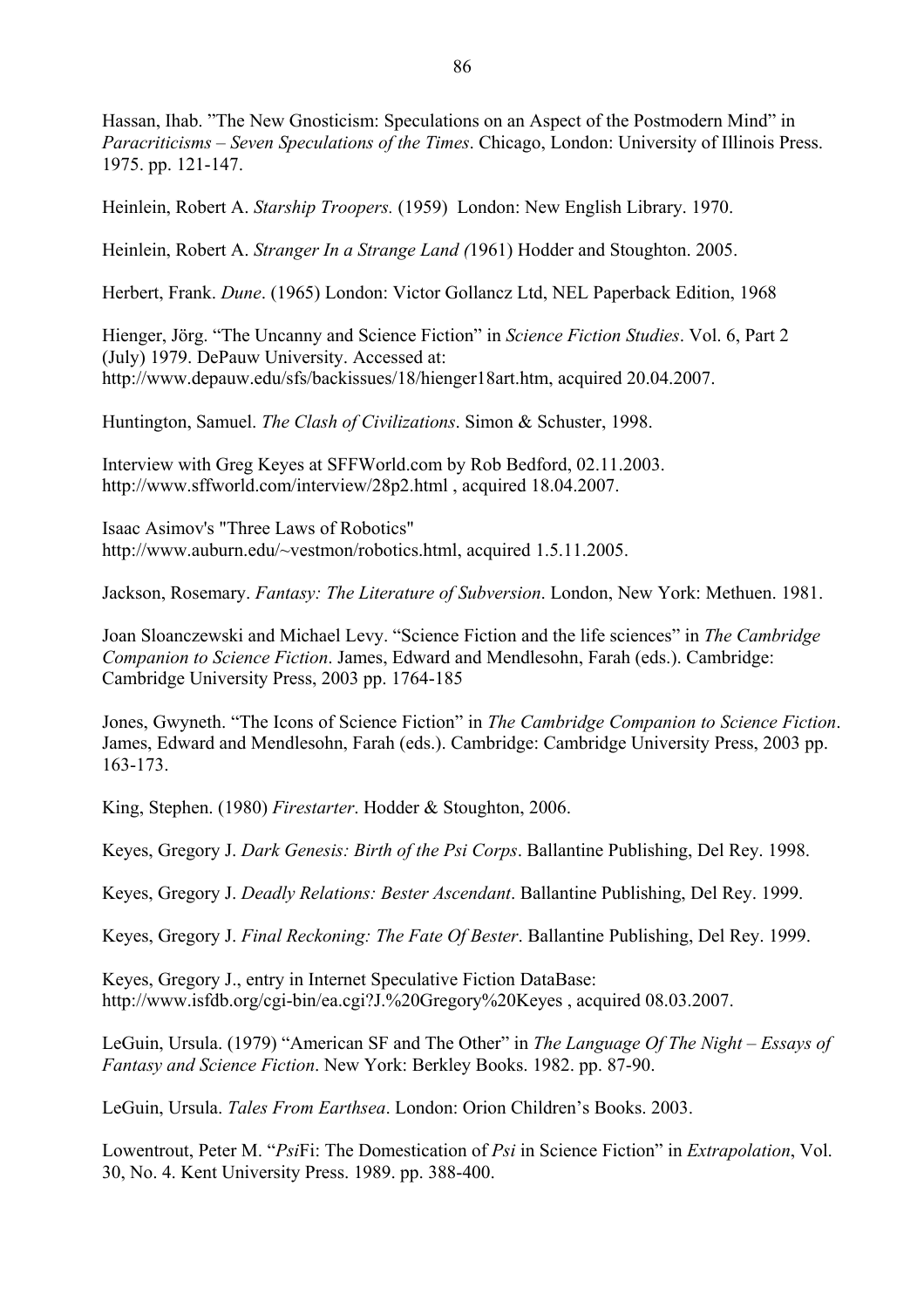Hassan, Ihab. "The New Gnosticism: Speculations on an Aspect of the Postmodern Mind" in *Paracriticisms – Seven Speculations of the Times*. Chicago, London: University of Illinois Press. 1975. pp. 121-147.

Heinlein, Robert A. *Starship Troopers.* (1959) London: New English Library. 1970.

Heinlein, Robert A. *Stranger In a Strange Land (*1961) Hodder and Stoughton. 2005.

Herbert, Frank. *Dune*. (1965) London: Victor Gollancz Ltd, NEL Paperback Edition, 1968

Hienger, Jörg. "The Uncanny and Science Fiction" in *Science Fiction Studies*. Vol. 6, Part 2 (July) 1979. DePauw University. Accessed at: http://www.depauw.edu/sfs/backissues/18/hienger18art.htm, acquired 20.04.2007.

Huntington, Samuel. *The Clash of Civilizations*. Simon & Schuster, 1998.

Interview with Greg Keyes at SFFWorld.com by Rob Bedford, 02.11.2003. http://www.sffworld.com/interview/28p2.html , acquired 18.04.2007.

Isaac Asimov's "Three Laws of Robotics" http://www.auburn.edu/~vestmon/robotics.html, acquired 1.5.11.2005.

Jackson, Rosemary. *Fantasy: The Literature of Subversion*. London, New York: Methuen. 1981.

Joan Sloanczewski and Michael Levy. "Science Fiction and the life sciences" in *The Cambridge Companion to Science Fiction*. James, Edward and Mendlesohn, Farah (eds.). Cambridge: Cambridge University Press, 2003 pp. 1764-185

Jones, Gwyneth. "The Icons of Science Fiction" in *The Cambridge Companion to Science Fiction*. James, Edward and Mendlesohn, Farah (eds.). Cambridge: Cambridge University Press, 2003 pp. 163-173.

King, Stephen. (1980) *Firestarter*. Hodder & Stoughton, 2006.

Keyes, Gregory J. *Dark Genesis: Birth of the Psi Corps*. Ballantine Publishing, Del Rey. 1998.

Keyes, Gregory J. *Deadly Relations: Bester Ascendant*. Ballantine Publishing, Del Rey. 1999.

Keyes, Gregory J. *Final Reckoning: The Fate Of Bester*. Ballantine Publishing, Del Rey. 1999.

Keyes, Gregory J., entry in Internet Speculative Fiction DataBase: http://www.isfdb.org/cgi-bin/ea.cgi?J.%20Gregory%20Keyes , acquired 08.03.2007.

LeGuin, Ursula. (1979) "American SF and The Other" in *The Language Of The Night – Essays of Fantasy and Science Fiction*. New York: Berkley Books. 1982. pp. 87-90.

LeGuin, Ursula. *Tales From Earthsea*. London: Orion Children's Books. 2003.

Lowentrout, Peter M. "*Psi*Fi: The Domestication of *Psi* in Science Fiction" in *Extrapolation*, Vol. 30, No. 4. Kent University Press. 1989. pp. 388-400.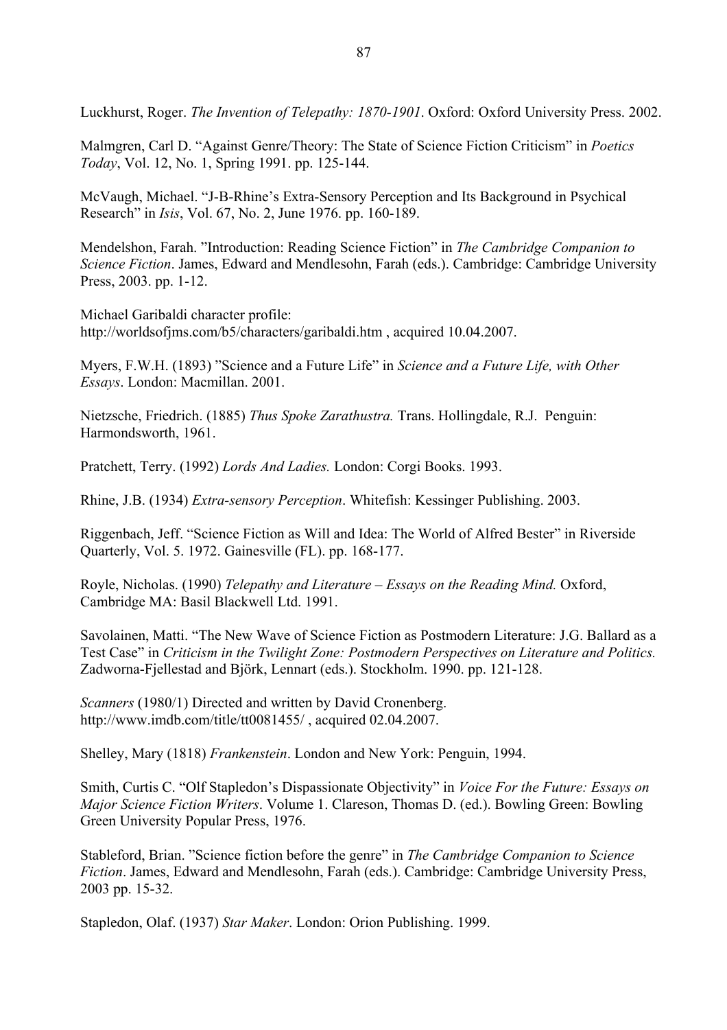Luckhurst, Roger. *The Invention of Telepathy: 1870-1901*. Oxford: Oxford University Press. 2002.

Malmgren, Carl D. "Against Genre/Theory: The State of Science Fiction Criticism" in *Poetics Today*, Vol. 12, No. 1, Spring 1991. pp. 125-144.

McVaugh, Michael. "J-B-Rhine's Extra-Sensory Perception and Its Background in Psychical Research" in *Isis*, Vol. 67, No. 2, June 1976. pp. 160-189.

Mendelshon, Farah. "Introduction: Reading Science Fiction" in *The Cambridge Companion to Science Fiction*. James, Edward and Mendlesohn, Farah (eds.). Cambridge: Cambridge University Press, 2003. pp. 1-12.

Michael Garibaldi character profile: http://worldsofjms.com/b5/characters/garibaldi.htm , acquired 10.04.2007.

Myers, F.W.H. (1893) "Science and a Future Life" in *Science and a Future Life, with Other Essays*. London: Macmillan. 2001.

Nietzsche, Friedrich. (1885) *Thus Spoke Zarathustra.* Trans. Hollingdale, R.J. Penguin: Harmondsworth, 1961.

Pratchett, Terry. (1992) *Lords And Ladies.* London: Corgi Books. 1993.

Rhine, J.B. (1934) *Extra-sensory Perception*. Whitefish: Kessinger Publishing. 2003.

Riggenbach, Jeff. "Science Fiction as Will and Idea: The World of Alfred Bester" in Riverside Quarterly, Vol. 5. 1972. Gainesville (FL). pp. 168-177.

Royle, Nicholas. (1990) *Telepathy and Literature – Essays on the Reading Mind.* Oxford, Cambridge MA: Basil Blackwell Ltd. 1991.

Savolainen, Matti. "The New Wave of Science Fiction as Postmodern Literature: J.G. Ballard as a Test Case" in *Criticism in the Twilight Zone: Postmodern Perspectives on Literature and Politics.* Zadworna-Fjellestad and Björk, Lennart (eds.). Stockholm. 1990. pp. 121-128.

*Scanners* (1980/1) Directed and written by David Cronenberg. http://www.imdb.com/title/tt0081455/ , acquired 02.04.2007.

Shelley, Mary (1818) *Frankenstein*. London and New York: Penguin, 1994.

Smith, Curtis C. "Olf Stapledon's Dispassionate Objectivity" in *Voice For the Future: Essays on Major Science Fiction Writers*. Volume 1. Clareson, Thomas D. (ed.). Bowling Green: Bowling Green University Popular Press, 1976.

Stableford, Brian. "Science fiction before the genre" in *The Cambridge Companion to Science Fiction*. James, Edward and Mendlesohn, Farah (eds.). Cambridge: Cambridge University Press, 2003 pp. 15-32.

Stapledon, Olaf. (1937) *Star Maker*. London: Orion Publishing. 1999.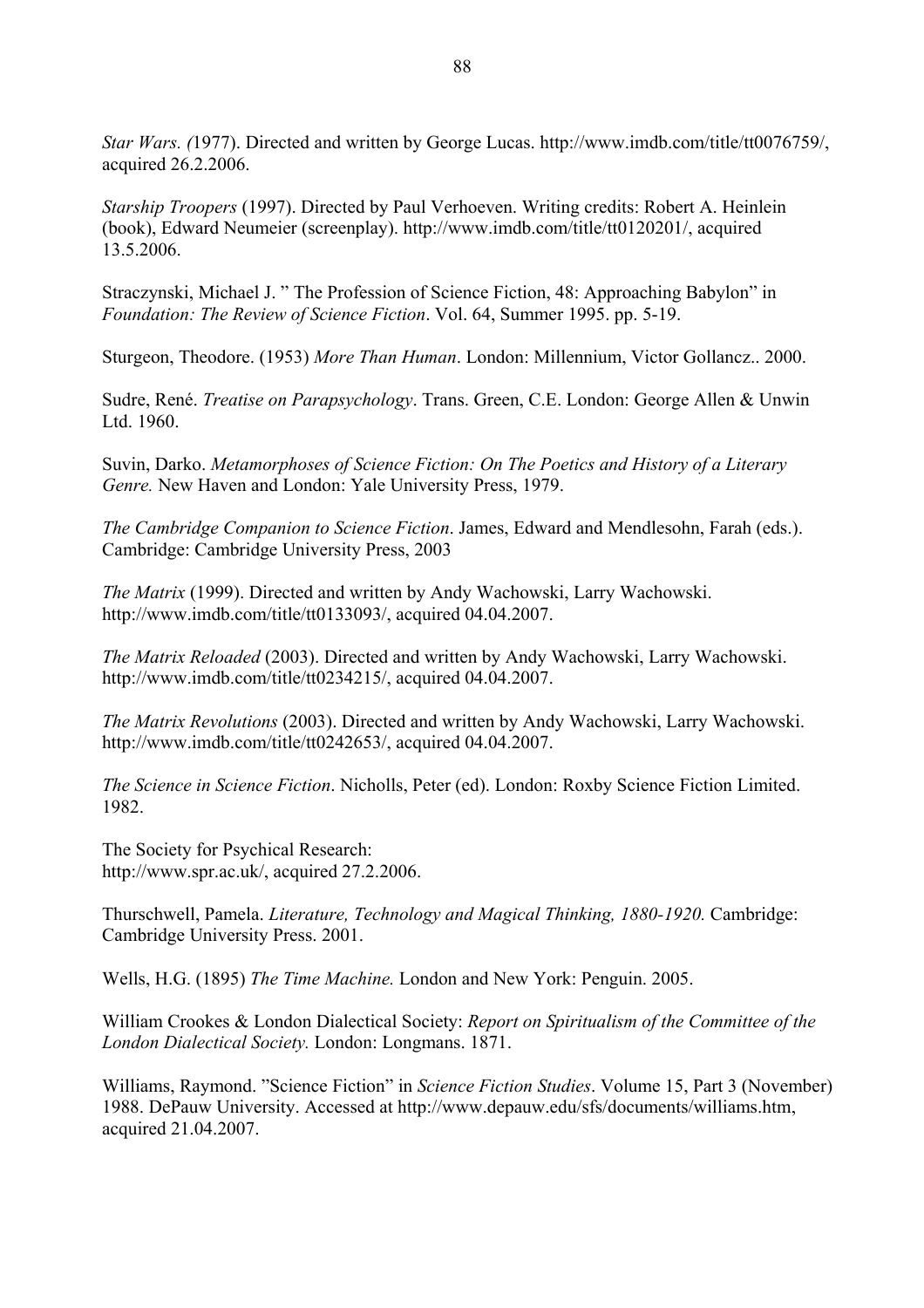*Star Wars. (*1977). Directed and written by George Lucas. http://www.imdb.com/title/tt0076759/, acquired 26.2.2006.

*Starship Troopers* (1997). Directed by Paul Verhoeven. Writing credits: Robert A. Heinlein (book), Edward Neumeier (screenplay). http://www.imdb.com/title/tt0120201/, acquired 13.5.2006.

Straczynski, Michael J. " The Profession of Science Fiction, 48: Approaching Babylon" in *Foundation: The Review of Science Fiction*. Vol. 64, Summer 1995. pp. 5-19.

Sturgeon, Theodore. (1953) *More Than Human*. London: Millennium, Victor Gollancz.. 2000.

Sudre, René. *Treatise on Parapsychology*. Trans. Green, C.E. London: George Allen & Unwin Ltd. 1960.

Suvin, Darko. *Metamorphoses of Science Fiction: On The Poetics and History of a Literary Genre.* New Haven and London: Yale University Press, 1979.

*The Cambridge Companion to Science Fiction*. James, Edward and Mendlesohn, Farah (eds.). Cambridge: Cambridge University Press, 2003

*The Matrix* (1999). Directed and written by Andy Wachowski, Larry Wachowski. http://www.imdb.com/title/tt0133093/, acquired 04.04.2007.

*The Matrix Reloaded* (2003). Directed and written by Andy Wachowski, Larry Wachowski. http://www.imdb.com/title/tt0234215/, acquired 04.04.2007.

*The Matrix Revolutions* (2003). Directed and written by Andy Wachowski, Larry Wachowski. http://www.imdb.com/title/tt0242653/, acquired 04.04.2007.

*The Science in Science Fiction*. Nicholls, Peter (ed). London: Roxby Science Fiction Limited. 1982.

The Society for Psychical Research:
http://www.spr.ac.uk/, acquired 27.2.2006.

Thurschwell, Pamela. *Literature, Technology and Magical Thinking, 1880-1920.* Cambridge: Cambridge University Press. 2001.

Wells, H.G. (1895) *The Time Machine.* London and New York: Penguin. 2005.

William Crookes & London Dialectical Society: *Report on Spiritualism of the Committee of the London Dialectical Society.* London: Longmans. 1871.

Williams, Raymond. "Science Fiction" in *Science Fiction Studies*. Volume 15, Part 3 (November) 1988. DePauw University. Accessed at http://www.depauw.edu/sfs/documents/williams.htm, acquired 21.04.2007.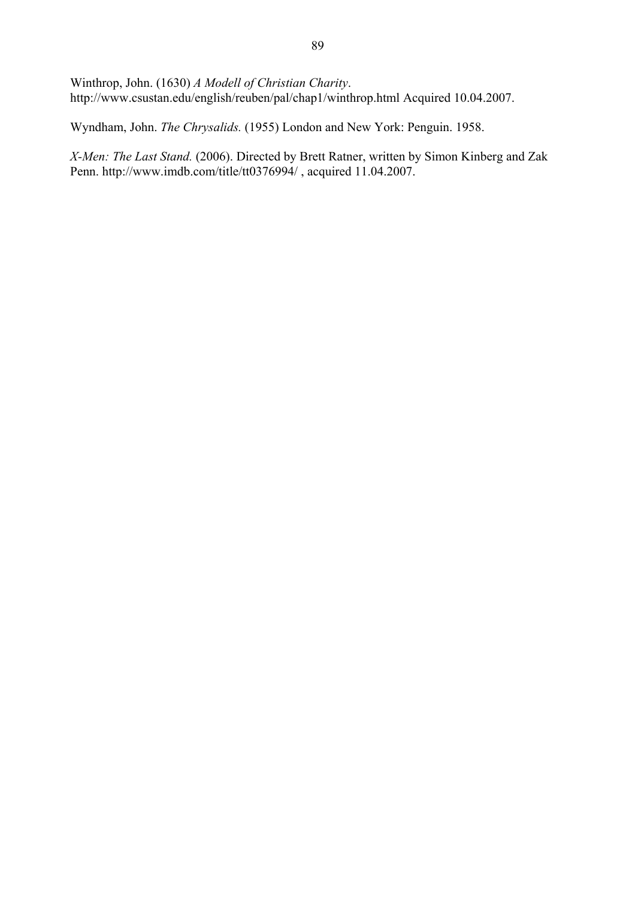Winthrop, John. (1630) *A Modell of Christian Charity*. http://www.csustan.edu/english/reuben/pal/chap1/winthrop.html Acquired 10.04.2007.

Wyndham, John. *The Chrysalids.* (1955) London and New York: Penguin. 1958.

*X-Men: The Last Stand.* (2006). Directed by Brett Ratner, written by Simon Kinberg and Zak Penn. http://www.imdb.com/title/tt0376994/ , acquired 11.04.2007.